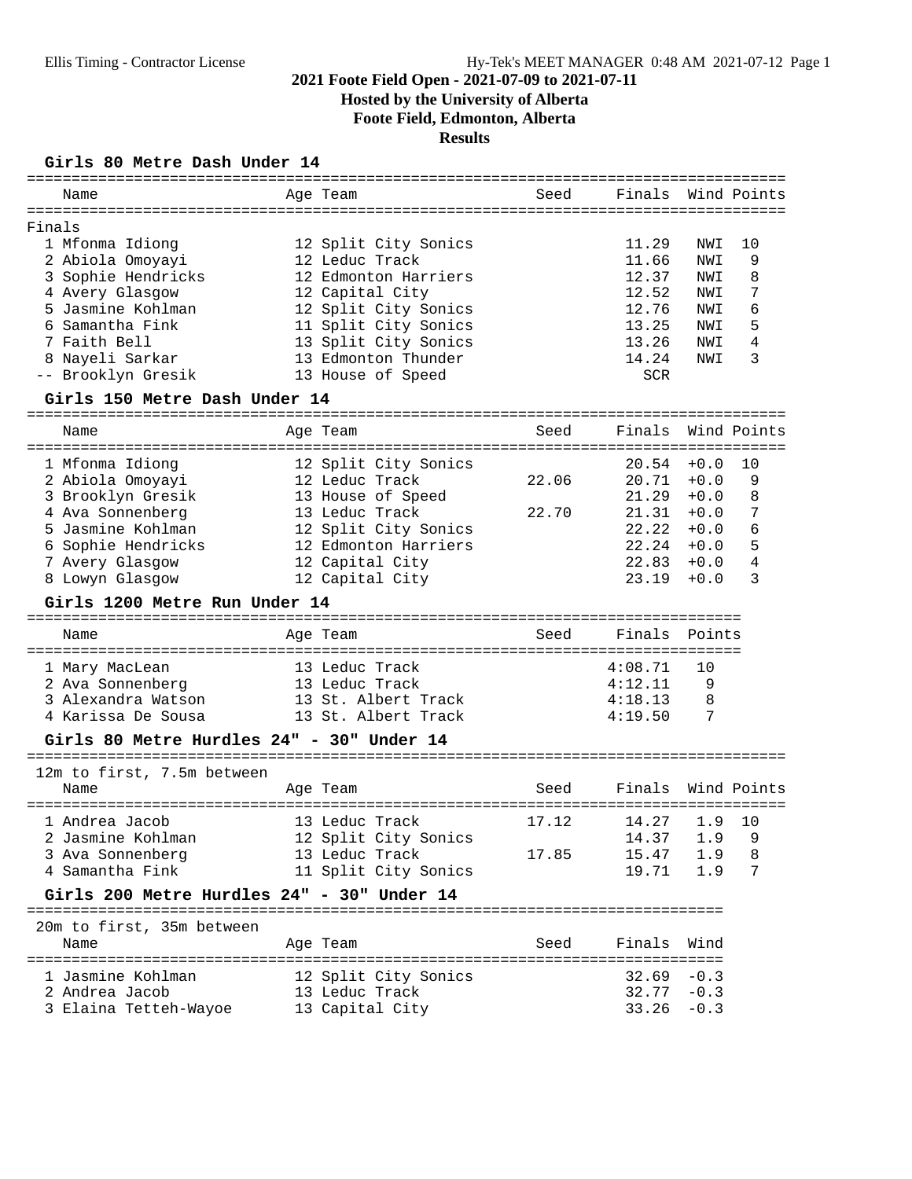# 2021 Foote Field Open - 2021-07-09 to 2021-07-11

**Hosted by the University of Alberta**

**Foote Field, Edmonton, Alberta**

**Results**

## Girls 80 Metre Dash Under 14

Finals

| | Name | Age | Team | Seed | Finals | Wind | Points |
|---|---|---|---|---|---|---|---|
| 1 | Mfonma Idiong | 12 | Split City Sonics | | 11.29 | NWI | 10 |
| 2 | Abiola Omoyayi | 12 | Leduc Track | | 11.66 | NWI | 9 |
| 3 | Sophie Hendricks | 12 | Edmonton Harriers | | 12.37 | NWI | 8 |
| 4 | Avery Glasgow | 12 | Capital City | | 12.52 | NWI | 7 |
| 5 | Jasmine Kohlman | 12 | Split City Sonics | | 12.76 | NWI | 6 |
| 6 | Samantha Fink | 11 | Split City Sonics | | 13.25 | NWI | 5 |
| 7 | Faith Bell | 13 | Split City Sonics | | 13.26 | NWI | 4 |
| 8 | Nayeli Sarkar | 13 | Edmonton Thunder | | 14.24 | NWI | 3 |
| -- | Brooklyn Gresik | 13 | House of Speed | | SCR | | |

## Girls 150 Metre Dash Under 14

| | Name | Age | Team | Seed | Finals | Wind | Points |
|---|---|---|---|---|---|---|---|
| 1 | Mfonma Idiong | 12 | Split City Sonics | | 20.54 | +0.0 | 10 |
| 2 | Abiola Omoyayi | 12 | Leduc Track | 22.06 | 20.71 | +0.0 | 9 |
| 3 | Brooklyn Gresik | 13 | House of Speed | | 21.29 | +0.0 | 8 |
| 4 | Ava Sonnenberg | 13 | Leduc Track | 22.70 | 21.31 | +0.0 | 7 |
| 5 | Jasmine Kohlman | 12 | Split City Sonics | | 22.22 | +0.0 | 6 |
| 6 | Sophie Hendricks | 12 | Edmonton Harriers | | 22.24 | +0.0 | 5 |
| 7 | Avery Glasgow | 12 | Capital City | | 22.83 | +0.0 | 4 |
| 8 | Lowyn Glasgow | 12 | Capital City | | 23.19 | +0.0 | 3 |

## Girls 1200 Metre Run Under 14

| | Name | Age | Team | Seed | Finals | Points |
|---|---|---|---|---|---|---|
| 1 | Mary MacLean | 13 | Leduc Track | | 4:08.71 | 10 |
| 2 | Ava Sonnenberg | 13 | Leduc Track | | 4:12.11 | 9 |
| 3 | Alexandra Watson | 13 | St. Albert Track | | 4:18.13 | 8 |
| 4 | Karissa De Sousa | 13 | St. Albert Track | | 4:19.50 | 7 |

## Girls 80 Metre Hurdles 24" - 30" Under 14

12m to first, 7.5m between

| | Name | Age | Team | Seed | Finals | Wind | Points |
|---|---|---|---|---|---|---|---|
| 1 | Andrea Jacob | 13 | Leduc Track | 17.12 | 14.27 | 1.9 | 10 |
| 2 | Jasmine Kohlman | 12 | Split City Sonics | | 14.37 | 1.9 | 9 |
| 3 | Ava Sonnenberg | 13 | Leduc Track | 17.85 | 15.47 | 1.9 | 8 |
| 4 | Samantha Fink | 11 | Split City Sonics | | 19.71 | 1.9 | 7 |

## Girls 200 Metre Hurdles 24" - 30" Under 14

20m to first, 35m between

| | Name | Age | Team | Seed | Finals | Wind |
|---|---|---|---|---|---|---|
| 1 | Jasmine Kohlman | 12 | Split City Sonics | | 32.69 | -0.3 |
| 2 | Andrea Jacob | 13 | Leduc Track | | 32.77 | -0.3 |
| 3 | Elaina Tetteh-Wayoe | 13 | Capital City | | 33.26 | -0.3 |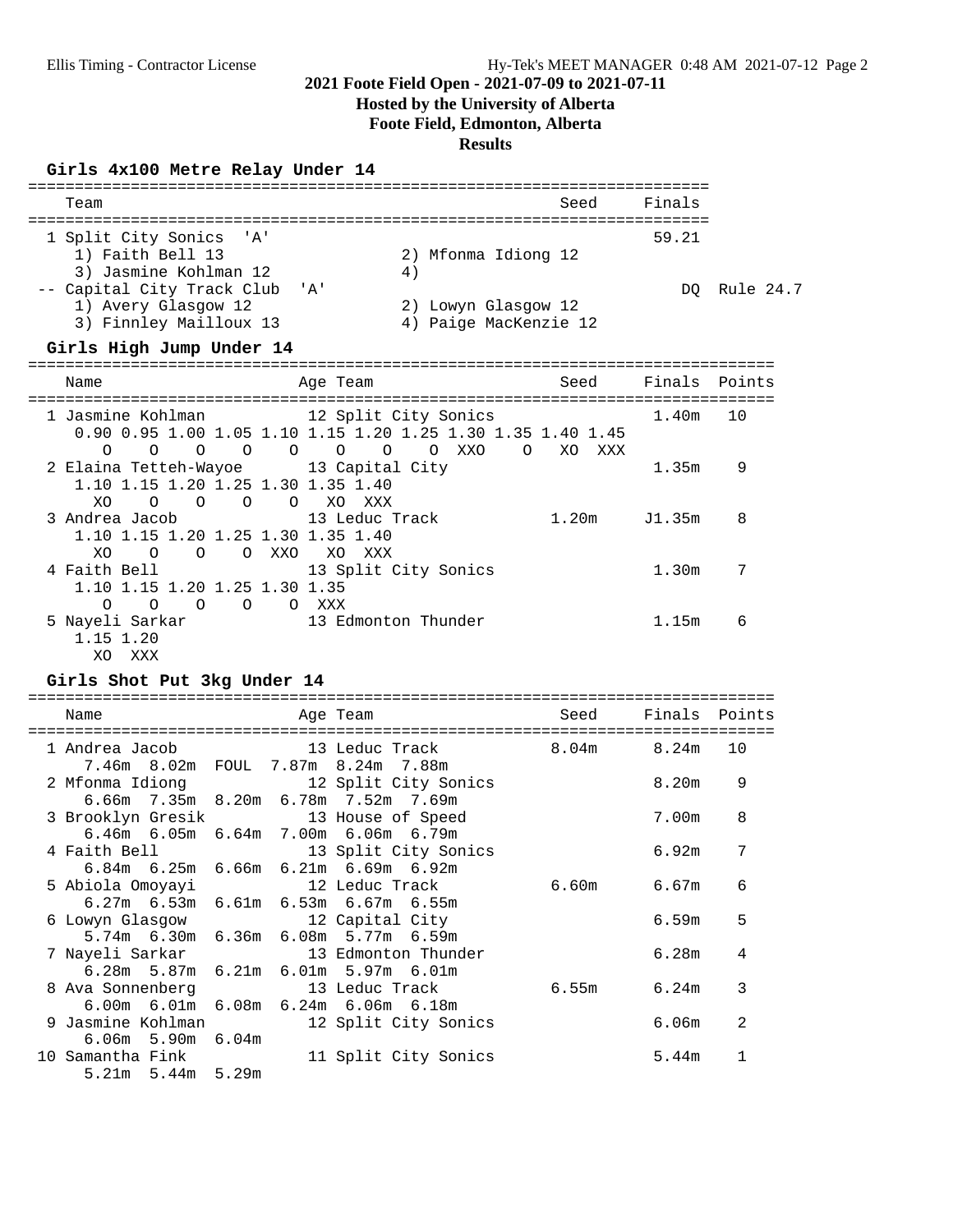# 2021 Foote Field Open - 2021-07-09 to 2021-07-11

**Hosted by the University of Alberta**

**Foote Field, Edmonton, Alberta**

**Results**

## Girls 4x100 Metre Relay Under 14

| Team | | Seed | Finals | |
|---|---|---|---|---|
| 1 Split City Sonics 'A' | | | 59.21 | |
| 1) Faith Bell 13 | 2) Mfonma Idiong 12 | | | |
| 3) Jasmine Kohlman 12 | 4) | | | |
| -- Capital City Track Club 'A' | | | DQ | Rule 24.7 |
| 1) Avery Glasgow 12 | 2) Lowyn Glasgow 12 | | | |
| 3) Finnley Mailloux 13 | 4) Paige MacKenzie 12 | | | |

## Girls High Jump Under 14

| Name | Age | Team | Seed | Finals | Points |
|---|---|---|---|---|---|
| 1 Jasmine Kohlman | 12 | Split City Sonics | | 1.40m | 10 |
| 0.90 O, 0.95 O, 1.00 O, 1.05 O, 1.10 O, 1.15 O, 1.20 O, 1.25 O, 1.30 XXO, 1.35 O, 1.40 XO, 1.45 XXX | | | | | |
| 2 Elaina Tetteh-Wayoe | 13 | Capital City | | 1.35m | 9 |
| 1.10 XO, 1.15 O, 1.20 O, 1.25 O, 1.30 O, 1.35 XO, 1.40 XXX | | | | | |
| 3 Andrea Jacob | 13 | Leduc Track | 1.20m | J1.35m | 8 |
| 1.10 XO, 1.15 O, 1.20 O, 1.25 O, 1.30 XXO, 1.35 XO, 1.40 XXX | | | | | |
| 4 Faith Bell | 13 | Split City Sonics | | 1.30m | 7 |
| 1.10 O, 1.15 O, 1.20 O, 1.25 O, 1.30 O, 1.35 XXX | | | | | |
| 5 Nayeli Sarkar | 13 | Edmonton Thunder | | 1.15m | 6 |
| 1.15 XO, 1.20 XXX | | | | | |

## Girls Shot Put 3kg Under 14

| Name | Age | Team | Seed | Finals | Points |
|---|---|---|---|---|---|
| 1 Andrea Jacob | 13 | Leduc Track | 8.04m | 8.24m | 10 |
| 7.46m 8.02m FOUL 7.87m 8.24m 7.88m | | | | | |
| 2 Mfonma Idiong | 12 | Split City Sonics | | 8.20m | 9 |
| 6.66m 7.35m 8.20m 6.78m 7.52m 7.69m | | | | | |
| 3 Brooklyn Gresik | 13 | House of Speed | | 7.00m | 8 |
| 6.46m 6.05m 6.64m 7.00m 6.06m 6.79m | | | | | |
| 4 Faith Bell | 13 | Split City Sonics | | 6.92m | 7 |
| 6.84m 6.25m 6.66m 6.21m 6.69m 6.92m | | | | | |
| 5 Abiola Omoyayi | 12 | Leduc Track | 6.60m | 6.67m | 6 |
| 6.27m 6.53m 6.61m 6.53m 6.67m 6.55m | | | | | |
| 6 Lowyn Glasgow | 12 | Capital City | | 6.59m | 5 |
| 5.74m 6.30m 6.36m 6.08m 5.77m 6.59m | | | | | |
| 7 Nayeli Sarkar | 13 | Edmonton Thunder | | 6.28m | 4 |
| 6.28m 5.87m 6.21m 6.01m 5.97m 6.01m | | | | | |
| 8 Ava Sonnenberg | 13 | Leduc Track | 6.55m | 6.24m | 3 |
| 6.00m 6.01m 6.08m 6.24m 6.06m 6.18m | | | | | |
| 9 Jasmine Kohlman | 12 | Split City Sonics | | 6.06m | 2 |
| 6.06m 5.90m 6.04m | | | | | |
| 10 Samantha Fink | 11 | Split City Sonics | | 5.44m | 1 |
| 5.21m 5.44m 5.29m | | | | | |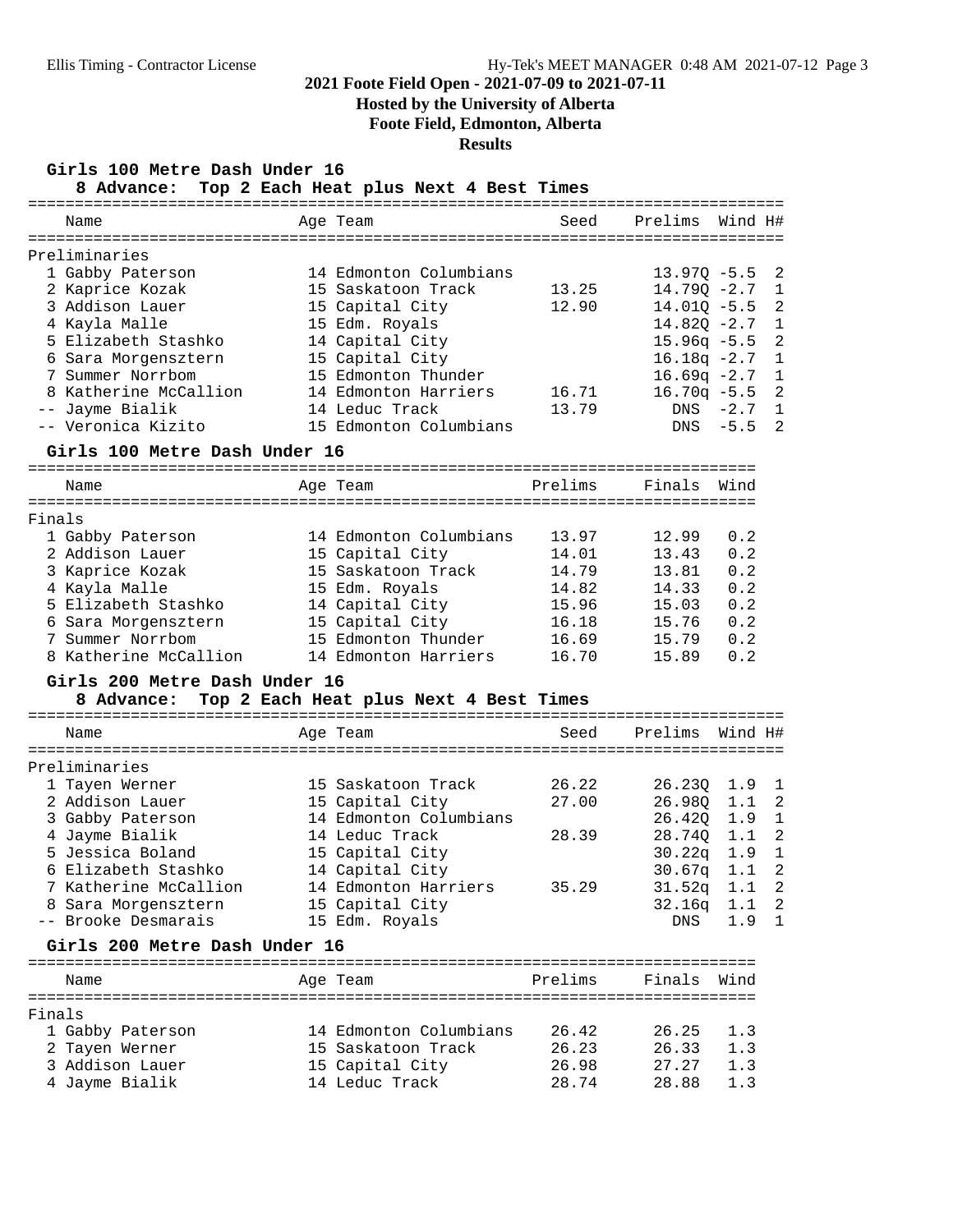## 2021 Foote Field Open - 2021-07-09 to 2021-07-11

**Hosted by the University of Alberta**

**Foote Field, Edmonton, Alberta**

**Results**

### Girls 100 Metre Dash Under 16

**8 Advance: Top 2 Each Heat plus Next 4 Best Times**

| | Name | Age | Team | Seed | Prelims | Wind | H# |
|---|---|---|---|---|---|---|---|
| **Preliminaries** | | | | | | | |
| 1 | Gabby Paterson | 14 | Edmonton Columbians | | 13.97Q | -5.5 | 2 |
| 2 | Kaprice Kozak | 15 | Saskatoon Track | 13.25 | 14.79Q | -2.7 | 1 |
| 3 | Addison Lauer | 15 | Capital City | 12.90 | 14.01Q | -5.5 | 2 |
| 4 | Kayla Malle | 15 | Edm. Royals | | 14.82Q | -2.7 | 1 |
| 5 | Elizabeth Stashko | 14 | Capital City | | 15.96q | -5.5 | 2 |
| 6 | Sara Morgensztern | 15 | Capital City | | 16.18q | -2.7 | 1 |
| 7 | Summer Norrbom | 15 | Edmonton Thunder | | 16.69q | -2.7 | 1 |
| 8 | Katherine McCallion | 14 | Edmonton Harriers | 16.71 | 16.70q | -5.5 | 2 |
| -- | Jayme Bialik | 14 | Leduc Track | 13.79 | DNS | -2.7 | 1 |
| -- | Veronica Kizito | 15 | Edmonton Columbians | | DNS | -5.5 | 2 |

### Girls 100 Metre Dash Under 16

| | Name | Age | Team | Prelims | Finals | Wind |
|---|---|---|---|---|---|---|
| **Finals** | | | | | | |
| 1 | Gabby Paterson | 14 | Edmonton Columbians | 13.97 | 12.99 | 0.2 |
| 2 | Addison Lauer | 15 | Capital City | 14.01 | 13.43 | 0.2 |
| 3 | Kaprice Kozak | 15 | Saskatoon Track | 14.79 | 13.81 | 0.2 |
| 4 | Kayla Malle | 15 | Edm. Royals | 14.82 | 14.33 | 0.2 |
| 5 | Elizabeth Stashko | 14 | Capital City | 15.96 | 15.03 | 0.2 |
| 6 | Sara Morgensztern | 15 | Capital City | 16.18 | 15.76 | 0.2 |
| 7 | Summer Norrbom | 15 | Edmonton Thunder | 16.69 | 15.79 | 0.2 |
| 8 | Katherine McCallion | 14 | Edmonton Harriers | 16.70 | 15.89 | 0.2 |

### Girls 200 Metre Dash Under 16

**8 Advance: Top 2 Each Heat plus Next 4 Best Times**

| | Name | Age | Team | Seed | Prelims | Wind | H# |
|---|---|---|---|---|---|---|---|
| **Preliminaries** | | | | | | | |
| 1 | Tayen Werner | 15 | Saskatoon Track | 26.22 | 26.23Q | 1.9 | 1 |
| 2 | Addison Lauer | 15 | Capital City | 27.00 | 26.98Q | 1.1 | 2 |
| 3 | Gabby Paterson | 14 | Edmonton Columbians | | 26.42Q | 1.9 | 1 |
| 4 | Jayme Bialik | 14 | Leduc Track | 28.39 | 28.74Q | 1.1 | 2 |
| 5 | Jessica Boland | 15 | Capital City | | 30.22q | 1.9 | 1 |
| 6 | Elizabeth Stashko | 14 | Capital City | | 30.67q | 1.1 | 2 |
| 7 | Katherine McCallion | 14 | Edmonton Harriers | 35.29 | 31.52q | 1.1 | 2 |
| 8 | Sara Morgensztern | 15 | Capital City | | 32.16q | 1.1 | 2 |
| -- | Brooke Desmarais | 15 | Edm. Royals | | DNS | 1.9 | 1 |

### Girls 200 Metre Dash Under 16

| | Name | Age | Team | Prelims | Finals | Wind |
|---|---|---|---|---|---|---|
| **Finals** | | | | | | |
| 1 | Gabby Paterson | 14 | Edmonton Columbians | 26.42 | 26.25 | 1.3 |
| 2 | Tayen Werner | 15 | Saskatoon Track | 26.23 | 26.33 | 1.3 |
| 3 | Addison Lauer | 15 | Capital City | 26.98 | 27.27 | 1.3 |
| 4 | Jayme Bialik | 14 | Leduc Track | 28.74 | 28.88 | 1.3 |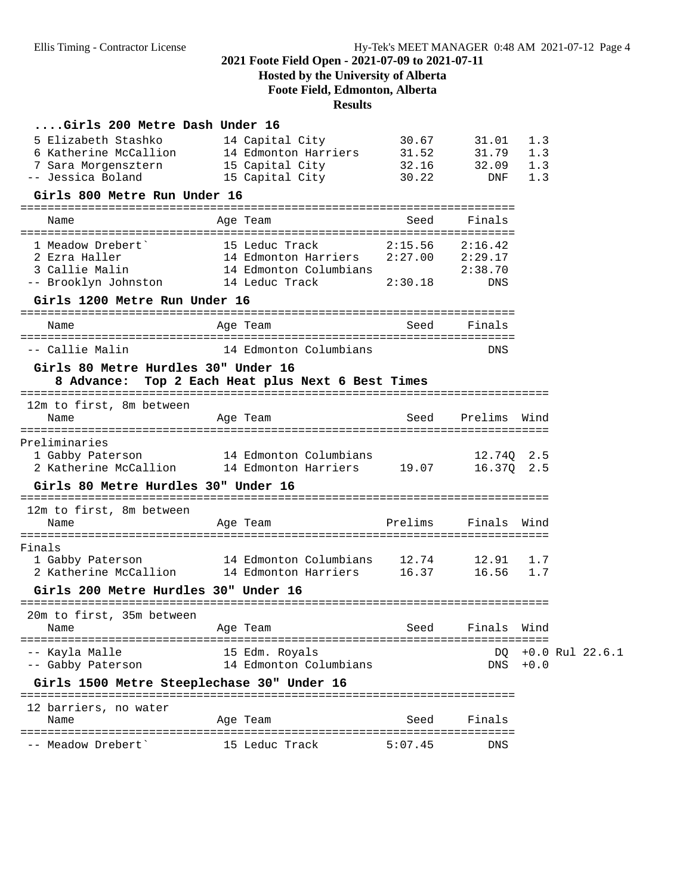## 2021 Foote Field Open - 2021-07-09 to 2021-07-11

**Hosted by the University of Alberta**

**Foote Field, Edmonton, Alberta**

**Results**

### ....Girls 200 Metre Dash Under 16

| Place | Name | Age | Team | Seed | Finals | Wind |
|---|---|---|---|---|---|---|
| 5 | Elizabeth Stashko | 14 | Capital City | 30.67 | 31.01 | 1.3 |
| 6 | Katherine McCallion | 14 | Edmonton Harriers | 31.52 | 31.79 | 1.3 |
| 7 | Sara Morgensztern | 15 | Capital City | 32.16 | 32.09 | 1.3 |
| -- | Jessica Boland | 15 | Capital City | 30.22 | DNF | 1.3 |

### Girls 800 Metre Run Under 16

| Place | Name | Age | Team | Seed | Finals |
|---|---|---|---|---|---|
| 1 | Meadow Drebert` | 15 | Leduc Track | 2:15.56 | 2:16.42 |
| 2 | Ezra Haller | 14 | Edmonton Harriers | 2:27.00 | 2:29.17 |
| 3 | Callie Malin | 14 | Edmonton Columbians | | 2:38.70 |
| -- | Brooklyn Johnston | 14 | Leduc Track | 2:30.18 | DNS |

### Girls 1200 Metre Run Under 16

| Place | Name | Age | Team | Seed | Finals |
|---|---|---|---|---|---|
| -- | Callie Malin | 14 | Edmonton Columbians | | DNS |

### Girls 80 Metre Hurdles 30" Under 16

8 Advance: Top 2 Each Heat plus Next 6 Best Times

12m to first, 8m between

Preliminaries

| Place | Name | Age | Team | Seed | Prelims | Wind |
|---|---|---|---|---|---|---|
| 1 | Gabby Paterson | 14 | Edmonton Columbians | | 12.74Q | 2.5 |
| 2 | Katherine McCallion | 14 | Edmonton Harriers | 19.07 | 16.37Q | 2.5 |

### Girls 80 Metre Hurdles 30" Under 16

12m to first, 8m between

Finals

| Place | Name | Age | Team | Prelims | Finals | Wind |
|---|---|---|---|---|---|---|
| 1 | Gabby Paterson | 14 | Edmonton Columbians | 12.74 | 12.91 | 1.7 |
| 2 | Katherine McCallion | 14 | Edmonton Harriers | 16.37 | 16.56 | 1.7 |

### Girls 200 Metre Hurdles 30" Under 16

20m to first, 35m between

| Place | Name | Age | Team | Seed | Finals | Wind | |
|---|---|---|---|---|---|---|---|
| -- | Kayla Malle | 15 | Edm. Royals | | DQ | +0.0 | Rul 22.6.1 |
| -- | Gabby Paterson | 14 | Edmonton Columbians | | DNS | +0.0 | |

### Girls 1500 Metre Steeplechase 30" Under 16

12 barriers, no water

| Place | Name | Age | Team | Seed | Finals |
|---|---|---|---|---|---|
| -- | Meadow Drebert` | 15 | Leduc Track | 5:07.45 | DNS |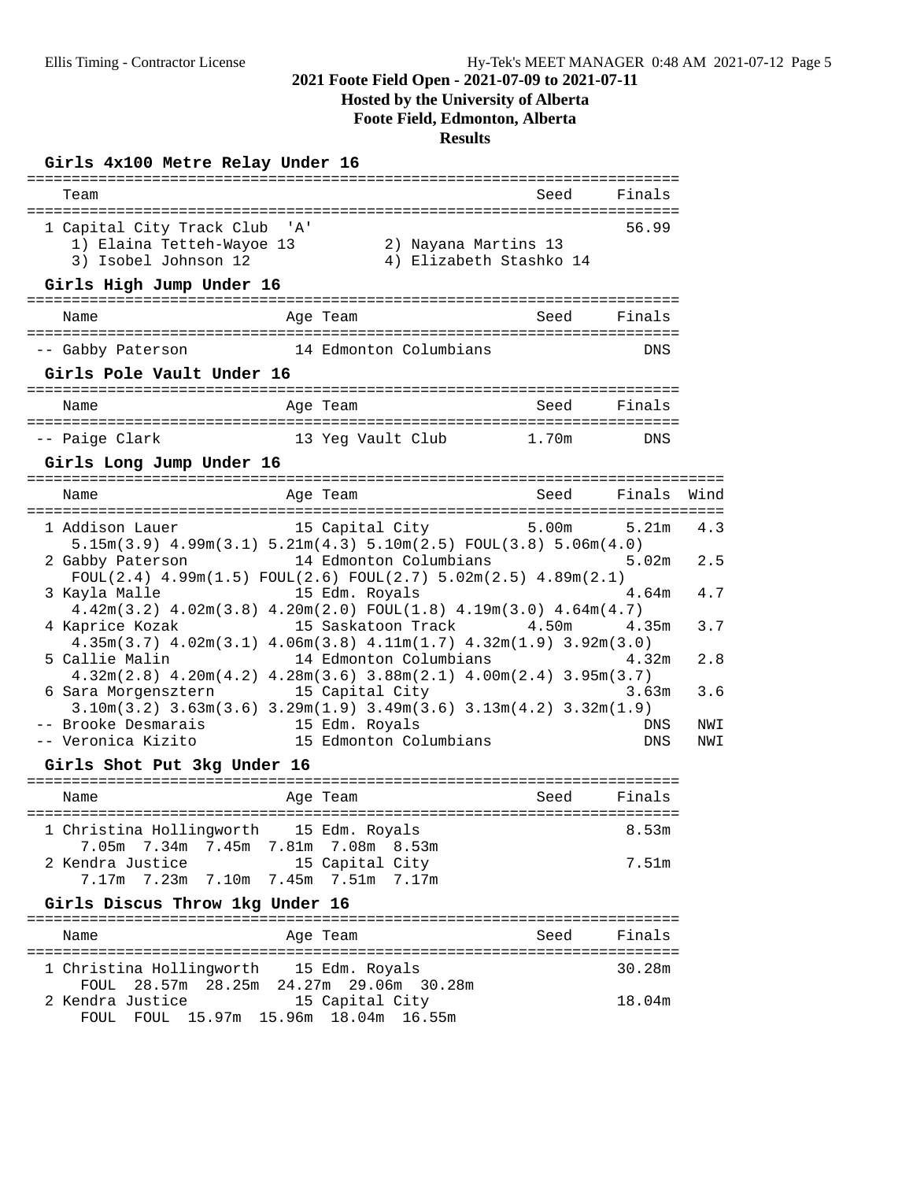## 2021 Foote Field Open - 2021-07-09 to 2021-07-11

**Hosted by the University of Alberta**

**Foote Field, Edmonton, Alberta**

**Results**

### Girls 4x100 Metre Relay Under 16

| | Team | Seed | Finals |
|---|---|---|---|
| 1 | Capital City Track Club 'A' | | 56.99 |

1) Elaina Tetteh-Wayoe 13, 2) Nayana Martins 13, 3) Isobel Johnson 12, 4) Elizabeth Stashko 14

### Girls High Jump Under 16

| | Name | Age | Team | Seed | Finals |
|---|---|---|---|---|---|
| -- | Gabby Paterson | 14 | Edmonton Columbians | | DNS |

### Girls Pole Vault Under 16

| | Name | Age | Team | Seed | Finals |
|---|---|---|---|---|---|
| -- | Paige Clark | 13 | Yeg Vault Club | 1.70m | DNS |

### Girls Long Jump Under 16

| | Name | Age | Team | Seed | Finals | Wind |
|---|---|---|---|---|---|---|
| 1 | Addison Lauer | 15 | Capital City | 5.00m | 5.21m | 4.3 |
| | 5.15m(3.9) 4.99m(3.1) 5.21m(4.3) 5.10m(2.5) FOUL(3.8) 5.06m(4.0) | | | | | |
| 2 | Gabby Paterson | 14 | Edmonton Columbians | | 5.02m | 2.5 |
| | FOUL(2.4) 4.99m(1.5) FOUL(2.6) FOUL(2.7) 5.02m(2.5) 4.89m(2.1) | | | | | |
| 3 | Kayla Malle | 15 | Edm. Royals | | 4.64m | 4.7 |
| | 4.42m(3.2) 4.02m(3.8) 4.20m(2.0) FOUL(1.8) 4.19m(3.0) 4.64m(4.7) | | | | | |
| 4 | Kaprice Kozak | 15 | Saskatoon Track | 4.50m | 4.35m | 3.7 |
| | 4.35m(3.7) 4.02m(3.1) 4.06m(3.8) 4.11m(1.7) 4.32m(1.9) 3.92m(3.0) | | | | | |
| 5 | Callie Malin | 14 | Edmonton Columbians | | 4.32m | 2.8 |
| | 4.32m(2.8) 4.20m(4.2) 4.28m(3.6) 3.88m(2.1) 4.00m(2.4) 3.95m(3.7) | | | | | |
| 6 | Sara Morgensztern | 15 | Capital City | | 3.63m | 3.6 |
| | 3.10m(3.2) 3.63m(3.6) 3.29m(1.9) 3.49m(3.6) 3.13m(4.2) 3.32m(1.9) | | | | | |
| -- | Brooke Desmarais | 15 | Edm. Royals | | DNS | NWI |
| -- | Veronica Kizito | 15 | Edmonton Columbians | | DNS | NWI |

### Girls Shot Put 3kg Under 16

| | Name | Age | Team | Seed | Finals |
|---|---|---|---|---|---|
| 1 | Christina Hollingworth | 15 | Edm. Royals | | 8.53m |
| | 7.05m 7.34m 7.45m 7.81m 7.08m 8.53m | | | | |
| 2 | Kendra Justice | 15 | Capital City | | 7.51m |
| | 7.17m 7.23m 7.10m 7.45m 7.51m 7.17m | | | | |

### Girls Discus Throw 1kg Under 16

| | Name | Age | Team | Seed | Finals |
|---|---|---|---|---|---|
| 1 | Christina Hollingworth | 15 | Edm. Royals | | 30.28m |
| | FOUL 28.57m 28.25m 24.27m 29.06m 30.28m | | | | |
| 2 | Kendra Justice | 15 | Capital City | | 18.04m |
| | FOUL FOUL 15.97m 15.96m 18.04m 16.55m | | | | |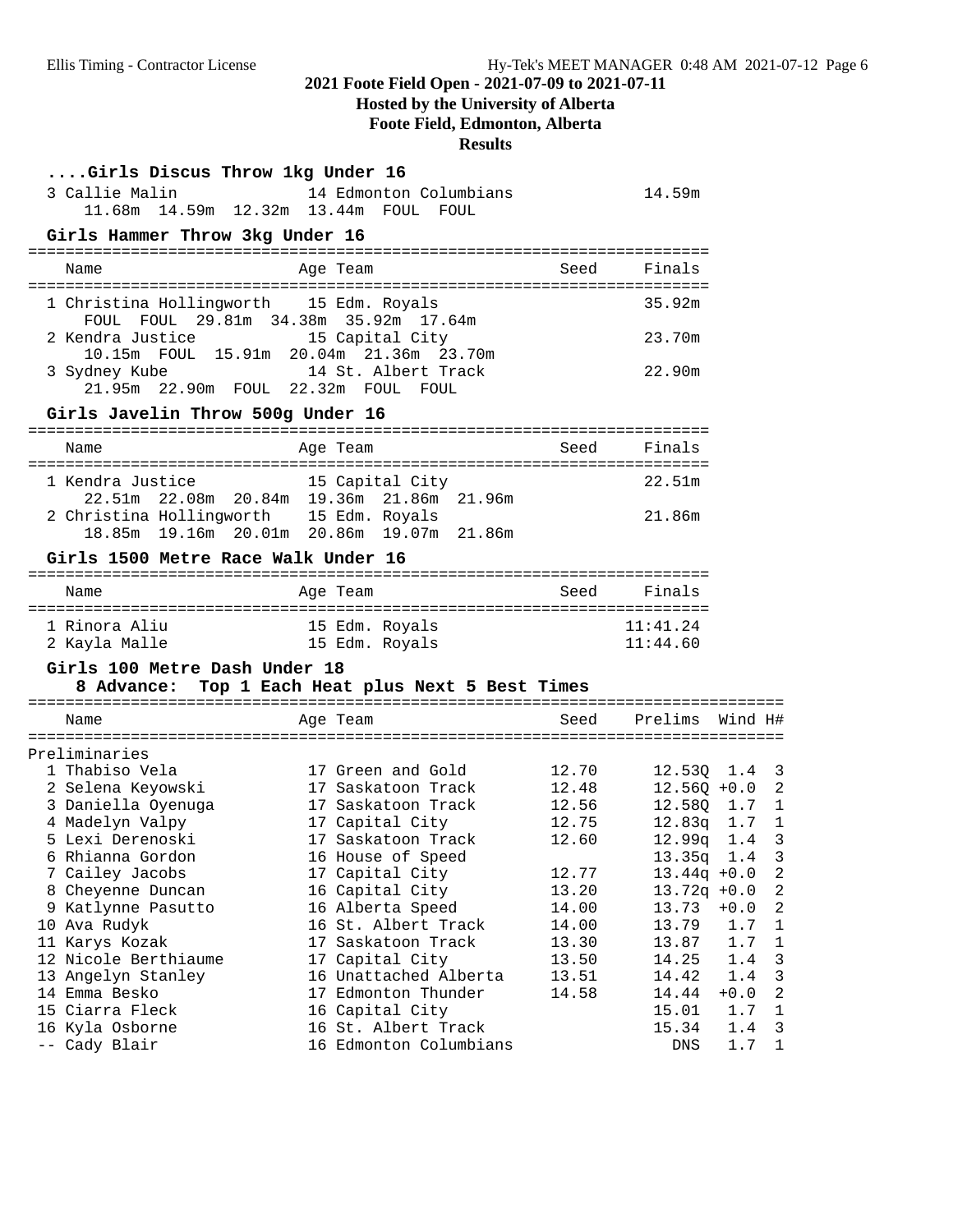## ....Girls Discus Throw 1kg Under 16

| Place | Name | Age | Team | Seed | Finals |
|---|---|---|---|---|---|
| 3 | Callie Malin | 14 | Edmonton Columbians | | 14.59m |
| | 11.68m 14.59m 12.32m 13.44m FOUL FOUL | | | | |

## Girls Hammer Throw 3kg Under 16

| Place | Name | Age | Team | Seed | Finals |
|---|---|---|---|---|---|
| 1 | Christina Hollingworth | 15 | Edm. Royals | | 35.92m |
| | FOUL FOUL 29.81m 34.38m 35.92m 17.64m | | | | |
| 2 | Kendra Justice | 15 | Capital City | | 23.70m |
| | 10.15m FOUL 15.91m 20.04m 21.36m 23.70m | | | | |
| 3 | Sydney Kube | 14 | St. Albert Track | | 22.90m |
| | 21.95m 22.90m FOUL 22.32m FOUL FOUL | | | | |

## Girls Javelin Throw 500g Under 16

| Place | Name | Age | Team | Seed | Finals |
|---|---|---|---|---|---|
| 1 | Kendra Justice | 15 | Capital City | | 22.51m |
| | 22.51m 22.08m 20.84m 19.36m 21.86m 21.96m | | | | |
| 2 | Christina Hollingworth | 15 | Edm. Royals | | 21.86m |
| | 18.85m 19.16m 20.01m 20.86m 19.07m 21.86m | | | | |

## Girls 1500 Metre Race Walk Under 16

| Place | Name | Age | Team | Seed | Finals |
|---|---|---|---|---|---|
| 1 | Rinora Aliu | 15 | Edm. Royals | | 11:41.24 |
| 2 | Kayla Malle | 15 | Edm. Royals | | 11:44.60 |

## Girls 100 Metre Dash Under 18

**8 Advance: Top 1 Each Heat plus Next 5 Best Times**

Preliminaries

| Place | Name | Age | Team | Seed | Prelims | Wind | H# |
|---|---|---|---|---|---|---|---|
| 1 | Thabiso Vela | 17 | Green and Gold | 12.70 | 12.53Q | 1.4 | 3 |
| 2 | Selena Keyowski | 17 | Saskatoon Track | 12.48 | 12.56Q | +0.0 | 2 |
| 3 | Daniella Oyenuga | 17 | Saskatoon Track | 12.56 | 12.58Q | 1.7 | 1 |
| 4 | Madelyn Valpy | 17 | Capital City | 12.75 | 12.83q | 1.7 | 1 |
| 5 | Lexi Derenoski | 17 | Saskatoon Track | 12.60 | 12.99q | 1.4 | 3 |
| 6 | Rhianna Gordon | 16 | House of Speed | | 13.35q | 1.4 | 3 |
| 7 | Cailey Jacobs | 17 | Capital City | 12.77 | 13.44q | +0.0 | 2 |
| 8 | Cheyenne Duncan | 16 | Capital City | 13.20 | 13.72q | +0.0 | 2 |
| 9 | Katlynne Pasutto | 16 | Alberta Speed | 14.00 | 13.73 | +0.0 | 2 |
| 10 | Ava Rudyk | 16 | St. Albert Track | 14.00 | 13.79 | 1.7 | 1 |
| 11 | Karys Kozak | 17 | Saskatoon Track | 13.30 | 13.87 | 1.7 | 1 |
| 12 | Nicole Berthiaume | 17 | Capital City | 13.50 | 14.25 | 1.4 | 3 |
| 13 | Angelyn Stanley | 16 | Unattached Alberta | 13.51 | 14.42 | 1.4 | 3 |
| 14 | Emma Besko | 17 | Edmonton Thunder | 14.58 | 14.44 | +0.0 | 2 |
| 15 | Ciarra Fleck | 16 | Capital City | | 15.01 | 1.7 | 1 |
| 16 | Kyla Osborne | 16 | St. Albert Track | | 15.34 | 1.4 | 3 |
| -- | Cady Blair | 16 | Edmonton Columbians | | DNS | 1.7 | 1 |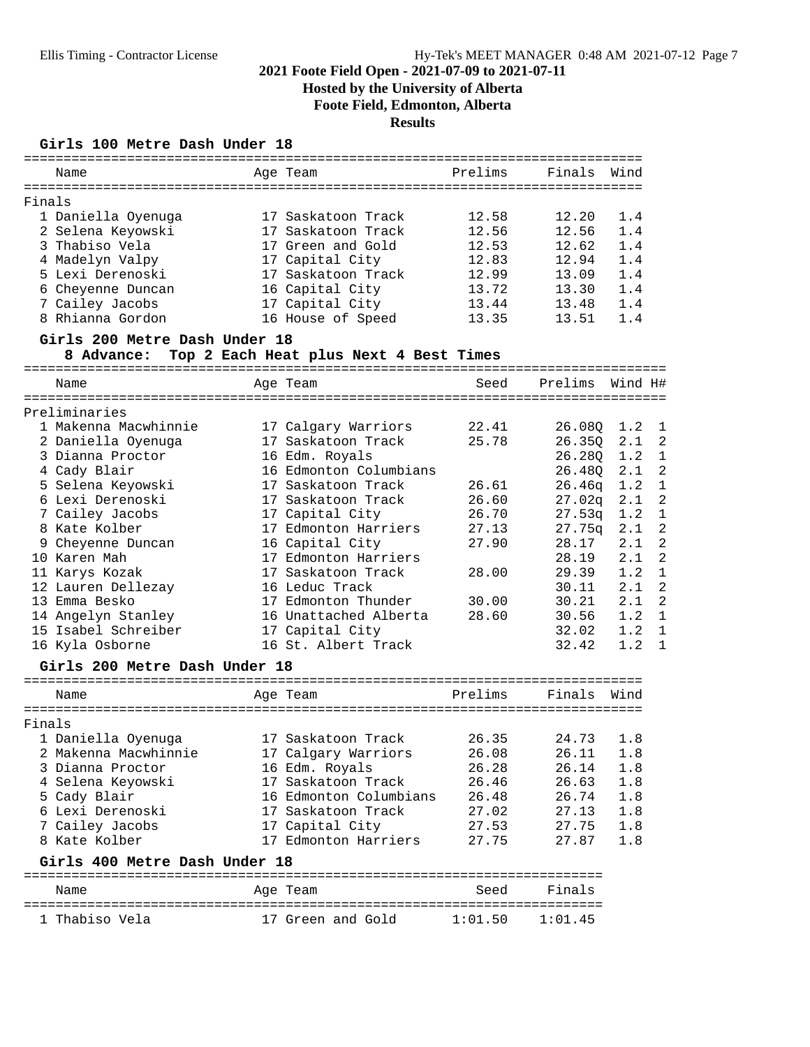## 2021 Foote Field Open - 2021-07-09 to 2021-07-11

**Hosted by the University of Alberta**

**Foote Field, Edmonton, Alberta**

**Results**

### Girls 100 Metre Dash Under 18

Finals

| | Name | Age | Team | Prelims | Finals | Wind |
|---|---|---|---|---|---|---|
| 1 | Daniella Oyenuga | 17 | Saskatoon Track | 12.58 | 12.20 | 1.4 |
| 2 | Selena Keyowski | 17 | Saskatoon Track | 12.56 | 12.56 | 1.4 |
| 3 | Thabiso Vela | 17 | Green and Gold | 12.53 | 12.62 | 1.4 |
| 4 | Madelyn Valpy | 17 | Capital City | 12.83 | 12.94 | 1.4 |
| 5 | Lexi Derenoski | 17 | Saskatoon Track | 12.99 | 13.09 | 1.4 |
| 6 | Cheyenne Duncan | 16 | Capital City | 13.72 | 13.30 | 1.4 |
| 7 | Cailey Jacobs | 17 | Capital City | 13.44 | 13.48 | 1.4 |
| 8 | Rhianna Gordon | 16 | House of Speed | 13.35 | 13.51 | 1.4 |

### Girls 200 Metre Dash Under 18

8 Advance: Top 2 Each Heat plus Next 4 Best Times

Preliminaries

| | Name | Age | Team | Seed | Prelims | Wind | H# |
|---|---|---|---|---|---|---|---|
| 1 | Makenna Macwhinnie | 17 | Calgary Warriors | 22.41 | 26.08Q | 1.2 | 1 |
| 2 | Daniella Oyenuga | 17 | Saskatoon Track | 25.78 | 26.35Q | 2.1 | 2 |
| 3 | Dianna Proctor | 16 | Edm. Royals | | 26.28Q | 1.2 | 1 |
| 4 | Cady Blair | 16 | Edmonton Columbians | | 26.48Q | 2.1 | 2 |
| 5 | Selena Keyowski | 17 | Saskatoon Track | 26.61 | 26.46q | 1.2 | 1 |
| 6 | Lexi Derenoski | 17 | Saskatoon Track | 26.60 | 27.02q | 2.1 | 2 |
| 7 | Cailey Jacobs | 17 | Capital City | 26.70 | 27.53q | 1.2 | 1 |
| 8 | Kate Kolber | 17 | Edmonton Harriers | 27.13 | 27.75q | 2.1 | 2 |
| 9 | Cheyenne Duncan | 16 | Capital City | 27.90 | 28.17 | 2.1 | 2 |
| 10 | Karen Mah | 17 | Edmonton Harriers | | 28.19 | 2.1 | 2 |
| 11 | Karys Kozak | 17 | Saskatoon Track | 28.00 | 29.39 | 1.2 | 1 |
| 12 | Lauren Dellezay | 16 | Leduc Track | | 30.11 | 2.1 | 2 |
| 13 | Emma Besko | 17 | Edmonton Thunder | 30.00 | 30.21 | 2.1 | 2 |
| 14 | Angelyn Stanley | 16 | Unattached Alberta | 28.60 | 30.56 | 1.2 | 1 |
| 15 | Isabel Schreiber | 17 | Capital City | | 32.02 | 1.2 | 1 |
| 16 | Kyla Osborne | 16 | St. Albert Track | | 32.42 | 1.2 | 1 |

### Girls 200 Metre Dash Under 18

Finals

| | Name | Age | Team | Prelims | Finals | Wind |
|---|---|---|---|---|---|---|
| 1 | Daniella Oyenuga | 17 | Saskatoon Track | 26.35 | 24.73 | 1.8 |
| 2 | Makenna Macwhinnie | 17 | Calgary Warriors | 26.08 | 26.11 | 1.8 |
| 3 | Dianna Proctor | 16 | Edm. Royals | 26.28 | 26.14 | 1.8 |
| 4 | Selena Keyowski | 17 | Saskatoon Track | 26.46 | 26.63 | 1.8 |
| 5 | Cady Blair | 16 | Edmonton Columbians | 26.48 | 26.74 | 1.8 |
| 6 | Lexi Derenoski | 17 | Saskatoon Track | 27.02 | 27.13 | 1.8 |
| 7 | Cailey Jacobs | 17 | Capital City | 27.53 | 27.75 | 1.8 |
| 8 | Kate Kolber | 17 | Edmonton Harriers | 27.75 | 27.87 | 1.8 |

### Girls 400 Metre Dash Under 18

| | Name | Age | Team | Seed | Finals |
|---|---|---|---|---|---|
| 1 | Thabiso Vela | 17 | Green and Gold | 1:01.50 | 1:01.45 |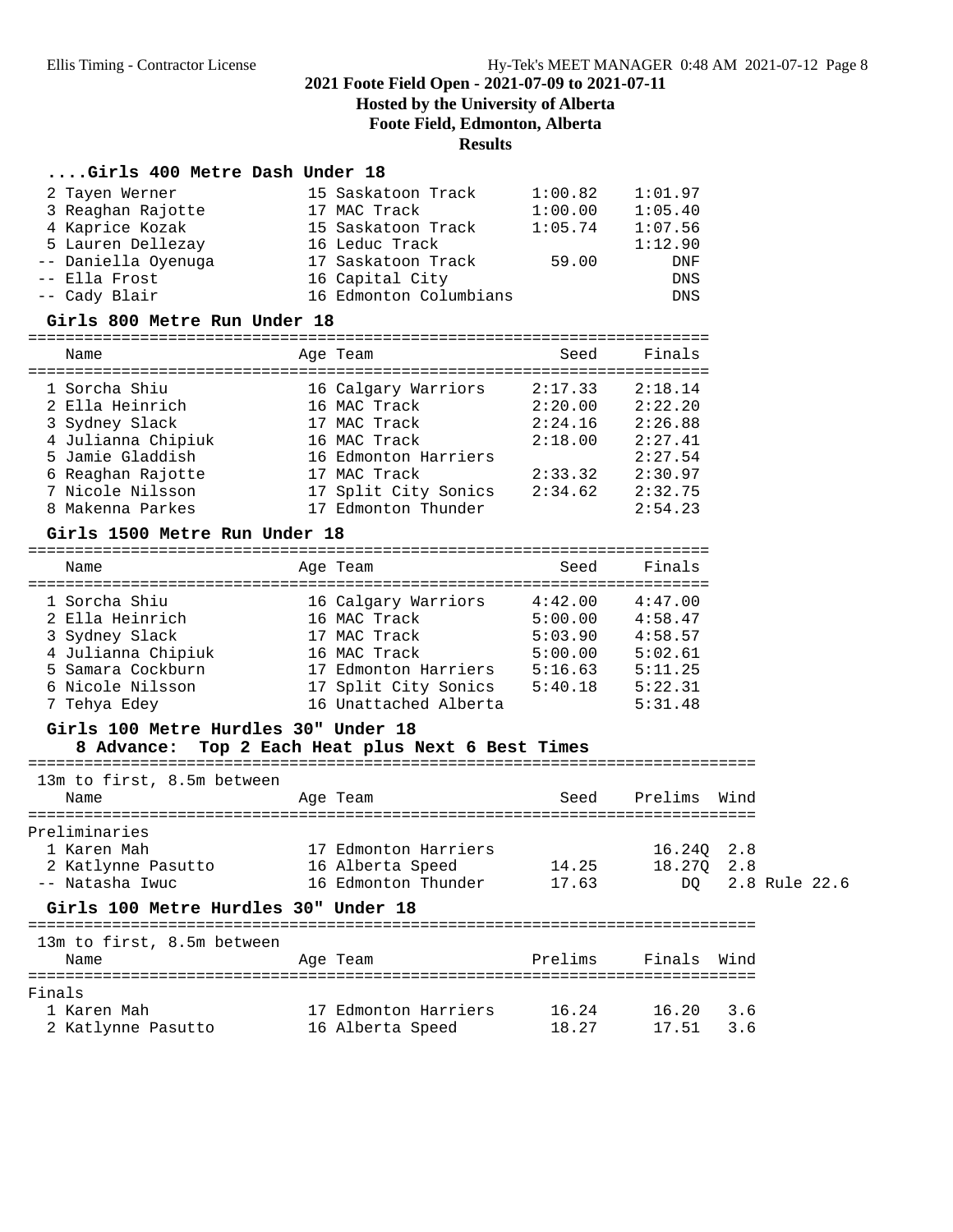### ....Girls 400 Metre Dash Under 18

| Place | Name | Age | Team | Seed | Finals |
|---|---|---|---|---|---|
| 2 | Tayen Werner | 15 | Saskatoon Track | 1:00.82 | 1:01.97 |
| 3 | Reaghan Rajotte | 17 | MAC Track | 1:00.00 | 1:05.40 |
| 4 | Kaprice Kozak | 15 | Saskatoon Track | 1:05.74 | 1:07.56 |
| 5 | Lauren Dellezay | 16 | Leduc Track | | 1:12.90 |
| -- | Daniella Oyenuga | 17 | Saskatoon Track | 59.00 | DNF |
| -- | Ella Frost | 16 | Capital City | | DNS |
| -- | Cady Blair | 16 | Edmonton Columbians | | DNS |

### Girls 800 Metre Run Under 18

| Place | Name | Age | Team | Seed | Finals |
|---|---|---|---|---|---|
| 1 | Sorcha Shiu | 16 | Calgary Warriors | 2:17.33 | 2:18.14 |
| 2 | Ella Heinrich | 16 | MAC Track | 2:20.00 | 2:22.20 |
| 3 | Sydney Slack | 17 | MAC Track | 2:24.16 | 2:26.88 |
| 4 | Julianna Chipiuk | 16 | MAC Track | 2:18.00 | 2:27.41 |
| 5 | Jamie Gladdish | 16 | Edmonton Harriers | | 2:27.54 |
| 6 | Reaghan Rajotte | 17 | MAC Track | 2:33.32 | 2:30.97 |
| 7 | Nicole Nilsson | 17 | Split City Sonics | 2:34.62 | 2:32.75 |
| 8 | Makenna Parkes | 17 | Edmonton Thunder | | 2:54.23 |

### Girls 1500 Metre Run Under 18

| Place | Name | Age | Team | Seed | Finals |
|---|---|---|---|---|---|
| 1 | Sorcha Shiu | 16 | Calgary Warriors | 4:42.00 | 4:47.00 |
| 2 | Ella Heinrich | 16 | MAC Track | 5:00.00 | 4:58.47 |
| 3 | Sydney Slack | 17 | MAC Track | 5:03.90 | 4:58.57 |
| 4 | Julianna Chipiuk | 16 | MAC Track | 5:00.00 | 5:02.61 |
| 5 | Samara Cockburn | 17 | Edmonton Harriers | 5:16.63 | 5:11.25 |
| 6 | Nicole Nilsson | 17 | Split City Sonics | 5:40.18 | 5:22.31 |
| 7 | Tehya Edey | 16 | Unattached Alberta | | 5:31.48 |

### Girls 100 Metre Hurdles 30" Under 18

8 Advance: Top 2 Each Heat plus Next 6 Best Times

13m to first, 8.5m between

**Preliminaries**

| Place | Name | Age | Team | Seed | Prelims | Wind | |
|---|---|---|---|---|---|---|---|
| 1 | Karen Mah | 17 | Edmonton Harriers | | 16.24Q | 2.8 | |
| 2 | Katlynne Pasutto | 16 | Alberta Speed | 14.25 | 18.27Q | 2.8 | |
| -- | Natasha Iwuc | 16 | Edmonton Thunder | 17.63 | DQ | 2.8 | Rule 22.6 |

### Girls 100 Metre Hurdles 30" Under 18

13m to first, 8.5m between

**Finals**

| Place | Name | Age | Team | Prelims | Finals | Wind |
|---|---|---|---|---|---|---|
| 1 | Karen Mah | 17 | Edmonton Harriers | 16.24 | 16.20 | 3.6 |
| 2 | Katlynne Pasutto | 16 | Alberta Speed | 18.27 | 17.51 | 3.6 |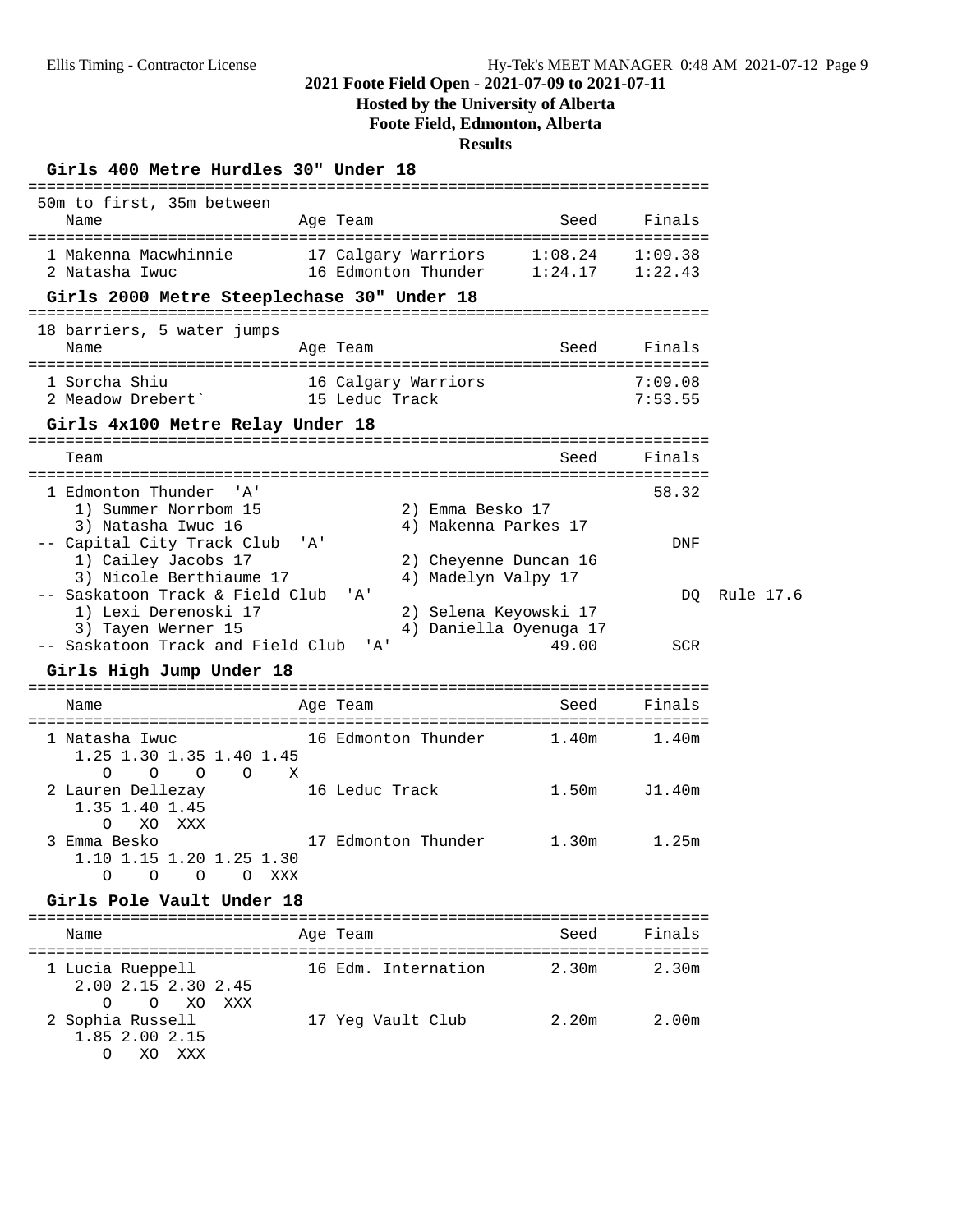## 2021 Foote Field Open - 2021-07-09 to 2021-07-11

**Hosted by the University of Alberta**

**Foote Field, Edmonton, Alberta**

**Results**

### Girls 400 Metre Hurdles 30" Under 18

50m to first, 35m between

| Place | Name | Age | Team | Seed | Finals |
|---|---|---|---|---|---|
| 1 | Makenna Macwhinnie | 17 | Calgary Warriors | 1:08.24 | 1:09.38 |
| 2 | Natasha Iwuc | 16 | Edmonton Thunder | 1:24.17 | 1:22.43 |

### Girls 2000 Metre Steeplechase 30" Under 18

18 barriers, 5 water jumps

| Place | Name | Age | Team | Seed | Finals |
|---|---|---|---|---|---|
| 1 | Sorcha Shiu | 16 | Calgary Warriors | | 7:09.08 |
| 2 | Meadow Drebert` | 15 | Leduc Track | | 7:53.55 |

### Girls 4x100 Metre Relay Under 18

| Place | Team | Seed | Finals | |
|---|---|---|---|---|
| 1 | Edmonton Thunder 'A' | | 58.32 | |
| | 1) Summer Norrbom 15; 2) Emma Besko 17; 3) Natasha Iwuc 16; 4) Makenna Parkes 17 | | | |
| -- | Capital City Track Club 'A' | | DNF | |
| | 1) Cailey Jacobs 17; 2) Cheyenne Duncan 16; 3) Nicole Berthiaume 17; 4) Madelyn Valpy 17 | | | |
| -- | Saskatoon Track & Field Club 'A' | | DQ | Rule 17.6 |
| | 1) Lexi Derenoski 17; 2) Selena Keyowski 17; 3) Tayen Werner 15; 4) Daniella Oyenuga 17 | | | |
| -- | Saskatoon Track and Field Club 'A' | 49.00 | SCR | |

### Girls High Jump Under 18

| Place | Name | Age | Team | Seed | Finals |
|---|---|---|---|---|---|
| 1 | Natasha Iwuc | 16 | Edmonton Thunder | 1.40m | 1.40m |
| | 1.25 O, 1.30 O, 1.35 O, 1.40 O, 1.45 X | | | | |
| 2 | Lauren Dellezay | 16 | Leduc Track | 1.50m | J1.40m |
| | 1.35 O, 1.40 XO, 1.45 XXX | | | | |
| 3 | Emma Besko | 17 | Edmonton Thunder | 1.30m | 1.25m |
| | 1.10 O, 1.15 O, 1.20 O, 1.25 O, 1.30 XXX | | | | |

### Girls Pole Vault Under 18

| Place | Name | Age | Team | Seed | Finals |
|---|---|---|---|---|---|
| 1 | Lucia Rueppell | 16 | Edm. Internation | 2.30m | 2.30m |
| | 2.00 O, 2.15 O, 2.30 XO, 2.45 XXX | | | | |
| 2 | Sophia Russell | 17 | Yeg Vault Club | 2.20m | 2.00m |
| | 1.85 O, 2.00 XO, 2.15 XXX | | | | |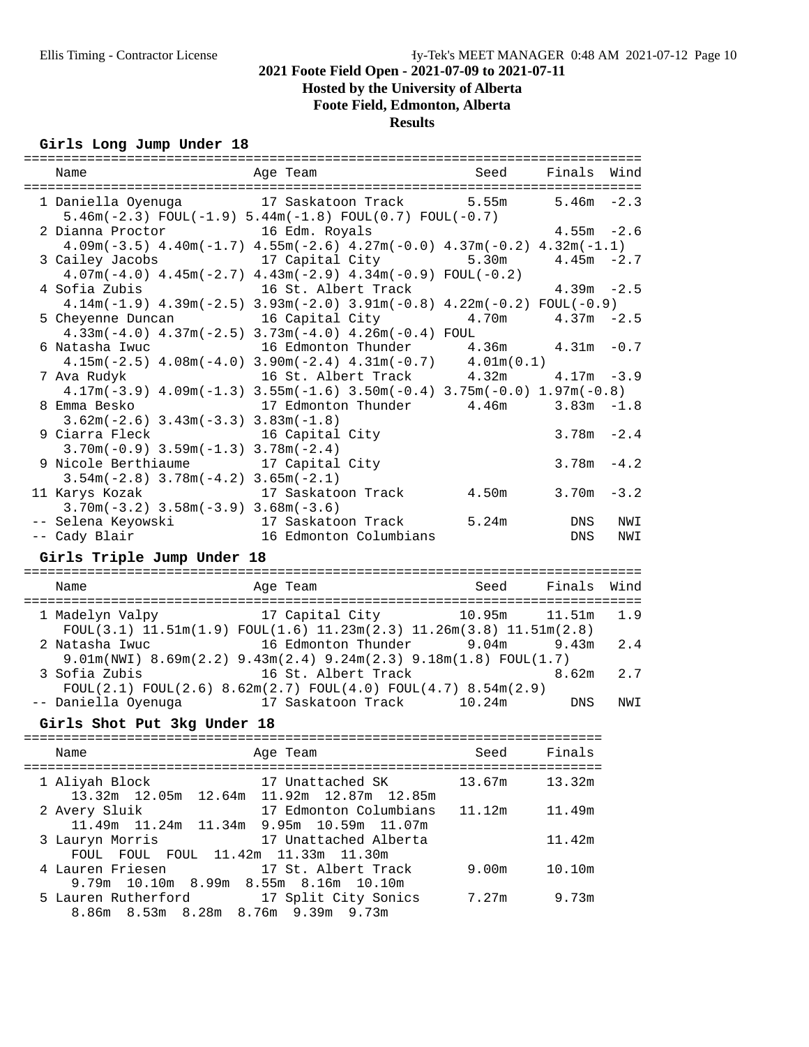## 2021 Foote Field Open - 2021-07-09 to 2021-07-11
### Hosted by the University of Alberta
### Foote Field, Edmonton, Alberta
### Results

**Girls Long Jump Under 18**

| Place | Name | Age | Team | Seed | Finals | Wind |
|---|---|---|---|---|---|---|
| 1 | Daniella Oyenuga | 17 | Saskatoon Track | 5.55m | 5.46m | -2.3 |
| | 5.46m(-2.3) FOUL(-1.9) 5.44m(-1.8) FOUL(0.7) FOUL(-0.7) | | | | | |
| 2 | Dianna Proctor | 16 | Edm. Royals | | 4.55m | -2.6 |
| | 4.09m(-3.5) 4.40m(-1.7) 4.55m(-2.6) 4.27m(-0.0) 4.37m(-0.2) 4.32m(-1.1) | | | | | |
| 3 | Cailey Jacobs | 17 | Capital City | 5.30m | 4.45m | -2.7 |
| | 4.07m(-4.0) 4.45m(-2.7) 4.43m(-2.9) 4.34m(-0.9) FOUL(-0.2) | | | | | |
| 4 | Sofia Zubis | 16 | St. Albert Track | | 4.39m | -2.5 |
| | 4.14m(-1.9) 4.39m(-2.5) 3.93m(-2.0) 3.91m(-0.8) 4.22m(-0.2) FOUL(-0.9) | | | | | |
| 5 | Cheyenne Duncan | 16 | Capital City | 4.70m | 4.37m | -2.5 |
| | 4.33m(-4.0) 4.37m(-2.5) 3.73m(-4.0) 4.26m(-0.4) FOUL | | | | | |
| 6 | Natasha Iwuc | 16 | Edmonton Thunder | 4.36m | 4.31m | -0.7 |
| | 4.15m(-2.5) 4.08m(-4.0) 3.90m(-2.4) 4.31m(-0.7) 4.01m(0.1) | | | | | |
| 7 | Ava Rudyk | 16 | St. Albert Track | 4.32m | 4.17m | -3.9 |
| | 4.17m(-3.9) 4.09m(-1.3) 3.55m(-1.6) 3.50m(-0.4) 3.75m(-0.0) 1.97m(-0.8) | | | | | |
| 8 | Emma Besko | 17 | Edmonton Thunder | 4.46m | 3.83m | -1.8 |
| | 3.62m(-2.6) 3.43m(-3.3) 3.83m(-1.8) | | | | | |
| 9 | Ciarra Fleck | 16 | Capital City | | 3.78m | -2.4 |
| | 3.70m(-0.9) 3.59m(-1.3) 3.78m(-2.4) | | | | | |
| 9 | Nicole Berthiaume | 17 | Capital City | | 3.78m | -4.2 |
| | 3.54m(-2.8) 3.78m(-4.2) 3.65m(-2.1) | | | | | |
| 11 | Karys Kozak | 17 | Saskatoon Track | 4.50m | 3.70m | -3.2 |
| | 3.70m(-3.2) 3.58m(-3.9) 3.68m(-3.6) | | | | | |
| -- | Selena Keyowski | 17 | Saskatoon Track | 5.24m | DNS | NWI |
| -- | Cady Blair | 16 | Edmonton Columbians | | DNS | NWI |

**Girls Triple Jump Under 18**

| Place | Name | Age | Team | Seed | Finals | Wind |
|---|---|---|---|---|---|---|
| 1 | Madelyn Valpy | 17 | Capital City | 10.95m | 11.51m | 1.9 |
| | FOUL(3.1) 11.51m(1.9) FOUL(1.6) 11.23m(2.3) 11.26m(3.8) 11.51m(2.8) | | | | | |
| 2 | Natasha Iwuc | 16 | Edmonton Thunder | 9.04m | 9.43m | 2.4 |
| | 9.01m(NWI) 8.69m(2.2) 9.43m(2.4) 9.24m(2.3) 9.18m(1.8) FOUL(1.7) | | | | | |
| 3 | Sofia Zubis | 16 | St. Albert Track | | 8.62m | 2.7 |
| | FOUL(2.1) FOUL(2.6) 8.62m(2.7) FOUL(4.0) FOUL(4.7) 8.54m(2.9) | | | | | |
| -- | Daniella Oyenuga | 17 | Saskatoon Track | 10.24m | DNS | NWI |

**Girls Shot Put 3kg Under 18**

| Place | Name | Age | Team | Seed | Finals |
|---|---|---|---|---|---|
| 1 | Aliyah Block | 17 | Unattached SK | 13.67m | 13.32m |
| | 13.32m 12.05m 12.64m 11.92m 12.87m 12.85m | | | | |
| 2 | Avery Sluik | 17 | Edmonton Columbians | 11.12m | 11.49m |
| | 11.49m 11.24m 11.34m 9.95m 10.59m 11.07m | | | | |
| 3 | Lauryn Morris | 17 | Unattached Alberta | | 11.42m |
| | FOUL FOUL FOUL 11.42m 11.33m 11.30m | | | | |
| 4 | Lauren Friesen | 17 | St. Albert Track | 9.00m | 10.10m |
| | 9.79m 10.10m 8.99m 8.55m 8.16m 10.10m | | | | |
| 5 | Lauren Rutherford | 17 | Split City Sonics | 7.27m | 9.73m |
| | 8.86m 8.53m 8.28m 8.76m 9.39m 9.73m | | | | |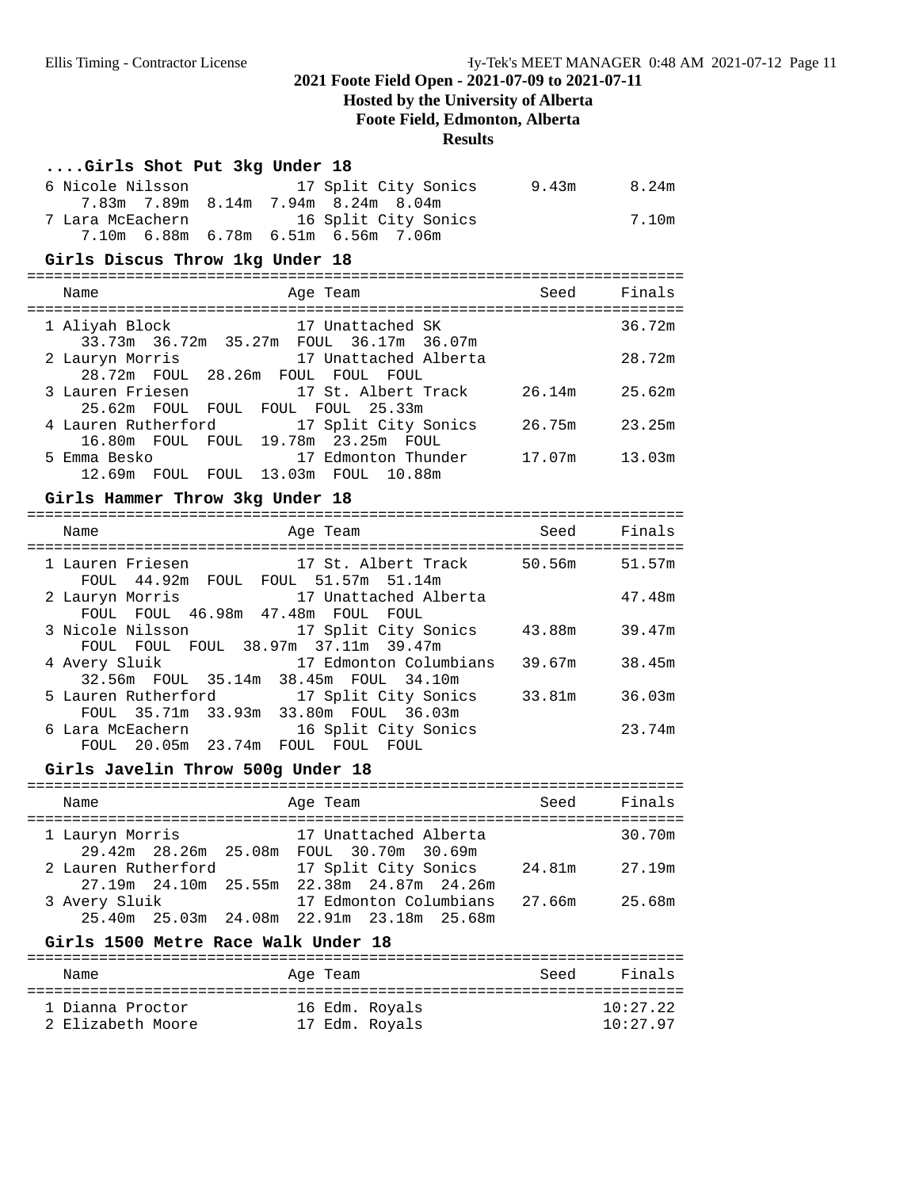2021 Foote Field Open - 2021-07-09 to 2021-07-11
Hosted by the University of Alberta
Foote Field, Edmonton, Alberta
Results

### ....Girls Shot Put 3kg Under 18

| Place | Name | Age | Team | Seed | Finals |
|---|---|---|---|---|---|
| 6 | Nicole Nilsson | 17 | Split City Sonics | 9.43m | 8.24m |
| | 7.83m 7.89m 8.14m 7.94m 8.24m 8.04m | | | | |
| 7 | Lara McEachern | 16 | Split City Sonics | | 7.10m |
| | 7.10m 6.88m 6.78m 6.51m 6.56m 7.06m | | | | |

### Girls Discus Throw 1kg Under 18

| Place | Name | Age | Team | Seed | Finals |
|---|---|---|---|---|---|
| 1 | Aliyah Block | 17 | Unattached SK | | 36.72m |
| | 33.73m 36.72m 35.27m FOUL 36.17m 36.07m | | | | |
| 2 | Lauryn Morris | 17 | Unattached Alberta | | 28.72m |
| | 28.72m FOUL 28.26m FOUL FOUL FOUL | | | | |
| 3 | Lauren Friesen | 17 | St. Albert Track | 26.14m | 25.62m |
| | 25.62m FOUL FOUL FOUL FOUL 25.33m | | | | |
| 4 | Lauren Rutherford | 17 | Split City Sonics | 26.75m | 23.25m |
| | 16.80m FOUL FOUL 19.78m 23.25m FOUL | | | | |
| 5 | Emma Besko | 17 | Edmonton Thunder | 17.07m | 13.03m |
| | 12.69m FOUL FOUL 13.03m FOUL 10.88m | | | | |

### Girls Hammer Throw 3kg Under 18

| Place | Name | Age | Team | Seed | Finals |
|---|---|---|---|---|---|
| 1 | Lauren Friesen | 17 | St. Albert Track | 50.56m | 51.57m |
| | FOUL 44.92m FOUL FOUL 51.57m 51.14m | | | | |
| 2 | Lauryn Morris | 17 | Unattached Alberta | | 47.48m |
| | FOUL FOUL 46.98m 47.48m FOUL FOUL | | | | |
| 3 | Nicole Nilsson | 17 | Split City Sonics | 43.88m | 39.47m |
| | FOUL FOUL FOUL 38.97m 37.11m 39.47m | | | | |
| 4 | Avery Sluik | 17 | Edmonton Columbians | 39.67m | 38.45m |
| | 32.56m FOUL 35.14m 38.45m FOUL 34.10m | | | | |
| 5 | Lauren Rutherford | 17 | Split City Sonics | 33.81m | 36.03m |
| | FOUL 35.71m 33.93m 33.80m FOUL 36.03m | | | | |
| 6 | Lara McEachern | 16 | Split City Sonics | | 23.74m |
| | FOUL 20.05m 23.74m FOUL FOUL FOUL | | | | |

### Girls Javelin Throw 500g Under 18

| Place | Name | Age | Team | Seed | Finals |
|---|---|---|---|---|---|
| 1 | Lauryn Morris | 17 | Unattached Alberta | | 30.70m |
| | 29.42m 28.26m 25.08m FOUL 30.70m 30.69m | | | | |
| 2 | Lauren Rutherford | 17 | Split City Sonics | 24.81m | 27.19m |
| | 27.19m 24.10m 25.55m 22.38m 24.87m 24.26m | | | | |
| 3 | Avery Sluik | 17 | Edmonton Columbians | 27.66m | 25.68m |
| | 25.40m 25.03m 24.08m 22.91m 23.18m 25.68m | | | | |

### Girls 1500 Metre Race Walk Under 18

| Place | Name | Age | Team | Seed | Finals |
|---|---|---|---|---|---|
| 1 | Dianna Proctor | 16 | Edm. Royals | | 10:27.22 |
| 2 | Elizabeth Moore | 17 | Edm. Royals | | 10:27.97 |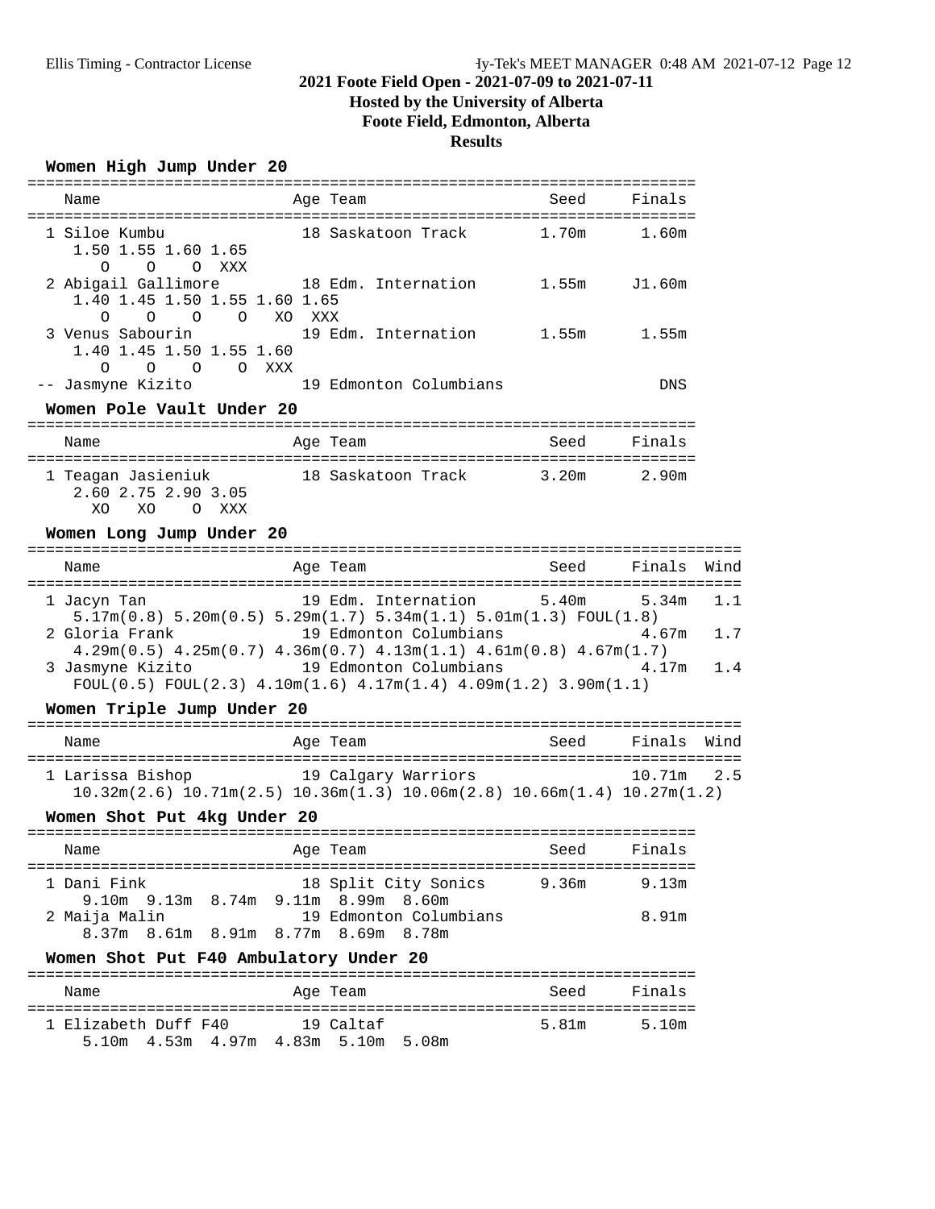## 2021 Foote Field Open - 2021-07-09 to 2021-07-11
### Hosted by the University of Alberta
### Foote Field, Edmonton, Alberta
### Results

#### Women High Jump Under 20

| Place | Name | Age | Team | Seed | Finals |
|---|---|---|---|---|---|
| 1 | Siloe Kumbu | 18 | Saskatoon Track | 1.70m | 1.60m |
| | 1.50 1.55 1.60 1.65<br>O O O XXX | | | | |
| 2 | Abigail Gallimore | 18 | Edm. Internation | 1.55m | J1.60m |
| | 1.40 1.45 1.50 1.55 1.60 1.65<br>O O O O XO XXX | | | | |
| 3 | Venus Sabourin | 19 | Edm. Internation | 1.55m | 1.55m |
| | 1.40 1.45 1.50 1.55 1.60<br>O O O O XXX | | | | |
| -- | Jasmyne Kizito | 19 | Edmonton Columbians | | DNS |

#### Women Pole Vault Under 20

| Place | Name | Age | Team | Seed | Finals |
|---|---|---|---|---|---|
| 1 | Teagan Jasieniuk | 18 | Saskatoon Track | 3.20m | 2.90m |
| | 2.60 2.75 2.90 3.05<br>XO XO O XXX | | | | |

#### Women Long Jump Under 20

| Place | Name | Age | Team | Seed | Finals | Wind |
|---|---|---|---|---|---|---|
| 1 | Jacyn Tan | 19 | Edm. Internation | 5.40m | 5.34m | 1.1 |
| | 5.17m(0.8) 5.20m(0.5) 5.29m(1.7) 5.34m(1.1) 5.01m(1.3) FOUL(1.8) | | | | | |
| 2 | Gloria Frank | 19 | Edmonton Columbians | | 4.67m | 1.7 |
| | 4.29m(0.5) 4.25m(0.7) 4.36m(0.7) 4.13m(1.1) 4.61m(0.8) 4.67m(1.7) | | | | | |
| 3 | Jasmyne Kizito | 19 | Edmonton Columbians | | 4.17m | 1.4 |
| | FOUL(0.5) FOUL(2.3) 4.10m(1.6) 4.17m(1.4) 4.09m(1.2) 3.90m(1.1) | | | | | |

#### Women Triple Jump Under 20

| Place | Name | Age | Team | Seed | Finals | Wind |
|---|---|---|---|---|---|---|
| 1 | Larissa Bishop | 19 | Calgary Warriors | | 10.71m | 2.5 |
| | 10.32m(2.6) 10.71m(2.5) 10.36m(1.3) 10.06m(2.8) 10.66m(1.4) 10.27m(1.2) | | | | | |

#### Women Shot Put 4kg Under 20

| Place | Name | Age | Team | Seed | Finals |
|---|---|---|---|---|---|
| 1 | Dani Fink | 18 | Split City Sonics | 9.36m | 9.13m |
| | 9.10m 9.13m 8.74m 9.11m 8.99m 8.60m | | | | |
| 2 | Maija Malin | 19 | Edmonton Columbians | | 8.91m |
| | 8.37m 8.61m 8.91m 8.77m 8.69m 8.78m | | | | |

#### Women Shot Put F40 Ambulatory Under 20

| Place | Name | Age | Team | Seed | Finals |
|---|---|---|---|---|---|
| 1 | Elizabeth Duff F40 | 19 | Caltaf | 5.81m | 5.10m |
| | 5.10m 4.53m 4.97m 4.83m 5.10m 5.08m | | | | |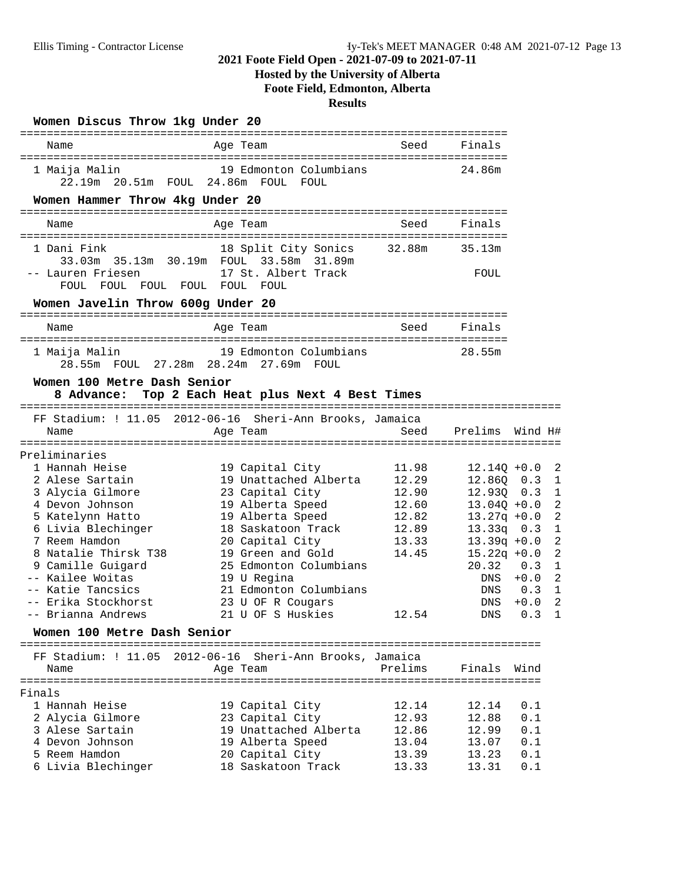# 2021 Foote Field Open - 2021-07-09 to 2021-07-11

**Hosted by the University of Alberta**

**Foote Field, Edmonton, Alberta**

**Results**

## Women Discus Throw 1kg Under 20

| | Name | Age | Team | Seed | Finals |
|---|---|---|---|---|---|
| 1 | Maija Malin | 19 | Edmonton Columbians | | 24.86m |

22.19m 20.51m FOUL 24.86m FOUL FOUL

## Women Hammer Throw 4kg Under 20

| | Name | Age | Team | Seed | Finals |
|---|---|---|---|---|---|
| 1 | Dani Fink | 18 | Split City Sonics | 32.88m | 35.13m |
| -- | Lauren Friesen | 17 | St. Albert Track | | FOUL |

Dani Fink: 33.03m 35.13m 30.19m FOUL 33.58m 31.89m

Lauren Friesen: FOUL FOUL FOUL FOUL FOUL FOUL

## Women Javelin Throw 600g Under 20

| | Name | Age | Team | Seed | Finals |
|---|---|---|---|---|---|
| 1 | Maija Malin | 19 | Edmonton Columbians | | 28.55m |

28.55m FOUL 27.28m 28.24m 27.69m FOUL

## Women 100 Metre Dash Senior

**8 Advance: Top 2 Each Heat plus Next 4 Best Times**

FF Stadium: ! 11.05 2012-06-16 Sheri-Ann Brooks, Jamaica

Preliminaries

| | Name | Age | Team | Seed | Prelims | Wind | H# |
|---|---|---|---|---|---|---|---|
| 1 | Hannah Heise | 19 | Capital City | 11.98 | 12.14Q | +0.0 | 2 |
| 2 | Alese Sartain | 19 | Unattached Alberta | 12.29 | 12.86Q | 0.3 | 1 |
| 3 | Alycia Gilmore | 23 | Capital City | 12.90 | 12.93Q | 0.3 | 1 |
| 4 | Devon Johnson | 19 | Alberta Speed | 12.60 | 13.04Q | +0.0 | 2 |
| 5 | Katelynn Hatto | 19 | Alberta Speed | 12.82 | 13.27q | +0.0 | 2 |
| 6 | Livia Blechinger | 18 | Saskatoon Track | 12.89 | 13.33q | 0.3 | 1 |
| 7 | Reem Hamdon | 20 | Capital City | 13.33 | 13.39q | +0.0 | 2 |
| 8 | Natalie Thirsk T38 | 19 | Green and Gold | 14.45 | 15.22q | +0.0 | 2 |
| 9 | Camille Guigard | 25 | Edmonton Columbians | | 20.32 | 0.3 | 1 |
| -- | Kailee Woitas | 19 | U Regina | | DNS | +0.0 | 2 |
| -- | Katie Tancsics | 21 | Edmonton Columbians | | DNS | 0.3 | 1 |
| -- | Erika Stockhorst | 23 | U OF R Cougars | | DNS | +0.0 | 2 |
| -- | Brianna Andrews | 21 | U OF S Huskies | 12.54 | DNS | 0.3 | 1 |

## Women 100 Metre Dash Senior

FF Stadium: ! 11.05 2012-06-16 Sheri-Ann Brooks, Jamaica

Finals

| | Name | Age | Team | Prelims | Finals | Wind |
|---|---|---|---|---|---|---|
| 1 | Hannah Heise | 19 | Capital City | 12.14 | 12.14 | 0.1 |
| 2 | Alycia Gilmore | 23 | Capital City | 12.93 | 12.88 | 0.1 |
| 3 | Alese Sartain | 19 | Unattached Alberta | 12.86 | 12.99 | 0.1 |
| 4 | Devon Johnson | 19 | Alberta Speed | 13.04 | 13.07 | 0.1 |
| 5 | Reem Hamdon | 20 | Capital City | 13.39 | 13.23 | 0.1 |
| 6 | Livia Blechinger | 18 | Saskatoon Track | 13.33 | 13.31 | 0.1 |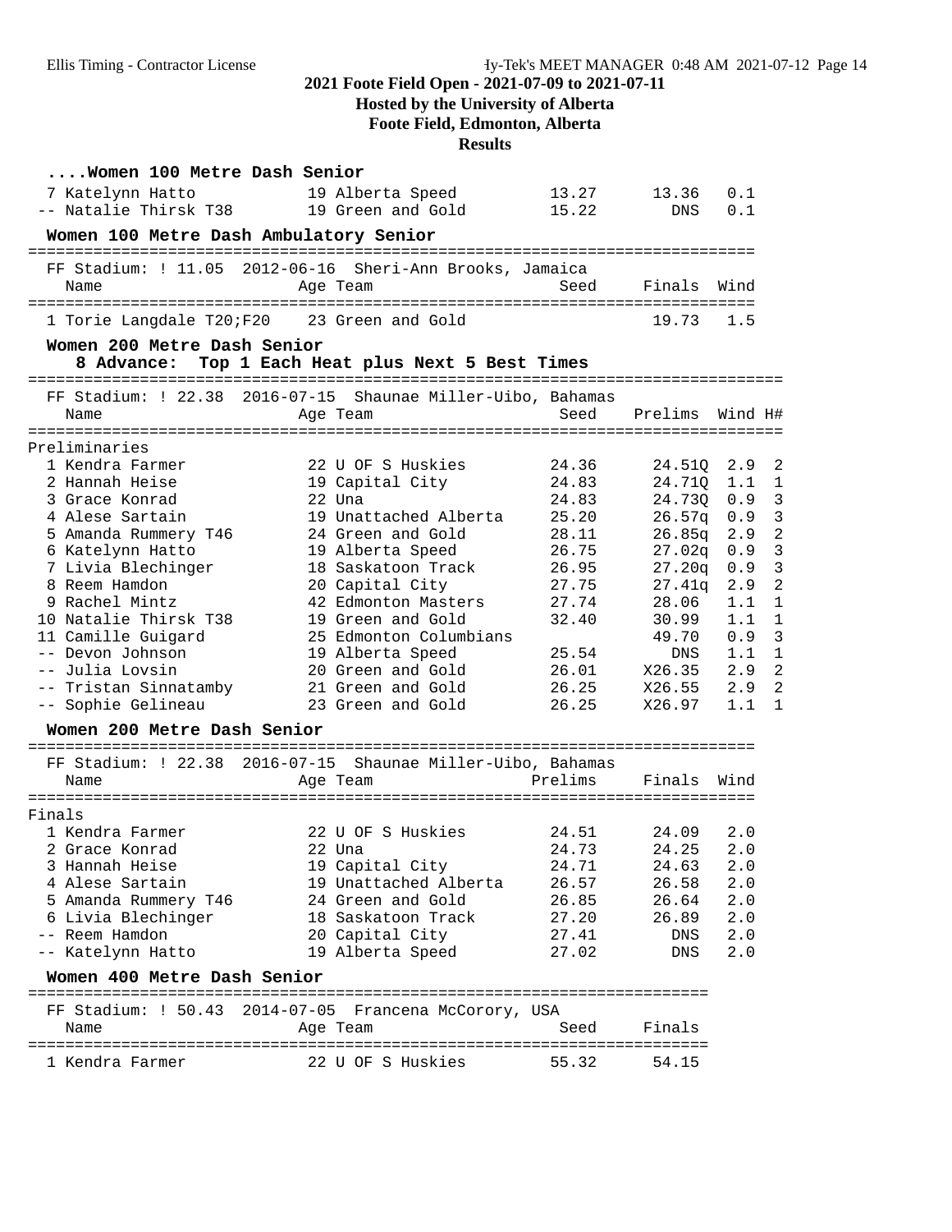## 2021 Foote Field Open - 2021-07-09 to 2021-07-11

**Hosted by the University of Alberta**

**Foote Field, Edmonton, Alberta**

**Results**

### ....Women 100 Metre Dash Senior

| Place | Name | Age | Team | Seed | Finals | Wind |
|---|---|---|---|---|---|---|
| 7 | Katelynn Hatto | 19 | Alberta Speed | 13.27 | 13.36 | 0.1 |
| -- | Natalie Thirsk T38 | 19 | Green and Gold | 15.22 | DNS | 0.1 |

### Women 100 Metre Dash Ambulatory Senior

FF Stadium: ! 11.05 2012-06-16 Sheri-Ann Brooks, Jamaica

| Place | Name | Age | Team | Seed | Finals | Wind |
|---|---|---|---|---|---|---|
| 1 | Torie Langdale T20;F20 | 23 | Green and Gold | | 19.73 | 1.5 |

### Women 200 Metre Dash Senior

**8 Advance: Top 1 Each Heat plus Next 5 Best Times**

FF Stadium: ! 22.38 2016-07-15 Shaunae Miller-Uibo, Bahamas

Preliminaries

| Place | Name | Age | Team | Seed | Prelims | Wind | H# |
|---|---|---|---|---|---|---|---|
| 1 | Kendra Farmer | 22 | U OF S Huskies | 24.36 | 24.51Q | 2.9 | 2 |
| 2 | Hannah Heise | 19 | Capital City | 24.83 | 24.71Q | 1.1 | 1 |
| 3 | Grace Konrad | 22 | Una | 24.83 | 24.73Q | 0.9 | 3 |
| 4 | Alese Sartain | 19 | Unattached Alberta | 25.20 | 26.57q | 0.9 | 3 |
| 5 | Amanda Rummery T46 | 24 | Green and Gold | 28.11 | 26.85q | 2.9 | 2 |
| 6 | Katelynn Hatto | 19 | Alberta Speed | 26.75 | 27.02q | 0.9 | 3 |
| 7 | Livia Blechinger | 18 | Saskatoon Track | 26.95 | 27.20q | 0.9 | 3 |
| 8 | Reem Hamdon | 20 | Capital City | 27.75 | 27.41q | 2.9 | 2 |
| 9 | Rachel Mintz | 42 | Edmonton Masters | 27.74 | 28.06 | 1.1 | 1 |
| 10 | Natalie Thirsk T38 | 19 | Green and Gold | 32.40 | 30.99 | 1.1 | 1 |
| 11 | Camille Guigard | 25 | Edmonton Columbians | | 49.70 | 0.9 | 3 |
| -- | Devon Johnson | 19 | Alberta Speed | 25.54 | DNS | 1.1 | 1 |
| -- | Julia Lovsin | 20 | Green and Gold | 26.01 | X26.35 | 2.9 | 2 |
| -- | Tristan Sinnatamby | 21 | Green and Gold | 26.25 | X26.55 | 2.9 | 2 |
| -- | Sophie Gelineau | 23 | Green and Gold | 26.25 | X26.97 | 1.1 | 1 |

### Women 200 Metre Dash Senior

FF Stadium: ! 22.38 2016-07-15 Shaunae Miller-Uibo, Bahamas

Finals

| Place | Name | Age | Team | Prelims | Finals | Wind |
|---|---|---|---|---|---|---|
| 1 | Kendra Farmer | 22 | U OF S Huskies | 24.51 | 24.09 | 2.0 |
| 2 | Grace Konrad | 22 | Una | 24.73 | 24.25 | 2.0 |
| 3 | Hannah Heise | 19 | Capital City | 24.71 | 24.63 | 2.0 |
| 4 | Alese Sartain | 19 | Unattached Alberta | 26.57 | 26.58 | 2.0 |
| 5 | Amanda Rummery T46 | 24 | Green and Gold | 26.85 | 26.64 | 2.0 |
| 6 | Livia Blechinger | 18 | Saskatoon Track | 27.20 | 26.89 | 2.0 |
| -- | Reem Hamdon | 20 | Capital City | 27.41 | DNS | 2.0 |
| -- | Katelynn Hatto | 19 | Alberta Speed | 27.02 | DNS | 2.0 |

### Women 400 Metre Dash Senior

FF Stadium: ! 50.43 2014-07-05 Francena McCorory, USA

| Place | Name | Age | Team | Seed | Finals |
|---|---|---|---|---|---|
| 1 | Kendra Farmer | 22 | U OF S Huskies | 55.32 | 54.15 |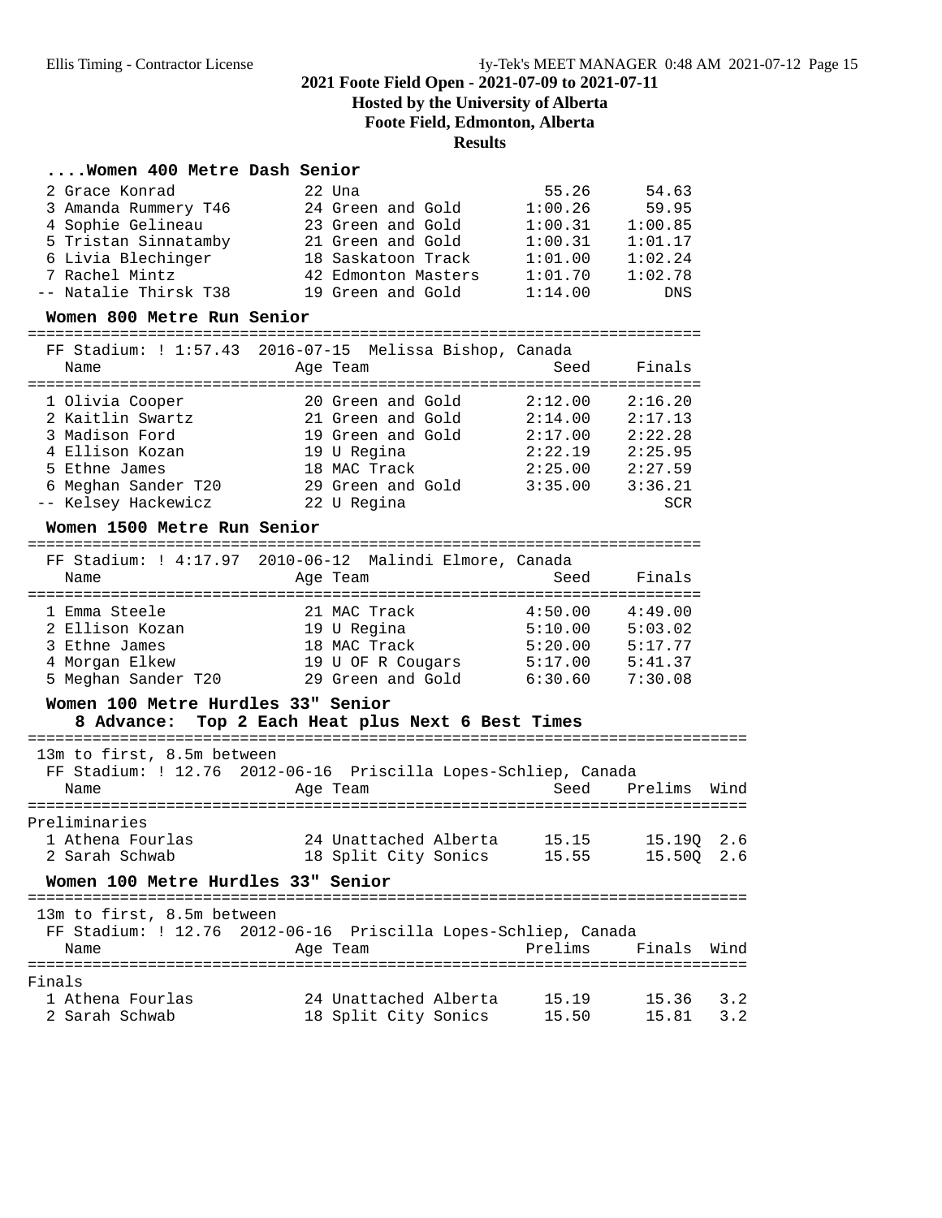## 2021 Foote Field Open - 2021-07-09 to 2021-07-11

**Hosted by the University of Alberta**

**Foote Field, Edmonton, Alberta**

**Results**

### ....Women 400 Metre Dash Senior

| Place | Name | Age | Team | Seed | Finals |
|---|---|---|---|---|---|
| 2 | Grace Konrad | 22 | Una | 55.26 | 54.63 |
| 3 | Amanda Rummery T46 | 24 | Green and Gold | 1:00.26 | 59.95 |
| 4 | Sophie Gelineau | 23 | Green and Gold | 1:00.31 | 1:00.85 |
| 5 | Tristan Sinnatamby | 21 | Green and Gold | 1:00.31 | 1:01.17 |
| 6 | Livia Blechinger | 18 | Saskatoon Track | 1:01.00 | 1:02.24 |
| 7 | Rachel Mintz | 42 | Edmonton Masters | 1:01.70 | 1:02.78 |
| -- | Natalie Thirsk T38 | 19 | Green and Gold | 1:14.00 | DNS |

### Women 800 Metre Run Senior

FF Stadium: ! 1:57.43 2016-07-15 Melissa Bishop, Canada

| Place | Name | Age | Team | Seed | Finals |
|---|---|---|---|---|---|
| 1 | Olivia Cooper | 20 | Green and Gold | 2:12.00 | 2:16.20 |
| 2 | Kaitlin Swartz | 21 | Green and Gold | 2:14.00 | 2:17.13 |
| 3 | Madison Ford | 19 | Green and Gold | 2:17.00 | 2:22.28 |
| 4 | Ellison Kozan | 19 | U Regina | 2:22.19 | 2:25.95 |
| 5 | Ethne James | 18 | MAC Track | 2:25.00 | 2:27.59 |
| 6 | Meghan Sander T20 | 29 | Green and Gold | 3:35.00 | 3:36.21 |
| -- | Kelsey Hackewicz | 22 | U Regina | | SCR |

### Women 1500 Metre Run Senior

FF Stadium: ! 4:17.97 2010-06-12 Malindi Elmore, Canada

| Place | Name | Age | Team | Seed | Finals |
|---|---|---|---|---|---|
| 1 | Emma Steele | 21 | MAC Track | 4:50.00 | 4:49.00 |
| 2 | Ellison Kozan | 19 | U Regina | 5:10.00 | 5:03.02 |
| 3 | Ethne James | 18 | MAC Track | 5:20.00 | 5:17.77 |
| 4 | Morgan Elkew | 19 | U OF R Cougars | 5:17.00 | 5:41.37 |
| 5 | Meghan Sander T20 | 29 | Green and Gold | 6:30.60 | 7:30.08 |

### Women 100 Metre Hurdles 33" Senior

**8 Advance: Top 2 Each Heat plus Next 6 Best Times**

13m to first, 8.5m between

FF Stadium: ! 12.76 2012-06-16 Priscilla Lopes-Schliep, Canada

Preliminaries

| Place | Name | Age | Team | Seed | Prelims | Wind |
|---|---|---|---|---|---|---|
| 1 | Athena Fourlas | 24 | Unattached Alberta | 15.15 | 15.19Q | 2.6 |
| 2 | Sarah Schwab | 18 | Split City Sonics | 15.55 | 15.50Q | 2.6 |

### Women 100 Metre Hurdles 33" Senior

13m to first, 8.5m between

FF Stadium: ! 12.76 2012-06-16 Priscilla Lopes-Schliep, Canada

Finals

| Place | Name | Age | Team | Prelims | Finals | Wind |
|---|---|---|---|---|---|---|
| 1 | Athena Fourlas | 24 | Unattached Alberta | 15.19 | 15.36 | 3.2 |
| 2 | Sarah Schwab | 18 | Split City Sonics | 15.50 | 15.81 | 3.2 |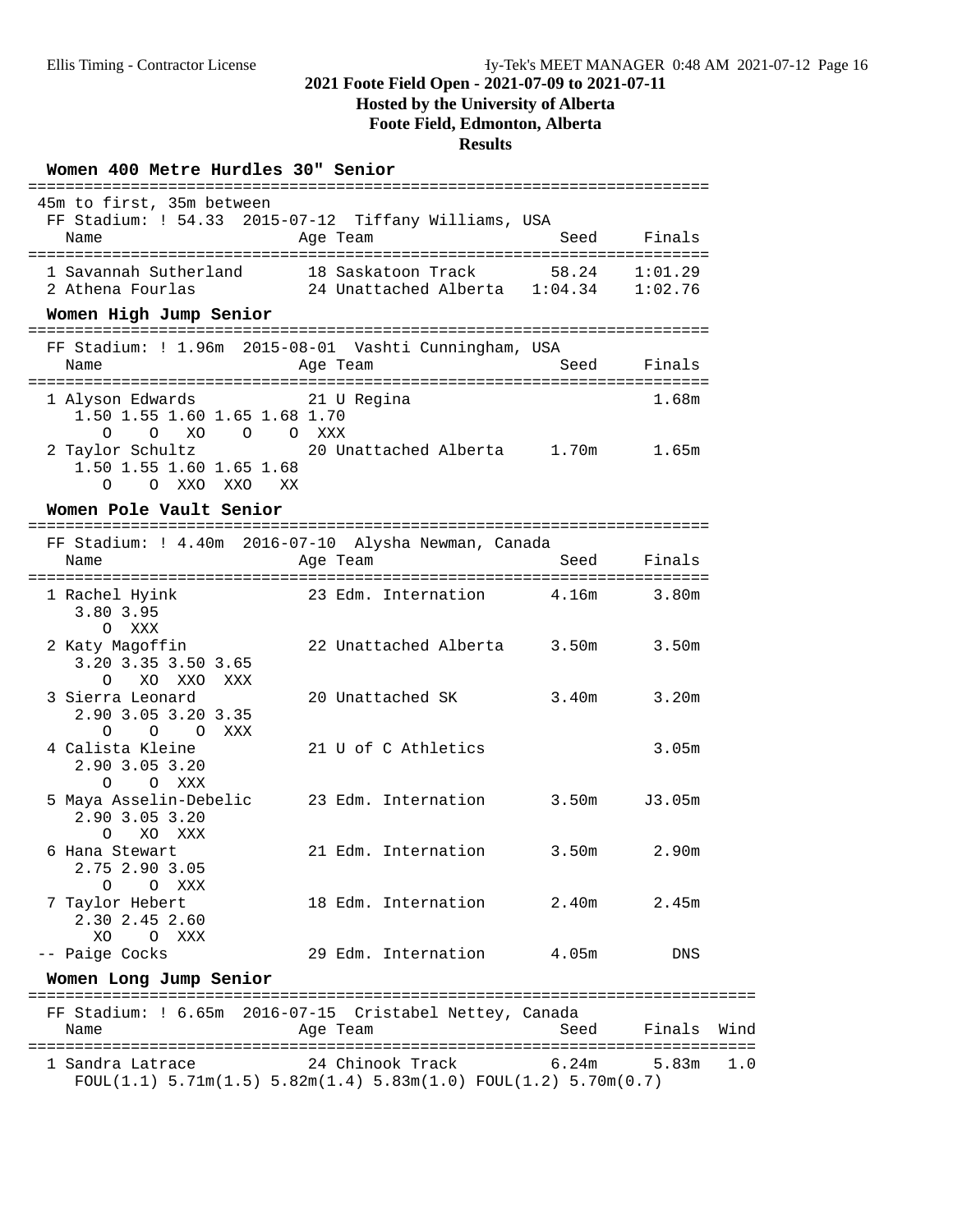## 2021 Foote Field Open - 2021-07-09 to 2021-07-11

**Hosted by the University of Alberta**

**Foote Field, Edmonton, Alberta**

**Results**

### Women 400 Metre Hurdles 30" Senior

45m to first, 35m between

FF Stadium: ! 54.33  2015-07-12  Tiffany Williams, USA

| Place | Name | Age | Team | Seed | Finals |
|---|---|---|---|---|---|
| 1 | Savannah Sutherland | 18 | Saskatoon Track | 58.24 | 1:01.29 |
| 2 | Athena Fourlas | 24 | Unattached Alberta | 1:04.34 | 1:02.76 |

### Women High Jump Senior

FF Stadium: ! 1.96m  2015-08-01  Vashti Cunningham, USA

| Place | Name | Age | Team | Seed | Finals |
|---|---|---|---|---|---|
| 1 | Alyson Edwards | 21 | U Regina | | 1.68m |
| 2 | Taylor Schultz | 20 | Unattached Alberta | 1.70m | 1.65m |

```
1 Alyson Edwards
   1.50 1.55 1.60 1.65 1.68 1.70
      O    O   XO    O    O  XXX
2 Taylor Schultz
   1.50 1.55 1.60 1.65 1.68
      O    O  XXO  XXO   XX
```

### Women Pole Vault Senior

FF Stadium: ! 4.40m  2016-07-10  Alysha Newman, Canada

| Place | Name | Age | Team | Seed | Finals |
|---|---|---|---|---|---|
| 1 | Rachel Hyink | 23 | Edm. Internation | 4.16m | 3.80m |
| 2 | Katy Magoffin | 22 | Unattached Alberta | 3.50m | 3.50m |
| 3 | Sierra Leonard | 20 | Unattached SK | 3.40m | 3.20m |
| 4 | Calista Kleine | 21 | U of C Athletics | | 3.05m |
| 5 | Maya Asselin-Debelic | 23 | Edm. Internation | 3.50m | J3.05m |
| 6 | Hana Stewart | 21 | Edm. Internation | 3.50m | 2.90m |
| 7 | Taylor Hebert | 18 | Edm. Internation | 2.40m | 2.45m |
| -- | Paige Cocks | 29 | Edm. Internation | 4.05m | DNS |

```
1 Rachel Hyink
   3.80 3.95
      O  XXX
2 Katy Magoffin
   3.20 3.35 3.50 3.65
      O   XO  XXO  XXX
3 Sierra Leonard
   2.90 3.05 3.20 3.35
      O    O    O  XXX
4 Calista Kleine
   2.90 3.05 3.20
      O    O  XXX
5 Maya Asselin-Debelic
   2.90 3.05 3.20
      O   XO  XXX
6 Hana Stewart
   2.75 2.90 3.05
      O    O  XXX
7 Taylor Hebert
   2.30 2.45 2.60
     XO    O  XXX
```

### Women Long Jump Senior

FF Stadium: ! 6.65m  2016-07-15  Cristabel Nettey, Canada

| Place | Name | Age | Team | Seed | Finals | Wind |
|---|---|---|---|---|---|---|
| 1 | Sandra Latrace | 24 | Chinook Track | 6.24m | 5.83m | 1.0 |

```
1 Sandra Latrace
   FOUL(1.1) 5.71m(1.5) 5.82m(1.4) 5.83m(1.0) FOUL(1.2) 5.70m(0.7)
```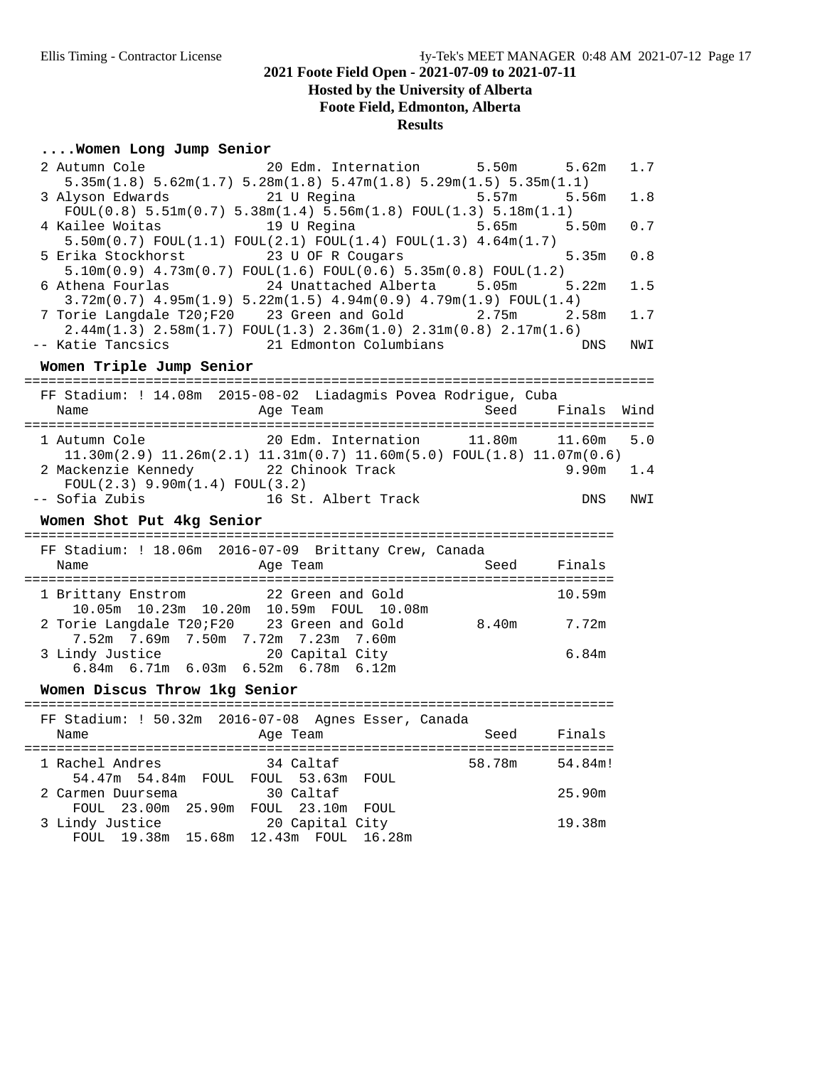# 2021 Foote Field Open - 2021-07-09 to 2021-07-11

**Hosted by the University of Alberta**

**Foote Field, Edmonton, Alberta**

**Results**

### ....Women Long Jump Senior

```
  2 Autumn Cole               20 Edm. International      5.50m      5.62m   1.7
     5.35m(1.8) 5.62m(1.7) 5.28m(1.8) 5.47m(1.8) 5.29m(1.5) 5.35m(1.1)
  3 Alyson Edwards            21 U Regina                5.57m      5.56m   1.8
     FOUL(0.8) 5.51m(0.7) 5.38m(1.4) 5.56m(1.8) FOUL(1.3) 5.18m(1.1)
  4 Kailee Woitas             19 U Regina                5.65m      5.50m   0.7
     5.50m(0.7) FOUL(1.1) FOUL(2.1) FOUL(1.4) FOUL(1.3) 4.64m(1.7)
  5 Erika Stockhorst          23 U OF R Cougars                     5.35m   0.8
     5.10m(0.9) 4.73m(0.7) FOUL(1.6) FOUL(0.6) 5.35m(0.8) FOUL(1.2)
  6 Athena Fourlas            24 Unattached Alberta      5.05m      5.22m   1.5
     3.72m(0.7) 4.95m(1.9) 5.22m(1.5) 4.94m(0.9) 4.79m(1.9) FOUL(1.4)
  7 Torie Langdale T20;F20    23 Green and Gold          2.75m      2.58m   1.7
     2.44m(1.3) 2.58m(1.7) FOUL(1.3) 2.36m(1.0) 2.31m(0.8) 2.17m(1.6)
 -- Katie Tancsics            21 Edmonton Columbians                  DNS   NWI
```

### Women Triple Jump Senior

```
================================================================================
  FF Stadium: ! 14.08m  2015-08-02  Liadagmis Povea Rodrigue, Cuba
    Name                    Age Team                    Seed     Finals  Wind
================================================================================
  1 Autumn Cole               20 Edm. International     11.80m     11.60m   5.0
     11.30m(2.9) 11.26m(2.1) 11.31m(0.7) 11.60m(5.0) FOUL(1.8) 11.07m(0.6)
  2 Mackenzie Kennedy         22 Chinook Track                      9.90m   1.4
     FOUL(2.3) 9.90m(1.4) FOUL(3.2)
 -- Sofia Zubis               16 St. Albert Track                     DNS   NWI
```

### Women Shot Put 4kg Senior

```
=========================================================================
  FF Stadium: ! 18.06m  2016-07-09  Brittany Crew, Canada
    Name                    Age Team                    Seed     Finals
=========================================================================
  1 Brittany Enstrom          22 Green and Gold                    10.59m
      10.05m  10.23m  10.20m  10.59m  FOUL  10.08m
  2 Torie Langdale T20;F20    23 Green and Gold          8.40m      7.72m
      7.52m  7.69m  7.50m  7.72m  7.23m  7.60m
  3 Lindy Justice             20 Capital City                       6.84m
      6.84m  6.71m  6.03m  6.52m  6.78m  6.12m
```

### Women Discus Throw 1kg Senior

```
=========================================================================
  FF Stadium: ! 50.32m  2016-07-08  Agnes Esser, Canada
    Name                    Age Team                    Seed     Finals
=========================================================================
  1 Rachel Andres             34 Caltaf                 58.78m     54.84m!
      54.47m  54.84m  FOUL  FOUL  53.63m  FOUL
  2 Carmen Duursema           30 Caltaf                            25.90m
      FOUL  23.00m  25.90m  FOUL  23.10m  FOUL
  3 Lindy Justice             20 Capital City                      19.38m
      FOUL  19.38m  15.68m  12.43m  FOUL  16.28m
```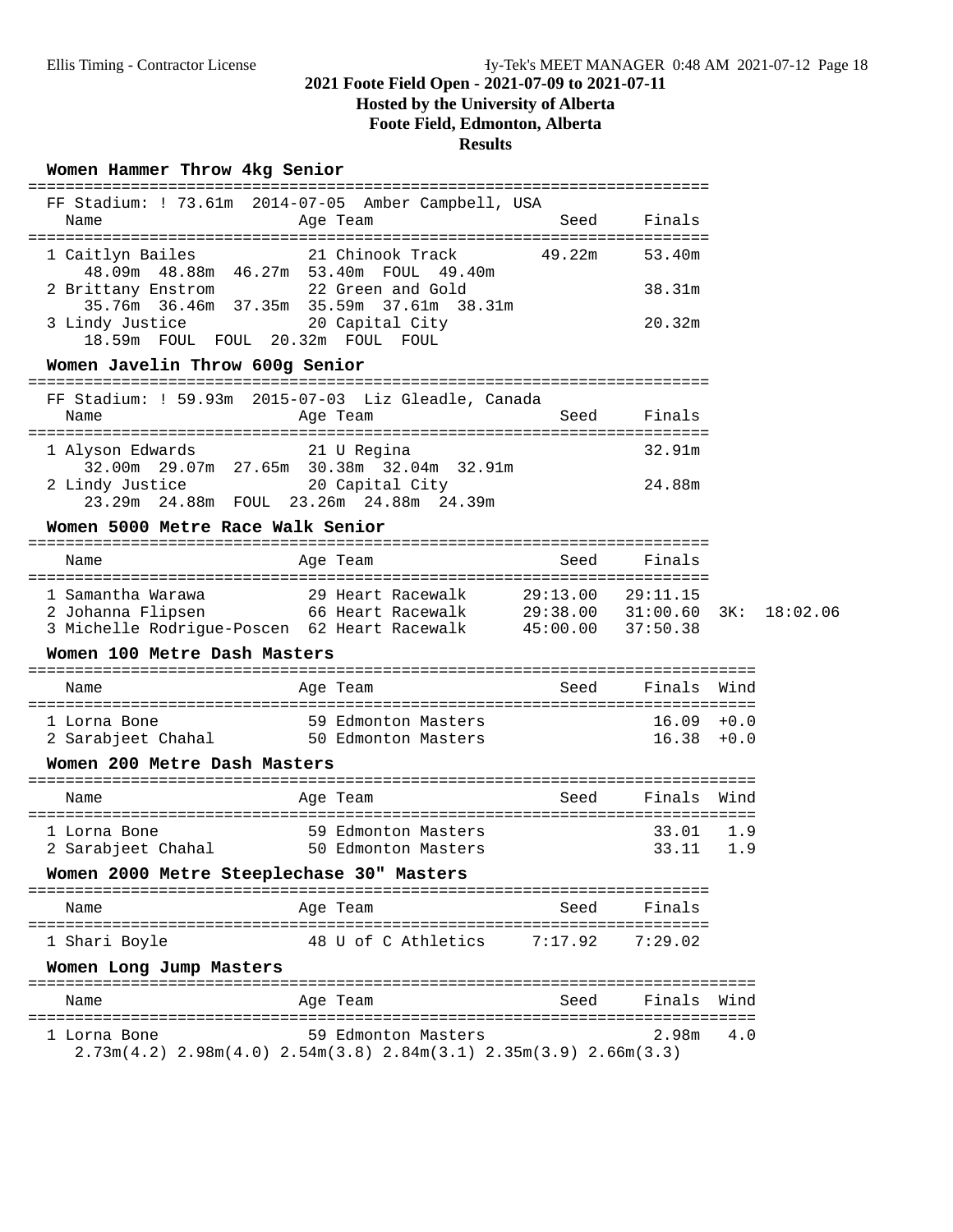## 2021 Foote Field Open - 2021-07-09 to 2021-07-11

### Hosted by the University of Alberta

### Foote Field, Edmonton, Alberta

### Results

#### Women Hammer Throw 4kg Senior

FF Stadium: ! 73.61m 2014-07-05 Amber Campbell, USA

| Place | Name | Age | Team | Seed | Finals |
|---|---|---|---|---|---|
| 1 | Caitlyn Bailes | 21 | Chinook Track | 49.22m | 53.40m |
| | 48.09m 48.88m 46.27m 53.40m FOUL 49.40m | | | | |
| 2 | Brittany Enstrom | 22 | Green and Gold | | 38.31m |
| | 35.76m 36.46m 37.35m 35.59m 37.61m 38.31m | | | | |
| 3 | Lindy Justice | 20 | Capital City | | 20.32m |
| | 18.59m FOUL FOUL 20.32m FOUL FOUL | | | | |

#### Women Javelin Throw 600g Senior

FF Stadium: ! 59.93m 2015-07-03 Liz Gleadle, Canada

| Place | Name | Age | Team | Seed | Finals |
|---|---|---|---|---|---|
| 1 | Alyson Edwards | 21 | U Regina | | 32.91m |
| | 32.00m 29.07m 27.65m 30.38m 32.04m 32.91m | | | | |
| 2 | Lindy Justice | 20 | Capital City | | 24.88m |
| | 23.29m 24.88m FOUL 23.26m 24.88m 24.39m | | | | |

#### Women 5000 Metre Race Walk Senior

| Place | Name | Age | Team | Seed | Finals | |
|---|---|---|---|---|---|---|
| 1 | Samantha Warawa | 29 | Heart Racewalk | 29:13.00 | 29:11.15 | |
| 2 | Johanna Flipsen | 66 | Heart Racewalk | 29:38.00 | 31:00.60 | 3K: 18:02.06 |
| 3 | Michelle Rodrigue-Poscen | 62 | Heart Racewalk | 45:00.00 | 37:50.38 | |

#### Women 100 Metre Dash Masters

| Place | Name | Age | Team | Seed | Finals | Wind |
|---|---|---|---|---|---|---|
| 1 | Lorna Bone | 59 | Edmonton Masters | | 16.09 | +0.0 |
| 2 | Sarabjeet Chahal | 50 | Edmonton Masters | | 16.38 | +0.0 |

#### Women 200 Metre Dash Masters

| Place | Name | Age | Team | Seed | Finals | Wind |
|---|---|---|---|---|---|---|
| 1 | Lorna Bone | 59 | Edmonton Masters | | 33.01 | 1.9 |
| 2 | Sarabjeet Chahal | 50 | Edmonton Masters | | 33.11 | 1.9 |

#### Women 2000 Metre Steeplechase 30" Masters

| Place | Name | Age | Team | Seed | Finals |
|---|---|---|---|---|---|
| 1 | Shari Boyle | 48 | U of C Athletics | 7:17.92 | 7:29.02 |

#### Women Long Jump Masters

| Place | Name | Age | Team | Seed | Finals | Wind |
|---|---|---|---|---|---|---|
| 1 | Lorna Bone | 59 | Edmonton Masters | | 2.98m | 4.0 |
| | 2.73m(4.2) 2.98m(4.0) 2.54m(3.8) 2.84m(3.1) 2.35m(3.9) 2.66m(3.3) | | | | | |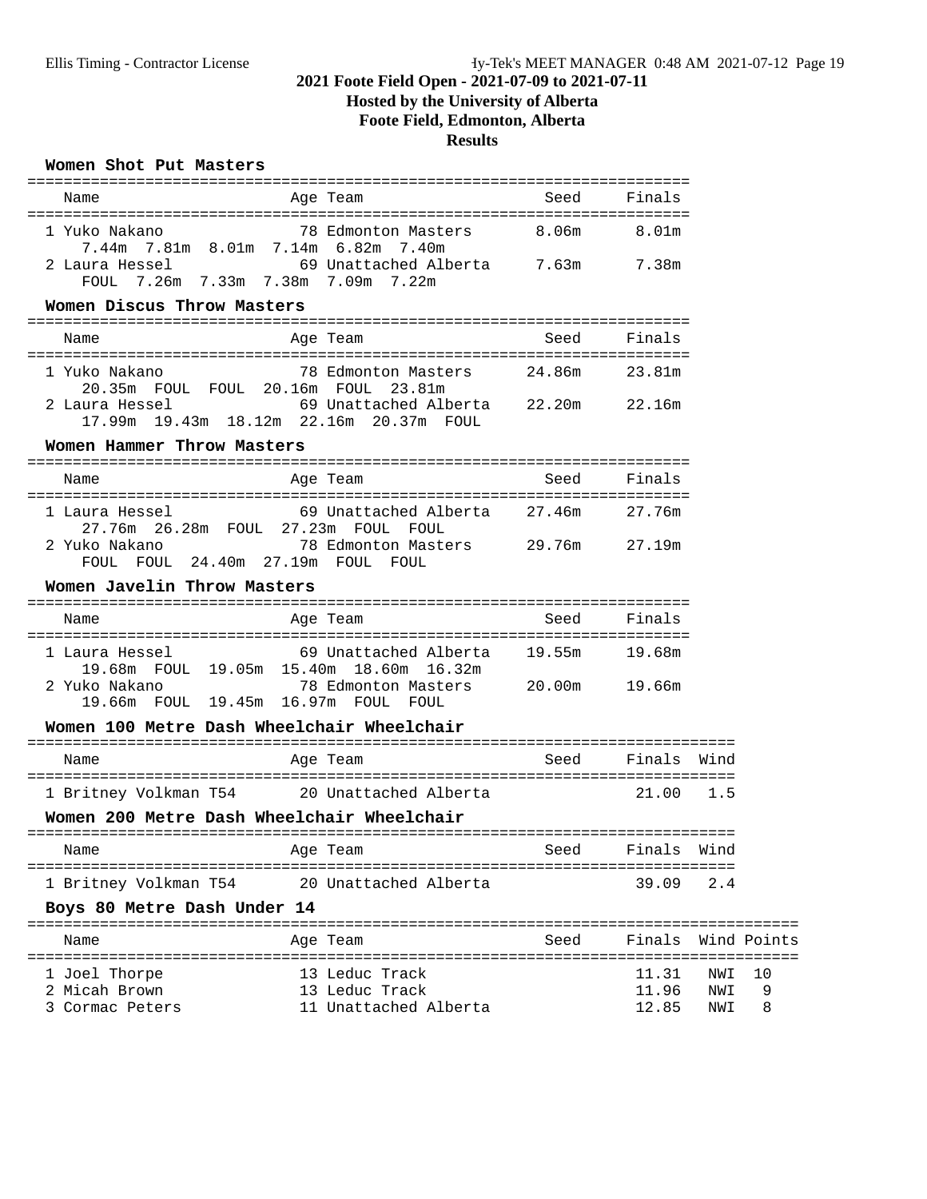# 2021 Foote Field Open - 2021-07-09 to 2021-07-11

**Hosted by the University of Alberta**

**Foote Field, Edmonton, Alberta**

**Results**

### Women Shot Put Masters

| Name | Age | Team | Seed | Finals |
|---|---|---|---|---|
| 1 Yuko Nakano | 78 | Edmonton Masters | 8.06m | 8.01m |
| 7.44m 7.81m 8.01m 7.14m 6.82m 7.40m | | | | |
| 2 Laura Hessel | 69 | Unattached Alberta | 7.63m | 7.38m |
| FOUL 7.26m 7.33m 7.38m 7.09m 7.22m | | | | |

### Women Discus Throw Masters

| Name | Age | Team | Seed | Finals |
|---|---|---|---|---|
| 1 Yuko Nakano | 78 | Edmonton Masters | 24.86m | 23.81m |
| 20.35m FOUL FOUL 20.16m FOUL 23.81m | | | | |
| 2 Laura Hessel | 69 | Unattached Alberta | 22.20m | 22.16m |
| 17.99m 19.43m 18.12m 22.16m 20.37m FOUL | | | | |

### Women Hammer Throw Masters

| Name | Age | Team | Seed | Finals |
|---|---|---|---|---|
| 1 Laura Hessel | 69 | Unattached Alberta | 27.46m | 27.76m |
| 27.76m 26.28m FOUL 27.23m FOUL FOUL | | | | |
| 2 Yuko Nakano | 78 | Edmonton Masters | 29.76m | 27.19m |
| FOUL FOUL 24.40m 27.19m FOUL FOUL | | | | |

### Women Javelin Throw Masters

| Name | Age | Team | Seed | Finals |
|---|---|---|---|---|
| 1 Laura Hessel | 69 | Unattached Alberta | 19.55m | 19.68m |
| 19.68m FOUL 19.05m 15.40m 18.60m 16.32m | | | | |
| 2 Yuko Nakano | 78 | Edmonton Masters | 20.00m | 19.66m |
| 19.66m FOUL 19.45m 16.97m FOUL FOUL | | | | |

### Women 100 Metre Dash Wheelchair Wheelchair

| Name | Age | Team | Seed | Finals | Wind |
|---|---|---|---|---|---|
| 1 Britney Volkman T54 | 20 | Unattached Alberta | | 21.00 | 1.5 |

### Women 200 Metre Dash Wheelchair Wheelchair

| Name | Age | Team | Seed | Finals | Wind |
|---|---|---|---|---|---|
| 1 Britney Volkman T54 | 20 | Unattached Alberta | | 39.09 | 2.4 |

### Boys 80 Metre Dash Under 14

| Name | Age | Team | Seed | Finals | Wind | Points |
|---|---|---|---|---|---|---|
| 1 Joel Thorpe | 13 | Leduc Track | | 11.31 | NWI | 10 |
| 2 Micah Brown | 13 | Leduc Track | | 11.96 | NWI | 9 |
| 3 Cormac Peters | 11 | Unattached Alberta | | 12.85 | NWI | 8 |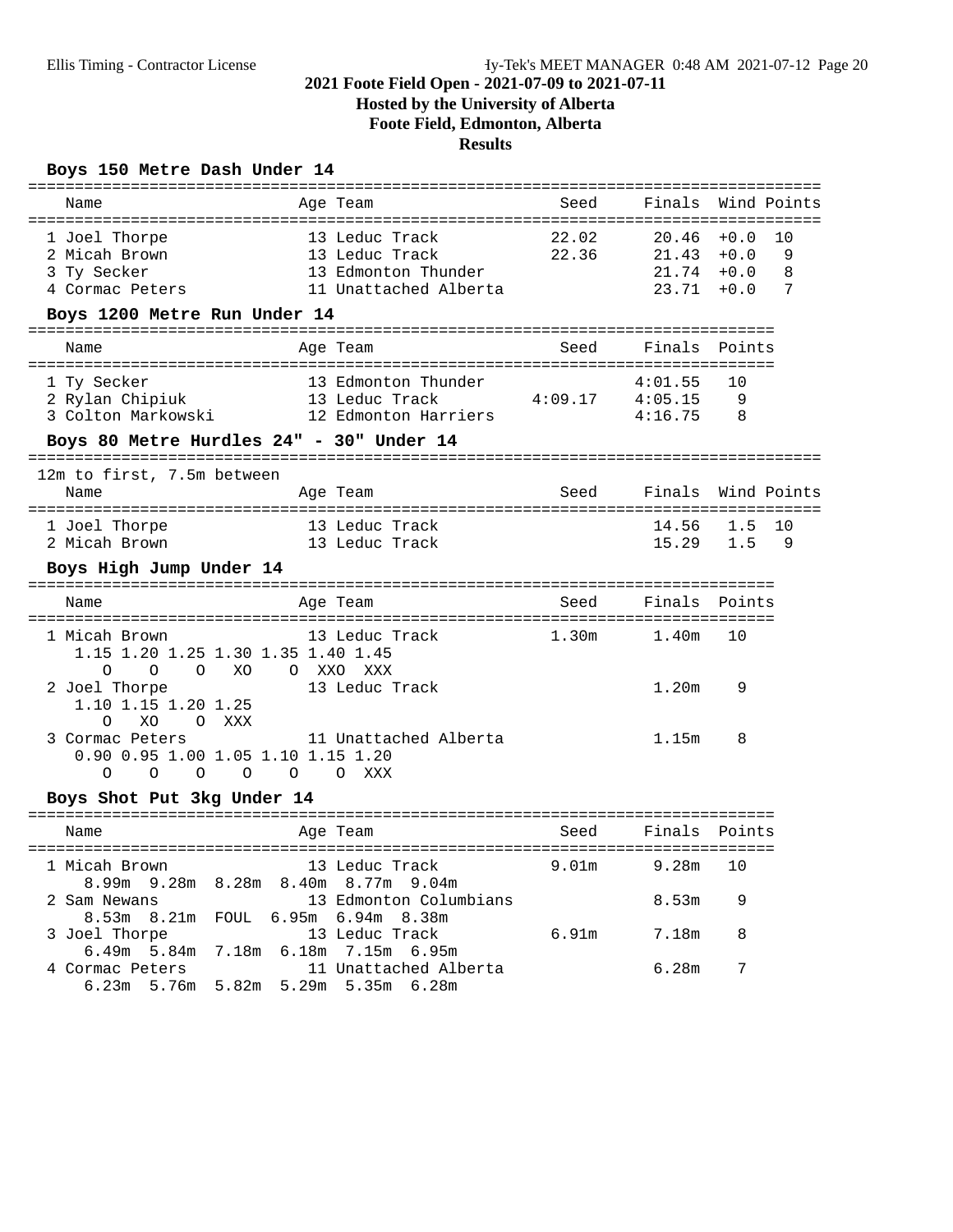### 2021 Foote Field Open - 2021-07-09 to 2021-07-11
**Hosted by the University of Alberta**
**Foote Field, Edmonton, Alberta**
**Results**

## Boys 150 Metre Dash Under 14

| Place | Name | Age | Team | Seed | Finals | Wind | Points |
|---|---|---|---|---|---|---|---|
| 1 | Joel Thorpe | 13 | Leduc Track | 22.02 | 20.46 | +0.0 | 10 |
| 2 | Micah Brown | 13 | Leduc Track | 22.36 | 21.43 | +0.0 | 9 |
| 3 | Ty Secker | 13 | Edmonton Thunder | | 21.74 | +0.0 | 8 |
| 4 | Cormac Peters | 11 | Unattached Alberta | | 23.71 | +0.0 | 7 |

## Boys 1200 Metre Run Under 14

| Place | Name | Age | Team | Seed | Finals | Points |
|---|---|---|---|---|---|---|
| 1 | Ty Secker | 13 | Edmonton Thunder | | 4:01.55 | 10 |
| 2 | Rylan Chipiuk | 13 | Leduc Track | 4:09.17 | 4:05.15 | 9 |
| 3 | Colton Markowski | 12 | Edmonton Harriers | | 4:16.75 | 8 |

## Boys 80 Metre Hurdles 24" - 30" Under 14

12m to first, 7.5m between

| Place | Name | Age | Team | Seed | Finals | Wind | Points |
|---|---|---|---|---|---|---|---|
| 1 | Joel Thorpe | 13 | Leduc Track | | 14.56 | 1.5 | 10 |
| 2 | Micah Brown | 13 | Leduc Track | | 15.29 | 1.5 | 9 |

## Boys High Jump Under 14

| Place | Name | Age | Team | Seed | Finals | Points |
|---|---|---|---|---|---|---|
| 1 | Micah Brown | 13 | Leduc Track | 1.30m | 1.40m | 10 |
| | 1.15 1.20 1.25 1.30 1.35 1.40 1.45 | | | | | |
| | O O O XO O XXO XXX | | | | | |
| 2 | Joel Thorpe | 13 | Leduc Track | | 1.20m | 9 |
| | 1.10 1.15 1.20 1.25 | | | | | |
| | O XO O XXX | | | | | |
| 3 | Cormac Peters | 11 | Unattached Alberta | | 1.15m | 8 |
| | 0.90 0.95 1.00 1.05 1.10 1.15 1.20 | | | | | |
| | O O O O O O XXX | | | | | |

## Boys Shot Put 3kg Under 14

| Place | Name | Age | Team | Seed | Finals | Points |
|---|---|---|---|---|---|---|
| 1 | Micah Brown | 13 | Leduc Track | 9.01m | 9.28m | 10 |
| | 8.99m 9.28m 8.28m 8.40m 8.77m 9.04m | | | | | |
| 2 | Sam Newans | 13 | Edmonton Columbians | | 8.53m | 9 |
| | 8.53m 8.21m FOUL 6.95m 6.94m 8.38m | | | | | |
| 3 | Joel Thorpe | 13 | Leduc Track | 6.91m | 7.18m | 8 |
| | 6.49m 5.84m 7.18m 6.18m 7.15m 6.95m | | | | | |
| 4 | Cormac Peters | 11 | Unattached Alberta | | 6.28m | 7 |
| | 6.23m 5.76m 5.82m 5.29m 5.35m 6.28m | | | | | |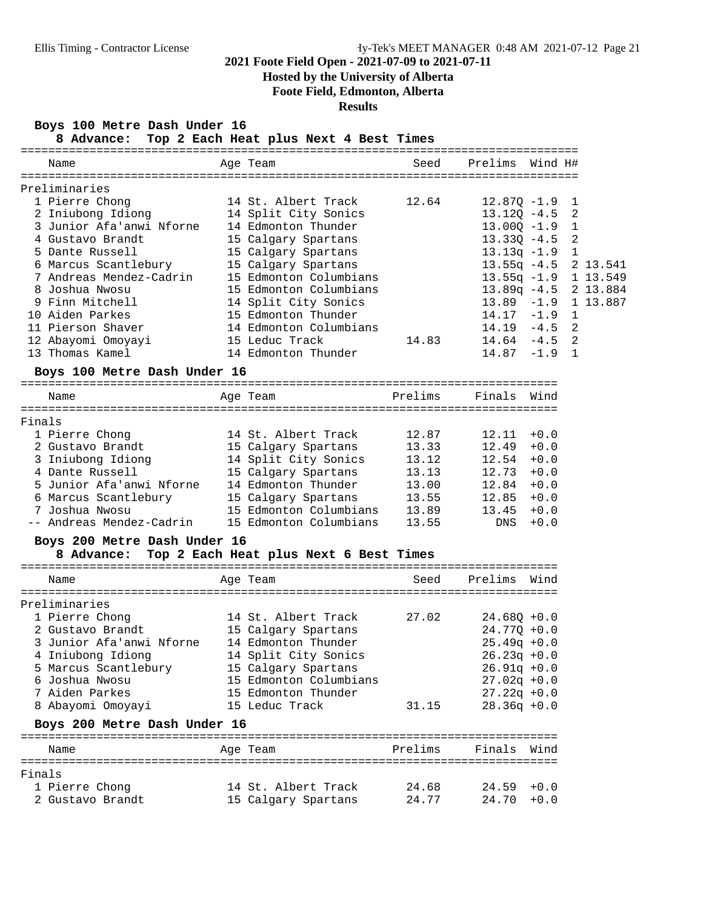# 2021 Foote Field Open - 2021-07-09 to 2021-07-11

**Hosted by the University of Alberta**

**Foote Field, Edmonton, Alberta**

**Results**

## Boys 100 Metre Dash Under 16

**8 Advance: Top 2 Each Heat plus Next 4 Best Times**

Preliminaries

| | Name | Age | Team | Seed | Prelims | Wind | H# | |
|---|---|---|---|---|---|---|---|---|
| 1 | Pierre Chong | 14 | St. Albert Track | 12.64 | 12.87Q | -1.9 | 1 | |
| 2 | Iniubong Idiong | 14 | Split City Sonics | | 13.12Q | -4.5 | 2 | |
| 3 | Junior Afa'anwi Nforne | 14 | Edmonton Thunder | | 13.00Q | -1.9 | 1 | |
| 4 | Gustavo Brandt | 15 | Calgary Spartans | | 13.33Q | -4.5 | 2 | |
| 5 | Dante Russell | 15 | Calgary Spartans | | 13.13q | -1.9 | 1 | |
| 6 | Marcus Scantlebury | 15 | Calgary Spartans | | 13.55q | -4.5 | 2 | 13.541 |
| 7 | Andreas Mendez-Cadrin | 15 | Edmonton Columbians | | 13.55q | -1.9 | 1 | 13.549 |
| 8 | Joshua Nwosu | 15 | Edmonton Columbians | | 13.89q | -4.5 | 2 | 13.884 |
| 9 | Finn Mitchell | 14 | Split City Sonics | | 13.89 | -1.9 | 1 | 13.887 |
| 10 | Aiden Parkes | 15 | Edmonton Thunder | | 14.17 | -1.9 | 1 | |
| 11 | Pierson Shaver | 14 | Edmonton Columbians | | 14.19 | -4.5 | 2 | |
| 12 | Abayomi Omoyayi | 15 | Leduc Track | 14.83 | 14.64 | -4.5 | 2 | |
| 13 | Thomas Kamel | 14 | Edmonton Thunder | | 14.87 | -1.9 | 1 | |

## Boys 100 Metre Dash Under 16

Finals

| | Name | Age | Team | Prelims | Finals | Wind |
|---|---|---|---|---|---|---|
| 1 | Pierre Chong | 14 | St. Albert Track | 12.87 | 12.11 | +0.0 |
| 2 | Gustavo Brandt | 15 | Calgary Spartans | 13.33 | 12.49 | +0.0 |
| 3 | Iniubong Idiong | 14 | Split City Sonics | 13.12 | 12.54 | +0.0 |
| 4 | Dante Russell | 15 | Calgary Spartans | 13.13 | 12.73 | +0.0 |
| 5 | Junior Afa'anwi Nforne | 14 | Edmonton Thunder | 13.00 | 12.84 | +0.0 |
| 6 | Marcus Scantlebury | 15 | Calgary Spartans | 13.55 | 12.85 | +0.0 |
| 7 | Joshua Nwosu | 15 | Edmonton Columbians | 13.89 | 13.45 | +0.0 |
| -- | Andreas Mendez-Cadrin | 15 | Edmonton Columbians | 13.55 | DNS | +0.0 |

## Boys 200 Metre Dash Under 16

**8 Advance: Top 2 Each Heat plus Next 6 Best Times**

Preliminaries

| | Name | Age | Team | Seed | Prelims | Wind |
|---|---|---|---|---|---|---|
| 1 | Pierre Chong | 14 | St. Albert Track | 27.02 | 24.68Q | +0.0 |
| 2 | Gustavo Brandt | 15 | Calgary Spartans | | 24.77Q | +0.0 |
| 3 | Junior Afa'anwi Nforne | 14 | Edmonton Thunder | | 25.49q | +0.0 |
| 4 | Iniubong Idiong | 14 | Split City Sonics | | 26.23q | +0.0 |
| 5 | Marcus Scantlebury | 15 | Calgary Spartans | | 26.91q | +0.0 |
| 6 | Joshua Nwosu | 15 | Edmonton Columbians | | 27.02q | +0.0 |
| 7 | Aiden Parkes | 15 | Edmonton Thunder | | 27.22q | +0.0 |
| 8 | Abayomi Omoyayi | 15 | Leduc Track | 31.15 | 28.36q | +0.0 |

## Boys 200 Metre Dash Under 16

Finals

| | Name | Age | Team | Prelims | Finals | Wind |
|---|---|---|---|---|---|---|
| 1 | Pierre Chong | 14 | St. Albert Track | 24.68 | 24.59 | +0.0 |
| 2 | Gustavo Brandt | 15 | Calgary Spartans | 24.77 | 24.70 | +0.0 |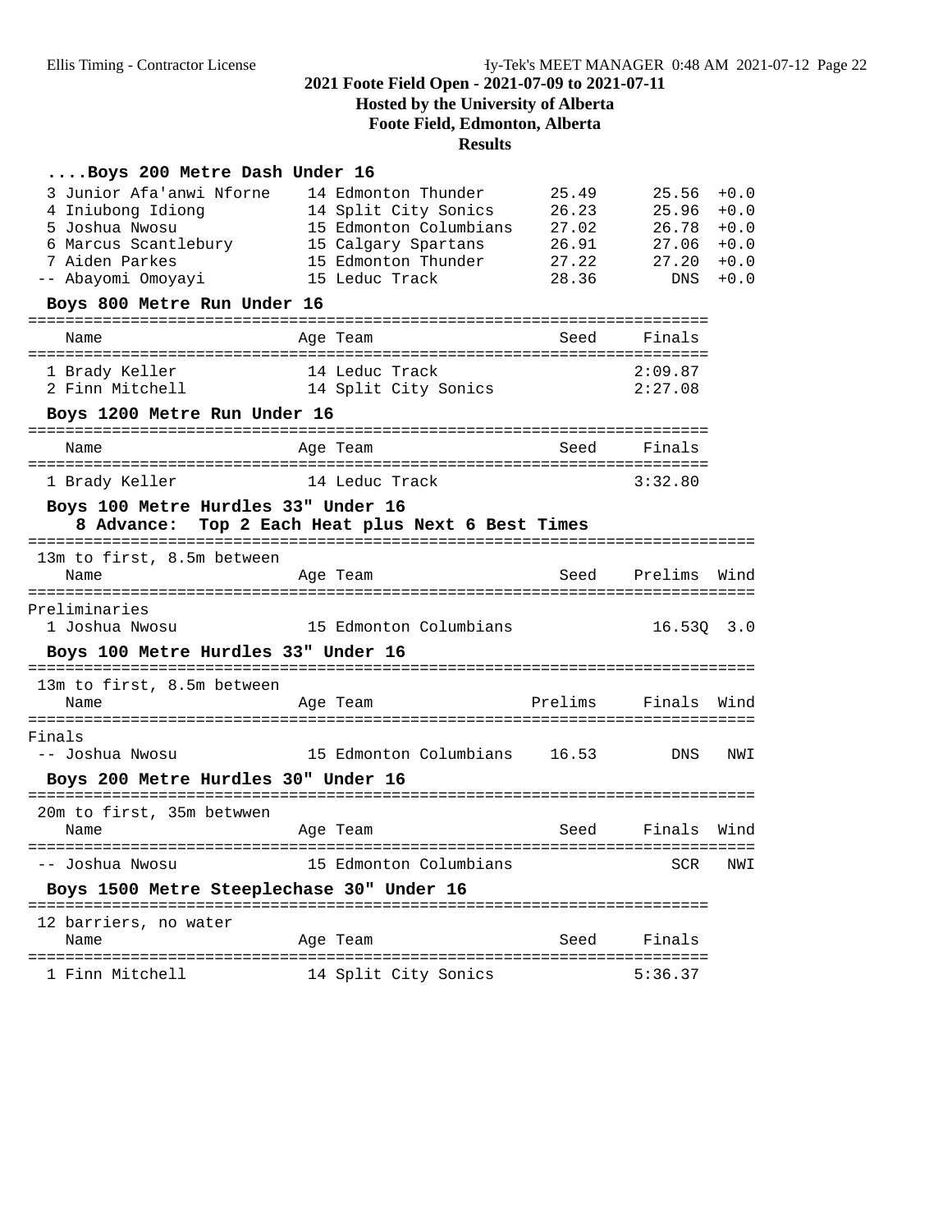# 2021 Foote Field Open - 2021-07-09 to 2021-07-11

**Hosted by the University of Alberta**

**Foote Field, Edmonton, Alberta**

**Results**

### ....Boys 200 Metre Dash Under 16

| Place | Name | Age | Team | Seed | Finals | Wind |
|---|---|---|---|---|---|---|
| 3 | Junior Afa'anwi Nforne | 14 | Edmonton Thunder | 25.49 | 25.56 | +0.0 |
| 4 | Iniubong Idiong | 14 | Split City Sonics | 26.23 | 25.96 | +0.0 |
| 5 | Joshua Nwosu | 15 | Edmonton Columbians | 27.02 | 26.78 | +0.0 |
| 6 | Marcus Scantlebury | 15 | Calgary Spartans | 26.91 | 27.06 | +0.0 |
| 7 | Aiden Parkes | 15 | Edmonton Thunder | 27.22 | 27.20 | +0.0 |
| -- | Abayomi Omoyayi | 15 | Leduc Track | 28.36 | DNS | +0.0 |

### Boys 800 Metre Run Under 16

| Place | Name | Age | Team | Seed | Finals |
|---|---|---|---|---|---|
| 1 | Brady Keller | 14 | Leduc Track | | 2:09.87 |
| 2 | Finn Mitchell | 14 | Split City Sonics | | 2:27.08 |

### Boys 1200 Metre Run Under 16

| Place | Name | Age | Team | Seed | Finals |
|---|---|---|---|---|---|
| 1 | Brady Keller | 14 | Leduc Track | | 3:32.80 |

### Boys 100 Metre Hurdles 33" Under 16

8 Advance: Top 2 Each Heat plus Next 6 Best Times

13m to first, 8.5m between

**Preliminaries**

| Place | Name | Age | Team | Seed | Prelims | Wind |
|---|---|---|---|---|---|---|
| 1 | Joshua Nwosu | 15 | Edmonton Columbians | | 16.53Q | 3.0 |

### Boys 100 Metre Hurdles 33" Under 16

13m to first, 8.5m between

**Finals**

| Place | Name | Age | Team | Prelims | Finals | Wind |
|---|---|---|---|---|---|---|
| -- | Joshua Nwosu | 15 | Edmonton Columbians | 16.53 | DNS | NWI |

### Boys 200 Metre Hurdles 30" Under 16

20m to first, 35m betwwen

| Place | Name | Age | Team | Seed | Finals | Wind |
|---|---|---|---|---|---|---|
| -- | Joshua Nwosu | 15 | Edmonton Columbians | | SCR | NWI |

### Boys 1500 Metre Steeplechase 30" Under 16

12 barriers, no water

| Place | Name | Age | Team | Seed | Finals |
|---|---|---|---|---|---|
| 1 | Finn Mitchell | 14 | Split City Sonics | | 5:36.37 |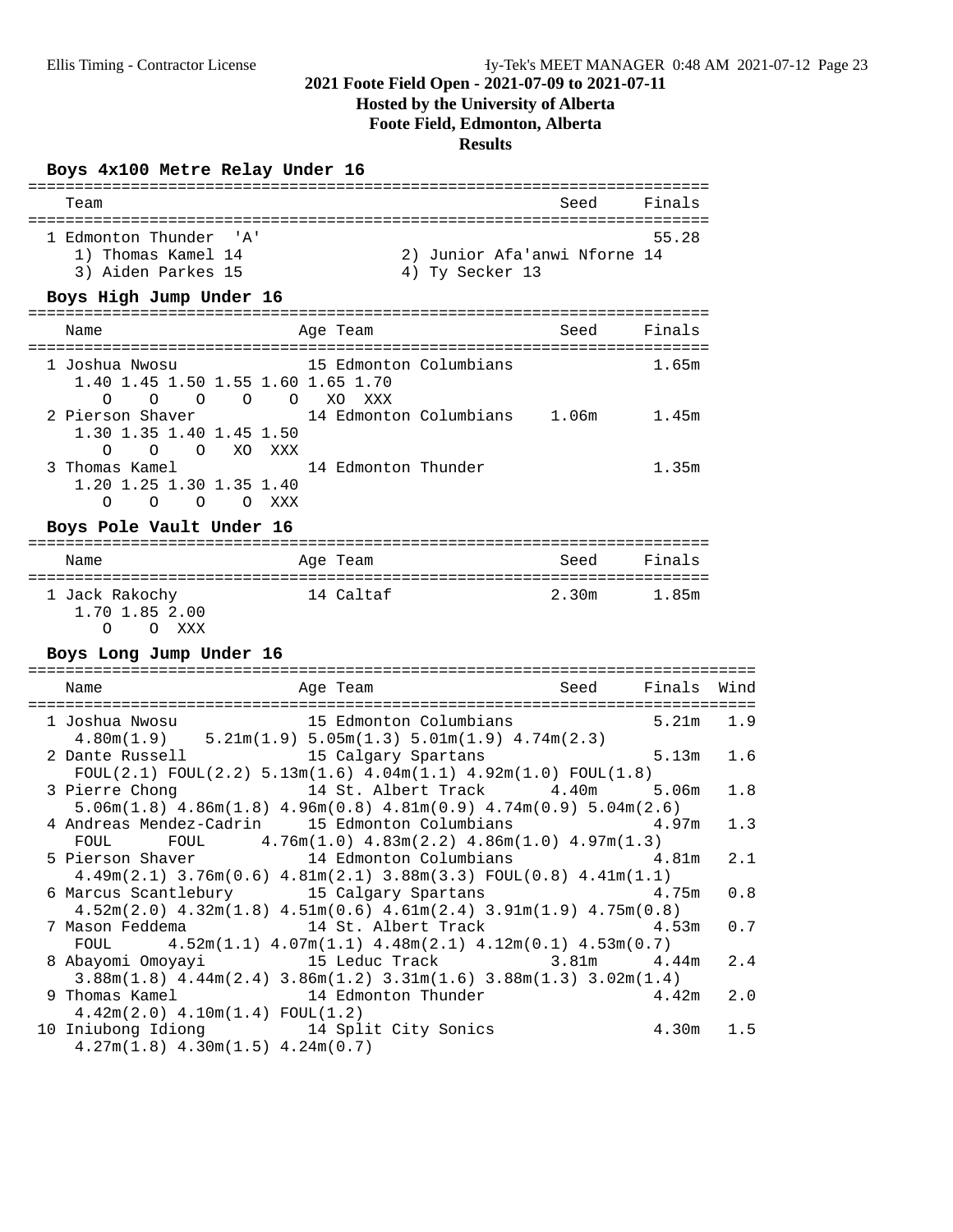# 2021 Foote Field Open - 2021-07-09 to 2021-07-11

**Hosted by the University of Alberta**

**Foote Field, Edmonton, Alberta**

**Results**

## Boys 4x100 Metre Relay Under 16

```
========================================================================
    Team                                                 Seed    Finals
========================================================================
  1 Edmonton Thunder  'A'                                         55.28
     1) Thomas Kamel 14                 2) Junior Afa'anwi Nforne 14
     3) Aiden Parkes 15                 4) Ty Secker 13
```

## Boys High Jump Under 16

```
========================================================================
    Name                    Age Team                     Seed    Finals
========================================================================
  1 Joshua Nwosu             15 Edmonton Columbians               1.65m
     1.40 1.45 1.50 1.55 1.60 1.65 1.70
        O    O    O    O    O   XO  XXX
  2 Pierson Shaver           14 Edmonton Columbians    1.06m      1.45m
     1.30 1.35 1.40 1.45 1.50
        O    O    O   XO  XXX
  3 Thomas Kamel             14 Edmonton Thunder                  1.35m
     1.20 1.25 1.30 1.35 1.40
        O    O    O    O  XXX
```

## Boys Pole Vault Under 16

```
========================================================================
    Name                    Age Team                     Seed    Finals
========================================================================
  1 Jack Rakochy             14 Caltaf                 2.30m      1.85m
     1.70 1.85 2.00
        O    O  XXX
```

## Boys Long Jump Under 16

```
=============================================================================
    Name                    Age Team                     Seed    Finals  Wind
=============================================================================
  1 Joshua Nwosu             15 Edmonton Columbians               5.21m   1.9
     4.80m(1.9)    5.21m(1.9) 5.05m(1.3) 5.01m(1.9) 4.74m(2.3)
  2 Dante Russell            15 Calgary Spartans                  5.13m   1.6
     FOUL(2.1) FOUL(2.2) 5.13m(1.6) 4.04m(1.1) 4.92m(1.0) FOUL(1.8)
  3 Pierre Chong             14 St. Albert Track       4.40m      5.06m   1.8
     5.06m(1.8) 4.86m(1.8) 4.96m(0.8) 4.81m(0.9) 4.74m(0.9) 5.04m(2.6)
  4 Andreas Mendez-Cadrin    15 Edmonton Columbians               4.97m   1.3
     FOUL      FOUL      4.76m(1.0) 4.83m(2.2) 4.86m(1.0) 4.97m(1.3)
  5 Pierson Shaver           14 Edmonton Columbians               4.81m   2.1
     4.49m(2.1) 3.76m(0.6) 4.81m(2.1) 3.88m(3.3) FOUL(0.8) 4.41m(1.1)
  6 Marcus Scantlebury       15 Calgary Spartans                  4.75m   0.8
     4.52m(2.0) 4.32m(1.8) 4.51m(0.6) 4.61m(2.4) 3.91m(1.9) 4.75m(0.8)
  7 Mason Feddema            14 St. Albert Track                  4.53m   0.7
     FOUL     4.52m(1.1) 4.07m(1.1) 4.48m(2.1) 4.12m(0.1) 4.53m(0.7)
  8 Abayomi Omoyayi          15 Leduc Track            3.81m      4.44m   2.4
     3.88m(1.8) 4.44m(2.4) 3.86m(1.2) 3.31m(1.6) 3.88m(1.3) 3.02m(1.4)
  9 Thomas Kamel             14 Edmonton Thunder                  4.42m   2.0
     4.42m(2.0) 4.10m(1.4) FOUL(1.2)
 10 Iniubong Idiong          14 Split City Sonics                 4.30m   1.5
     4.27m(1.8) 4.30m(1.5) 4.24m(0.7)
```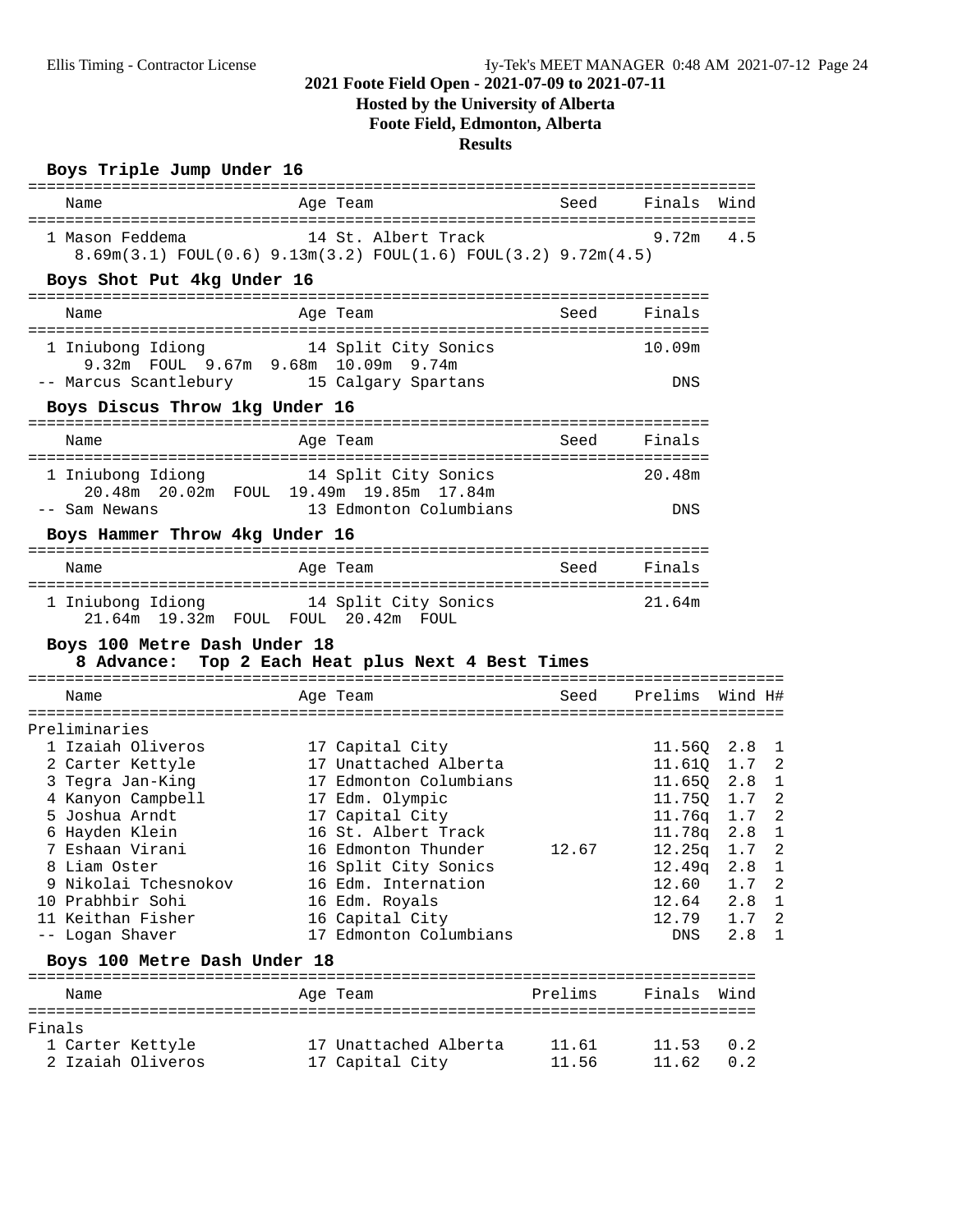## 2021 Foote Field Open - 2021-07-09 to 2021-07-11
### Hosted by the University of Alberta
### Foote Field, Edmonton, Alberta
### Results

**Boys Triple Jump Under 16**

| | Name | Age | Team | Seed | Finals | Wind |
|---|---|---|---|---|---|---|
| 1 | Mason Feddema | 14 | St. Albert Track | | 9.72m | 4.5 |

8.69m(3.1) FOUL(0.6) 9.13m(3.2) FOUL(1.6) FOUL(3.2) 9.72m(4.5)

**Boys Shot Put 4kg Under 16**

| | Name | Age | Team | Seed | Finals |
|---|---|---|---|---|---|
| 1 | Iniubong Idiong | 14 | Split City Sonics | | 10.09m |
| -- | Marcus Scantlebury | 15 | Calgary Spartans | | DNS |

Iniubong Idiong: 9.32m FOUL 9.67m 9.68m 10.09m 9.74m

**Boys Discus Throw 1kg Under 16**

| | Name | Age | Team | Seed | Finals |
|---|---|---|---|---|---|
| 1 | Iniubong Idiong | 14 | Split City Sonics | | 20.48m |
| -- | Sam Newans | 13 | Edmonton Columbians | | DNS |

Iniubong Idiong: 20.48m 20.02m FOUL 19.49m 19.85m 17.84m

**Boys Hammer Throw 4kg Under 16**

| | Name | Age | Team | Seed | Finals |
|---|---|---|---|---|---|
| 1 | Iniubong Idiong | 14 | Split City Sonics | | 21.64m |

21.64m 19.32m FOUL FOUL 20.42m FOUL

**Boys 100 Metre Dash Under 18**
8 Advance: Top 2 Each Heat plus Next 4 Best Times

Preliminaries

| | Name | Age | Team | Seed | Prelims | Wind | H# |
|---|---|---|---|---|---|---|---|
| 1 | Izaiah Oliveros | 17 | Capital City | | 11.56Q | 2.8 | 1 |
| 2 | Carter Kettyle | 17 | Unattached Alberta | | 11.61Q | 1.7 | 2 |
| 3 | Tegra Jan-King | 17 | Edmonton Columbians | | 11.65Q | 2.8 | 1 |
| 4 | Kanyon Campbell | 17 | Edm. Olympic | | 11.75Q | 1.7 | 2 |
| 5 | Joshua Arndt | 17 | Capital City | | 11.76q | 1.7 | 2 |
| 6 | Hayden Klein | 16 | St. Albert Track | | 11.78q | 2.8 | 1 |
| 7 | Eshaan Virani | 16 | Edmonton Thunder | 12.67 | 12.25q | 1.7 | 2 |
| 8 | Liam Oster | 16 | Split City Sonics | | 12.49q | 2.8 | 1 |
| 9 | Nikolai Tchesnokov | 16 | Edm. Internation | | 12.60 | 1.7 | 2 |
| 10 | Prabhbir Sohi | 16 | Edm. Royals | | 12.64 | 2.8 | 1 |
| 11 | Keithan Fisher | 16 | Capital City | | 12.79 | 1.7 | 2 |
| -- | Logan Shaver | 17 | Edmonton Columbians | | DNS | 2.8 | 1 |

**Boys 100 Metre Dash Under 18**

Finals

| | Name | Age | Team | Prelims | Finals | Wind |
|---|---|---|---|---|---|---|
| 1 | Carter Kettyle | 17 | Unattached Alberta | 11.61 | 11.53 | 0.2 |
| 2 | Izaiah Oliveros | 17 | Capital City | 11.56 | 11.62 | 0.2 |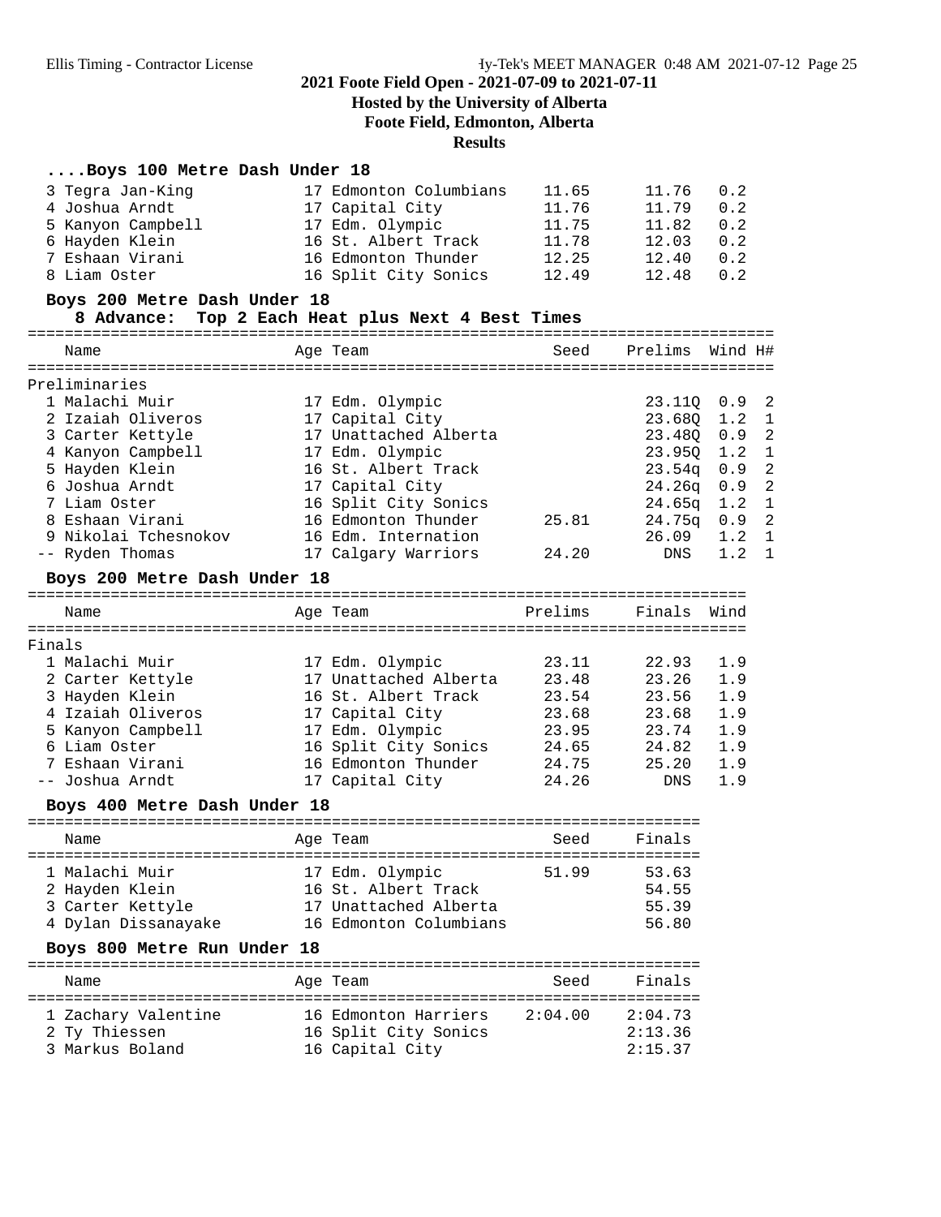## 2021 Foote Field Open - 2021-07-09 to 2021-07-11

**Hosted by the University of Alberta**

**Foote Field, Edmonton, Alberta**

**Results**

### ....Boys 100 Metre Dash Under 18

| Place | Name | Age | Team | Seed | Finals | Wind |
|---|---|---|---|---|---|---|
| 3 | Tegra Jan-King | 17 | Edmonton Columbians | 11.65 | 11.76 | 0.2 |
| 4 | Joshua Arndt | 17 | Capital City | 11.76 | 11.79 | 0.2 |
| 5 | Kanyon Campbell | 17 | Edm. Olympic | 11.75 | 11.82 | 0.2 |
| 6 | Hayden Klein | 16 | St. Albert Track | 11.78 | 12.03 | 0.2 |
| 7 | Eshaan Virani | 16 | Edmonton Thunder | 12.25 | 12.40 | 0.2 |
| 8 | Liam Oster | 16 | Split City Sonics | 12.49 | 12.48 | 0.2 |

### Boys 200 Metre Dash Under 18

8 Advance: Top 2 Each Heat plus Next 4 Best Times

Preliminaries

| Place | Name | Age | Team | Seed | Prelims | Wind | H# |
|---|---|---|---|---|---|---|---|
| 1 | Malachi Muir | 17 | Edm. Olympic | | 23.11Q | 0.9 | 2 |
| 2 | Izaiah Oliveros | 17 | Capital City | | 23.68Q | 1.2 | 1 |
| 3 | Carter Kettyle | 17 | Unattached Alberta | | 23.48Q | 0.9 | 2 |
| 4 | Kanyon Campbell | 17 | Edm. Olympic | | 23.95Q | 1.2 | 1 |
| 5 | Hayden Klein | 16 | St. Albert Track | | 23.54q | 0.9 | 2 |
| 6 | Joshua Arndt | 17 | Capital City | | 24.26q | 0.9 | 2 |
| 7 | Liam Oster | 16 | Split City Sonics | | 24.65q | 1.2 | 1 |
| 8 | Eshaan Virani | 16 | Edmonton Thunder | 25.81 | 24.75q | 0.9 | 2 |
| 9 | Nikolai Tchesnokov | 16 | Edm. Internation | | 26.09 | 1.2 | 1 |
| -- | Ryden Thomas | 17 | Calgary Warriors | 24.20 | DNS | 1.2 | 1 |

### Boys 200 Metre Dash Under 18

Finals

| Place | Name | Age | Team | Prelims | Finals | Wind |
|---|---|---|---|---|---|---|
| 1 | Malachi Muir | 17 | Edm. Olympic | 23.11 | 22.93 | 1.9 |
| 2 | Carter Kettyle | 17 | Unattached Alberta | 23.48 | 23.26 | 1.9 |
| 3 | Hayden Klein | 16 | St. Albert Track | 23.54 | 23.56 | 1.9 |
| 4 | Izaiah Oliveros | 17 | Capital City | 23.68 | 23.68 | 1.9 |
| 5 | Kanyon Campbell | 17 | Edm. Olympic | 23.95 | 23.74 | 1.9 |
| 6 | Liam Oster | 16 | Split City Sonics | 24.65 | 24.82 | 1.9 |
| 7 | Eshaan Virani | 16 | Edmonton Thunder | 24.75 | 25.20 | 1.9 |
| -- | Joshua Arndt | 17 | Capital City | 24.26 | DNS | 1.9 |

### Boys 400 Metre Dash Under 18

| Place | Name | Age | Team | Seed | Finals |
|---|---|---|---|---|---|
| 1 | Malachi Muir | 17 | Edm. Olympic | 51.99 | 53.63 |
| 2 | Hayden Klein | 16 | St. Albert Track | | 54.55 |
| 3 | Carter Kettyle | 17 | Unattached Alberta | | 55.39 |
| 4 | Dylan Dissanayake | 16 | Edmonton Columbians | | 56.80 |

### Boys 800 Metre Run Under 18

| Place | Name | Age | Team | Seed | Finals |
|---|---|---|---|---|---|
| 1 | Zachary Valentine | 16 | Edmonton Harriers | 2:04.00 | 2:04.73 |
| 2 | Ty Thiessen | 16 | Split City Sonics | | 2:13.36 |
| 3 | Markus Boland | 16 | Capital City | | 2:15.37 |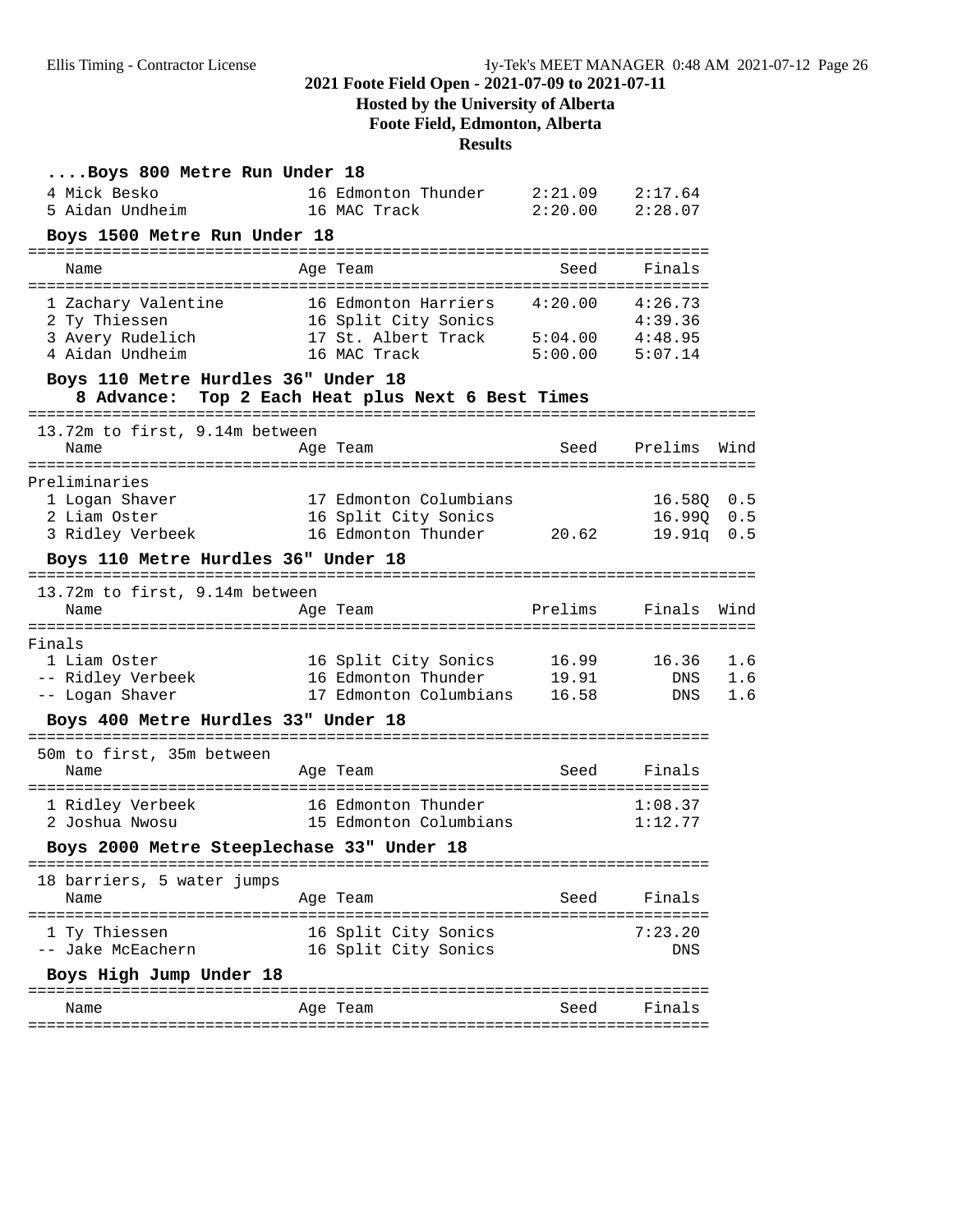### ....Boys 800 Metre Run Under 18

| Place | Name | Age | Team | Seed | Finals |
|---|---|---|---|---|---|
| 4 | Mick Besko | 16 | Edmonton Thunder | 2:21.09 | 2:17.64 |
| 5 | Aidan Undheim | 16 | MAC Track | 2:20.00 | 2:28.07 |

### Boys 1500 Metre Run Under 18

| Place | Name | Age | Team | Seed | Finals |
|---|---|---|---|---|---|
| 1 | Zachary Valentine | 16 | Edmonton Harriers | 4:20.00 | 4:26.73 |
| 2 | Ty Thiessen | 16 | Split City Sonics | | 4:39.36 |
| 3 | Avery Rudelich | 17 | St. Albert Track | 5:04.00 | 4:48.95 |
| 4 | Aidan Undheim | 16 | MAC Track | 5:00.00 | 5:07.14 |

### Boys 110 Metre Hurdles 36" Under 18

8 Advance: Top 2 Each Heat plus Next 6 Best Times

13.72m to first, 9.14m between

Preliminaries

| Place | Name | Age | Team | Seed | Prelims | Wind |
|---|---|---|---|---|---|---|
| 1 | Logan Shaver | 17 | Edmonton Columbians | | 16.58Q | 0.5 |
| 2 | Liam Oster | 16 | Split City Sonics | | 16.99Q | 0.5 |
| 3 | Ridley Verbeek | 16 | Edmonton Thunder | 20.62 | 19.91q | 0.5 |

### Boys 110 Metre Hurdles 36" Under 18

13.72m to first, 9.14m between

Finals

| Place | Name | Age | Team | Prelims | Finals | Wind |
|---|---|---|---|---|---|---|
| 1 | Liam Oster | 16 | Split City Sonics | 16.99 | 16.36 | 1.6 |
| -- | Ridley Verbeek | 16 | Edmonton Thunder | 19.91 | DNS | 1.6 |
| -- | Logan Shaver | 17 | Edmonton Columbians | 16.58 | DNS | 1.6 |

### Boys 400 Metre Hurdles 33" Under 18

50m to first, 35m between

| Place | Name | Age | Team | Seed | Finals |
|---|---|---|---|---|---|
| 1 | Ridley Verbeek | 16 | Edmonton Thunder | | 1:08.37 |
| 2 | Joshua Nwosu | 15 | Edmonton Columbians | | 1:12.77 |

### Boys 2000 Metre Steeplechase 33" Under 18

18 barriers, 5 water jumps

| Place | Name | Age | Team | Seed | Finals |
|---|---|---|---|---|---|
| 1 | Ty Thiessen | 16 | Split City Sonics | | 7:23.20 |
| -- | Jake McEachern | 16 | Split City Sonics | | DNS |

### Boys High Jump Under 18

| Name | Age | Team | Seed | Finals |
|---|---|---|---|---|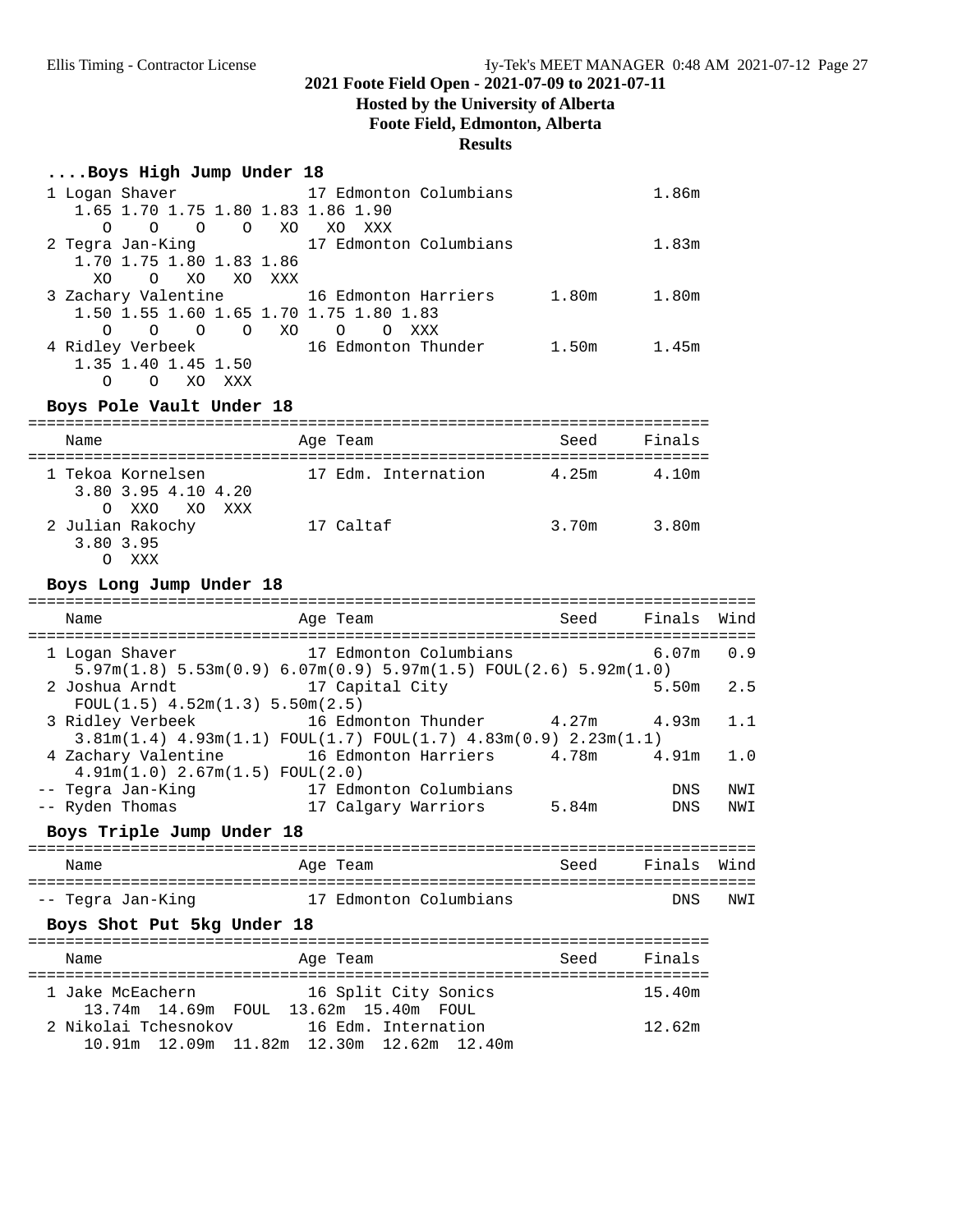**2021 Foote Field Open - 2021-07-09 to 2021-07-11**

**Hosted by the University of Alberta**

**Foote Field, Edmonton, Alberta**

**Results**

### ....Boys High Jump Under 18

```
  1 Logan Shaver              17 Edmonton Columbians                 1.86m
     1.65 1.70 1.75 1.80 1.83 1.86 1.90
        O    O    O    O   XO   XO  XXX
  2 Tegra Jan-King            17 Edmonton Columbians                 1.83m
     1.70 1.75 1.80 1.83 1.86
       XO    O   XO   XO  XXX
  3 Zachary Valentine         16 Edmonton Harriers      1.80m        1.80m
     1.50 1.55 1.60 1.65 1.70 1.75 1.80 1.83
        O    O    O    O   XO    O    O  XXX
  4 Ridley Verbeek            16 Edmonton Thunder       1.50m        1.45m
     1.35 1.40 1.45 1.50
        O    O   XO  XXX
```

### Boys Pole Vault Under 18

```
=========================================================================
    Name                    Age Team                    Seed     Finals
=========================================================================
  1 Tekoa Kornelsen         17 Edm. Internation       4.25m      4.10m
     3.80 3.95 4.10 4.20
        O  XXO   XO  XXX
  2 Julian Rakochy          17 Caltaf                 3.70m      3.80m
     3.80 3.95
        O  XXX
```

### Boys Long Jump Under 18

```
==============================================================================
    Name                    Age Team                    Seed     Finals  Wind
==============================================================================
  1 Logan Shaver            17 Edmonton Columbians                6.07m   0.9
     5.97m(1.8) 5.53m(0.9) 6.07m(0.9) 5.97m(1.5) FOUL(2.6) 5.92m(1.0)
  2 Joshua Arndt            17 Capital City                       5.50m   2.5
     FOUL(1.5) 4.52m(1.3) 5.50m(2.5)
  3 Ridley Verbeek          16 Edmonton Thunder       4.27m       4.93m   1.1
     3.81m(1.4) 4.93m(1.1) FOUL(1.7) FOUL(1.7) 4.83m(0.9) 2.23m(1.1)
  4 Zachary Valentine       16 Edmonton Harriers      4.78m       4.91m   1.0
     4.91m(1.0) 2.67m(1.5) FOUL(2.0)
 -- Tegra Jan-King          17 Edmonton Columbians                  DNS   NWI
 -- Ryden Thomas            17 Calgary Warriors       5.84m         DNS   NWI
```

### Boys Triple Jump Under 18

```
==============================================================================
    Name                    Age Team                    Seed     Finals  Wind
==============================================================================
 -- Tegra Jan-King          17 Edmonton Columbians                  DNS   NWI
```

### Boys Shot Put 5kg Under 18

```
=========================================================================
    Name                    Age Team                    Seed     Finals
=========================================================================
  1 Jake McEachern          16 Split City Sonics                 15.40m
      13.74m  14.69m  FOUL  13.62m  15.40m  FOUL
  2 Nikolai Tchesnokov      16 Edm. Internation                  12.62m
      10.91m  12.09m  11.82m  12.30m  12.62m  12.40m
```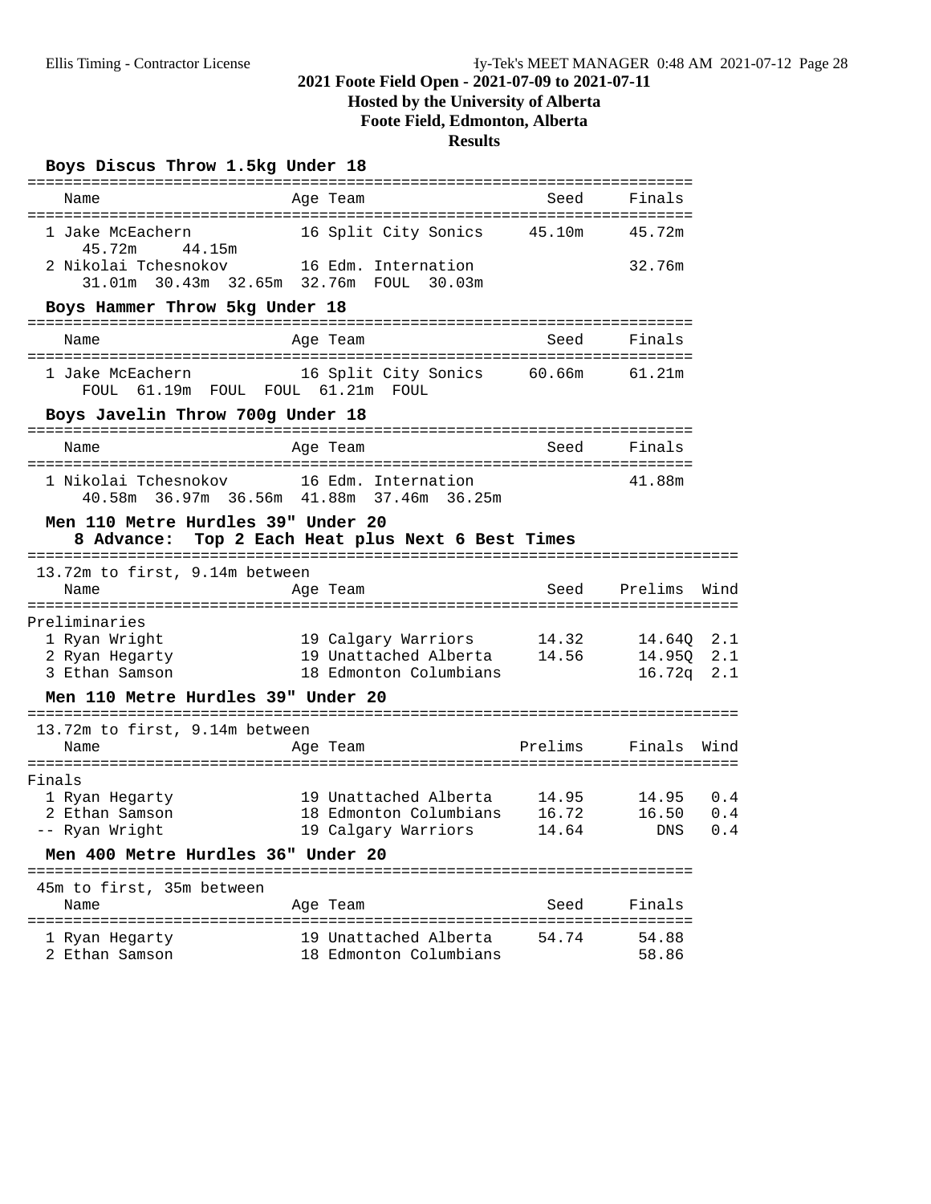# 2021 Foote Field Open - 2021-07-09 to 2021-07-11

**Hosted by the University of Alberta**

**Foote Field, Edmonton, Alberta**

**Results**

## Boys Discus Throw 1.5kg Under 18

| Place | Name | Age | Team | Seed | Finals |
|---|---|---|---|---|---|
| 1 | Jake McEachern | 16 | Split City Sonics | 45.10m | 45.72m |
| | 45.72m 44.15m | | | | |
| 2 | Nikolai Tchesnokov | 16 | Edm. Internation | | 32.76m |
| | 31.01m 30.43m 32.65m 32.76m FOUL 30.03m | | | | |

## Boys Hammer Throw 5kg Under 18

| Place | Name | Age | Team | Seed | Finals |
|---|---|---|---|---|---|
| 1 | Jake McEachern | 16 | Split City Sonics | 60.66m | 61.21m |
| | FOUL 61.19m FOUL FOUL 61.21m FOUL | | | | |

## Boys Javelin Throw 700g Under 18

| Place | Name | Age | Team | Seed | Finals |
|---|---|---|---|---|---|
| 1 | Nikolai Tchesnokov | 16 | Edm. Internation | | 41.88m |
| | 40.58m 36.97m 36.56m 41.88m 37.46m 36.25m | | | | |

## Men 110 Metre Hurdles 39" Under 20

**8 Advance: Top 2 Each Heat plus Next 6 Best Times**

13.72m to first, 9.14m between

Preliminaries

| Place | Name | Age | Team | Seed | Prelims | Wind |
|---|---|---|---|---|---|---|
| 1 | Ryan Wright | 19 | Calgary Warriors | 14.32 | 14.64Q | 2.1 |
| 2 | Ryan Hegarty | 19 | Unattached Alberta | 14.56 | 14.95Q | 2.1 |
| 3 | Ethan Samson | 18 | Edmonton Columbians | | 16.72q | 2.1 |

## Men 110 Metre Hurdles 39" Under 20

13.72m to first, 9.14m between

Finals

| Place | Name | Age | Team | Prelims | Finals | Wind |
|---|---|---|---|---|---|---|
| 1 | Ryan Hegarty | 19 | Unattached Alberta | 14.95 | 14.95 | 0.4 |
| 2 | Ethan Samson | 18 | Edmonton Columbians | 16.72 | 16.50 | 0.4 |
| -- | Ryan Wright | 19 | Calgary Warriors | 14.64 | DNS | 0.4 |

## Men 400 Metre Hurdles 36" Under 20

45m to first, 35m between

| Place | Name | Age | Team | Seed | Finals |
|---|---|---|---|---|---|
| 1 | Ryan Hegarty | 19 | Unattached Alberta | 54.74 | 54.88 |
| 2 | Ethan Samson | 18 | Edmonton Columbians | | 58.86 |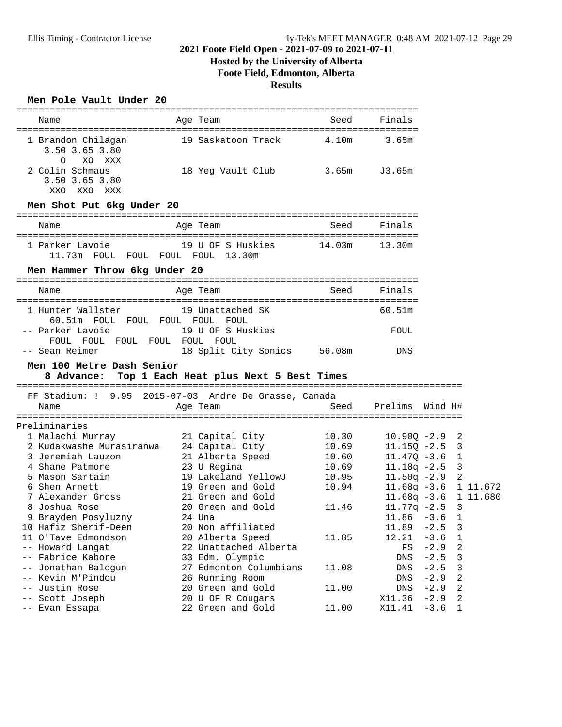## 2021 Foote Field Open - 2021-07-09 to 2021-07-11
### Hosted by the University of Alberta
### Foote Field, Edmonton, Alberta
### Results

**Men Pole Vault Under 20**

| Place | Name | Age | Team | Seed | Finals |
|---|---|---|---|---|---|
| 1 | Brandon Chilagan | 19 | Saskatoon Track | 4.10m | 3.65m |
| | 3.50 3.65 3.80 / O XO XXX | | | | |
| 2 | Colin Schmaus | 18 | Yeg Vault Club | 3.65m | J3.65m |
| | 3.50 3.65 3.80 / XXO XXO XXX | | | | |

**Men Shot Put 6kg Under 20**

| Place | Name | Age | Team | Seed | Finals |
|---|---|---|---|---|---|
| 1 | Parker Lavoie | 19 | U OF S Huskies | 14.03m | 13.30m |
| | 11.73m FOUL FOUL FOUL FOUL 13.30m | | | | |

**Men Hammer Throw 6kg Under 20**

| Place | Name | Age | Team | Seed | Finals |
|---|---|---|---|---|---|
| 1 | Hunter Wallster | 19 | Unattached SK | | 60.51m |
| | 60.51m FOUL FOUL FOUL FOUL FOUL | | | | |
| -- | Parker Lavoie | 19 | U OF S Huskies | | FOUL |
| | FOUL FOUL FOUL FOUL FOUL FOUL | | | | |
| -- | Sean Reimer | 18 | Split City Sonics | 56.08m | DNS |

**Men 100 Metre Dash Senior**
8 Advance: Top 1 Each Heat plus Next 5 Best Times

FF Stadium: ! 9.95 2015-07-03 Andre De Grasse, Canada

Preliminaries

| Place | Name | Age | Team | Seed | Prelims | Wind | H# | |
|---|---|---|---|---|---|---|---|---|
| 1 | Malachi Murray | 21 | Capital City | 10.30 | 10.90Q | -2.9 | 2 | |
| 2 | Kudakwashe Murasiranwa | 24 | Capital City | 10.69 | 11.15Q | -2.5 | 3 | |
| 3 | Jeremiah Lauzon | 21 | Alberta Speed | 10.60 | 11.47Q | -3.6 | 1 | |
| 4 | Shane Patmore | 23 | U Regina | 10.69 | 11.18q | -2.5 | 3 | |
| 5 | Mason Sartain | 19 | Lakeland YellowJ | 10.95 | 11.50q | -2.9 | 2 | |
| 6 | Shen Arnett | 19 | Green and Gold | 10.94 | 11.68q | -3.6 | 1 | 11.672 |
| 7 | Alexander Gross | 21 | Green and Gold | | 11.68q | -3.6 | 1 | 11.680 |
| 8 | Joshua Rose | 20 | Green and Gold | 11.46 | 11.77q | -2.5 | 3 | |
| 9 | Brayden Posyluzny | 24 | Una | | 11.86 | -3.6 | 1 | |
| 10 | Hafiz Sherif-Deen | 20 | Non affiliated | | 11.89 | -2.5 | 3 | |
| 11 | O'Tave Edmondson | 20 | Alberta Speed | 11.85 | 12.21 | -3.6 | 1 | |
| -- | Howard Langat | 22 | Unattached Alberta | | FS | -2.9 | 2 | |
| -- | Fabrice Kabore | 33 | Edm. Olympic | | DNS | -2.5 | 3 | |
| -- | Jonathan Balogun | 27 | Edmonton Columbians | 11.08 | DNS | -2.5 | 3 | |
| -- | Kevin M'Pindou | 26 | Running Room | | DNS | -2.9 | 2 | |
| -- | Justin Rose | 20 | Green and Gold | 11.00 | DNS | -2.9 | 2 | |
| -- | Scott Joseph | 20 | U OF R Cougars | | X11.36 | -2.9 | 2 | |
| -- | Evan Essapa | 22 | Green and Gold | 11.00 | X11.41 | -3.6 | 1 | |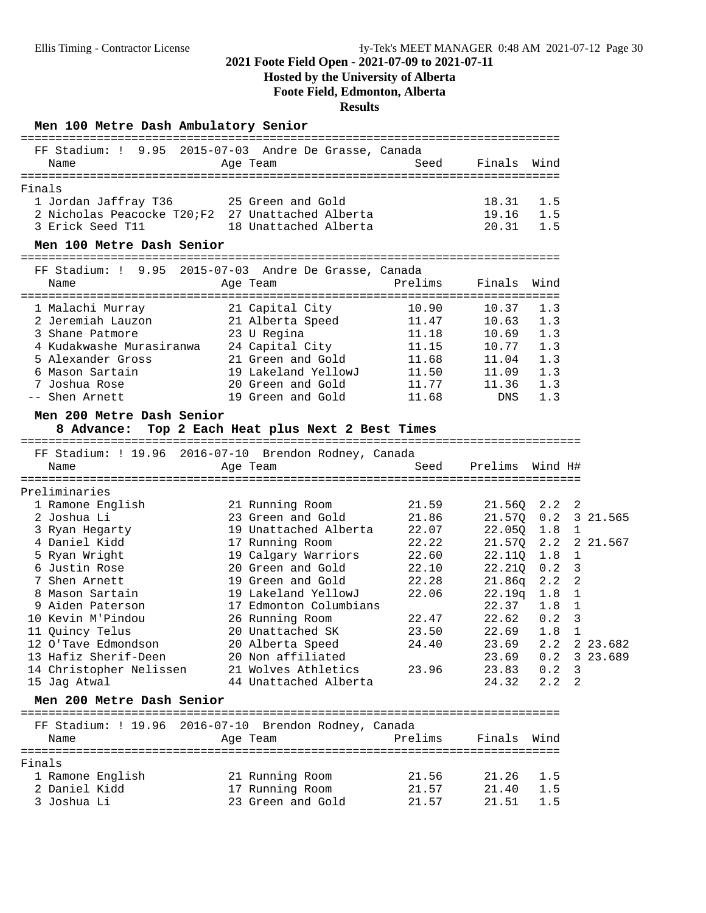# 2021 Foote Field Open - 2021-07-09 to 2021-07-11

**Hosted by the University of Alberta**

**Foote Field, Edmonton, Alberta**

**Results**

### Men 100 Metre Dash Ambulatory Senior

FF Stadium: ! 9.95 2015-07-03 Andre De Grasse, Canada

**Finals**

| Place | Name | Age | Team | Seed | Finals | Wind |
|---|---|---|---|---|---|---|
| 1 | Jordan Jaffray T36 | 25 | Green and Gold | | 18.31 | 1.5 |
| 2 | Nicholas Peacocke T20;F2 | 27 | Unattached Alberta | | 19.16 | 1.5 |
| 3 | Erick Seed T11 | 18 | Unattached Alberta | | 20.31 | 1.5 |

### Men 100 Metre Dash Senior

FF Stadium: ! 9.95 2015-07-03 Andre De Grasse, Canada

| Place | Name | Age | Team | Prelims | Finals | Wind |
|---|---|---|---|---|---|---|
| 1 | Malachi Murray | 21 | Capital City | 10.90 | 10.37 | 1.3 |
| 2 | Jeremiah Lauzon | 21 | Alberta Speed | 11.47 | 10.63 | 1.3 |
| 3 | Shane Patmore | 23 | U Regina | 11.18 | 10.69 | 1.3 |
| 4 | Kudakwashe Murasiranwa | 24 | Capital City | 11.15 | 10.77 | 1.3 |
| 5 | Alexander Gross | 21 | Green and Gold | 11.68 | 11.04 | 1.3 |
| 6 | Mason Sartain | 19 | Lakeland YellowJ | 11.50 | 11.09 | 1.3 |
| 7 | Joshua Rose | 20 | Green and Gold | 11.77 | 11.36 | 1.3 |
| -- | Shen Arnett | 19 | Green and Gold | 11.68 | DNS | 1.3 |

### Men 200 Metre Dash Senior

**8 Advance: Top 2 Each Heat plus Next 2 Best Times**

FF Stadium: ! 19.96 2016-07-10 Brendon Rodney, Canada

**Preliminaries**

| Place | Name | Age | Team | Seed | Prelims | Wind | H# | |
|---|---|---|---|---|---|---|---|---|
| 1 | Ramone English | 21 | Running Room | 21.59 | 21.56Q | 2.2 | 2 | |
| 2 | Joshua Li | 23 | Green and Gold | 21.86 | 21.57Q | 0.2 | 3 | 21.565 |
| 3 | Ryan Hegarty | 19 | Unattached Alberta | 22.07 | 22.05Q | 1.8 | 1 | |
| 4 | Daniel Kidd | 17 | Running Room | 22.22 | 21.57Q | 2.2 | 2 | 21.567 |
| 5 | Ryan Wright | 19 | Calgary Warriors | 22.60 | 22.11Q | 1.8 | 1 | |
| 6 | Justin Rose | 20 | Green and Gold | 22.10 | 22.21Q | 0.2 | 3 | |
| 7 | Shen Arnett | 19 | Green and Gold | 22.28 | 21.86q | 2.2 | 2 | |
| 8 | Mason Sartain | 19 | Lakeland YellowJ | 22.06 | 22.19q | 1.8 | 1 | |
| 9 | Aiden Paterson | 17 | Edmonton Columbians | | 22.37 | 1.8 | 1 | |
| 10 | Kevin M'Pindou | 26 | Running Room | 22.47 | 22.62 | 0.2 | 3 | |
| 11 | Quincy Telus | 20 | Unattached SK | 23.50 | 22.69 | 1.8 | 1 | |
| 12 | O'Tave Edmondson | 20 | Alberta Speed | 24.40 | 23.69 | 2.2 | 2 | 23.682 |
| 13 | Hafiz Sherif-Deen | 20 | Non affiliated | | 23.69 | 0.2 | 3 | 23.689 |
| 14 | Christopher Nelissen | 21 | Wolves Athletics | 23.96 | 23.83 | 0.2 | 3 | |
| 15 | Jag Atwal | 44 | Unattached Alberta | | 24.32 | 2.2 | 2 | |

### Men 200 Metre Dash Senior

FF Stadium: ! 19.96 2016-07-10 Brendon Rodney, Canada

**Finals**

| Place | Name | Age | Team | Prelims | Finals | Wind |
|---|---|---|---|---|---|---|
| 1 | Ramone English | 21 | Running Room | 21.56 | 21.26 | 1.5 |
| 2 | Daniel Kidd | 17 | Running Room | 21.57 | 21.40 | 1.5 |
| 3 | Joshua Li | 23 | Green and Gold | 21.57 | 21.51 | 1.5 |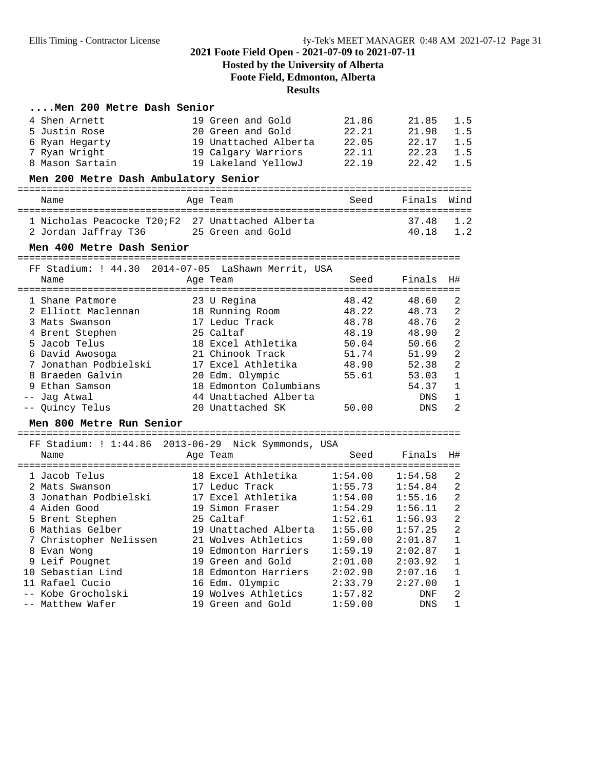2021 Foote Field Open - 2021-07-09 to 2021-07-11
Hosted by the University of Alberta
Foote Field, Edmonton, Alberta
Results

### ....Men 200 Metre Dash Senior

| Place | Name | Age | Team | Seed | Finals | Wind |
|---|---|---|---|---|---|---|
| 4 | Shen Arnett | 19 | Green and Gold | 21.86 | 21.85 | 1.5 |
| 5 | Justin Rose | 20 | Green and Gold | 22.21 | 21.98 | 1.5 |
| 6 | Ryan Hegarty | 19 | Unattached Alberta | 22.05 | 22.17 | 1.5 |
| 7 | Ryan Wright | 19 | Calgary Warriors | 22.11 | 22.23 | 1.5 |
| 8 | Mason Sartain | 19 | Lakeland YellowJ | 22.19 | 22.42 | 1.5 |

### Men 200 Metre Dash Ambulatory Senior

| Place | Name | Age | Team | Seed | Finals | Wind |
|---|---|---|---|---|---|---|
| 1 | Nicholas Peacocke T20;F2 | 27 | Unattached Alberta | | 37.48 | 1.2 |
| 2 | Jordan Jaffray T36 | 25 | Green and Gold | | 40.18 | 1.2 |

### Men 400 Metre Dash Senior

FF Stadium: ! 44.30 2014-07-05 LaShawn Merrit, USA

| Place | Name | Age | Team | Seed | Finals | H# |
|---|---|---|---|---|---|---|
| 1 | Shane Patmore | 23 | U Regina | 48.42 | 48.60 | 2 |
| 2 | Elliott Maclennan | 18 | Running Room | 48.22 | 48.73 | 2 |
| 3 | Mats Swanson | 17 | Leduc Track | 48.78 | 48.76 | 2 |
| 4 | Brent Stephen | 25 | Caltaf | 48.19 | 48.90 | 2 |
| 5 | Jacob Telus | 18 | Excel Athletika | 50.04 | 50.66 | 2 |
| 6 | David Awosoga | 21 | Chinook Track | 51.74 | 51.99 | 2 |
| 7 | Jonathan Podbielski | 17 | Excel Athletika | 48.90 | 52.38 | 2 |
| 8 | Braeden Galvin | 20 | Edm. Olympic | 55.61 | 53.03 | 1 |
| 9 | Ethan Samson | 18 | Edmonton Columbians | | 54.37 | 1 |
| -- | Jag Atwal | 44 | Unattached Alberta | | DNS | 1 |
| -- | Quincy Telus | 20 | Unattached SK | 50.00 | DNS | 2 |

### Men 800 Metre Run Senior

FF Stadium: ! 1:44.86 2013-06-29 Nick Symmonds, USA

| Place | Name | Age | Team | Seed | Finals | H# |
|---|---|---|---|---|---|---|
| 1 | Jacob Telus | 18 | Excel Athletika | 1:54.00 | 1:54.58 | 2 |
| 2 | Mats Swanson | 17 | Leduc Track | 1:55.73 | 1:54.84 | 2 |
| 3 | Jonathan Podbielski | 17 | Excel Athletika | 1:54.00 | 1:55.16 | 2 |
| 4 | Aiden Good | 19 | Simon Fraser | 1:54.29 | 1:56.11 | 2 |
| 5 | Brent Stephen | 25 | Caltaf | 1:52.61 | 1:56.93 | 2 |
| 6 | Mathias Gelber | 19 | Unattached Alberta | 1:55.00 | 1:57.25 | 2 |
| 7 | Christopher Nelissen | 21 | Wolves Athletics | 1:59.00 | 2:01.87 | 1 |
| 8 | Evan Wong | 19 | Edmonton Harriers | 1:59.19 | 2:02.87 | 1 |
| 9 | Leif Pougnet | 19 | Green and Gold | 2:01.00 | 2:03.92 | 1 |
| 10 | Sebastian Lind | 18 | Edmonton Harriers | 2:02.90 | 2:07.16 | 1 |
| 11 | Rafael Cucio | 16 | Edm. Olympic | 2:33.79 | 2:27.00 | 1 |
| -- | Kobe Grocholski | 19 | Wolves Athletics | 1:57.82 | DNF | 2 |
| -- | Matthew Wafer | 19 | Green and Gold | 1:59.00 | DNS | 1 |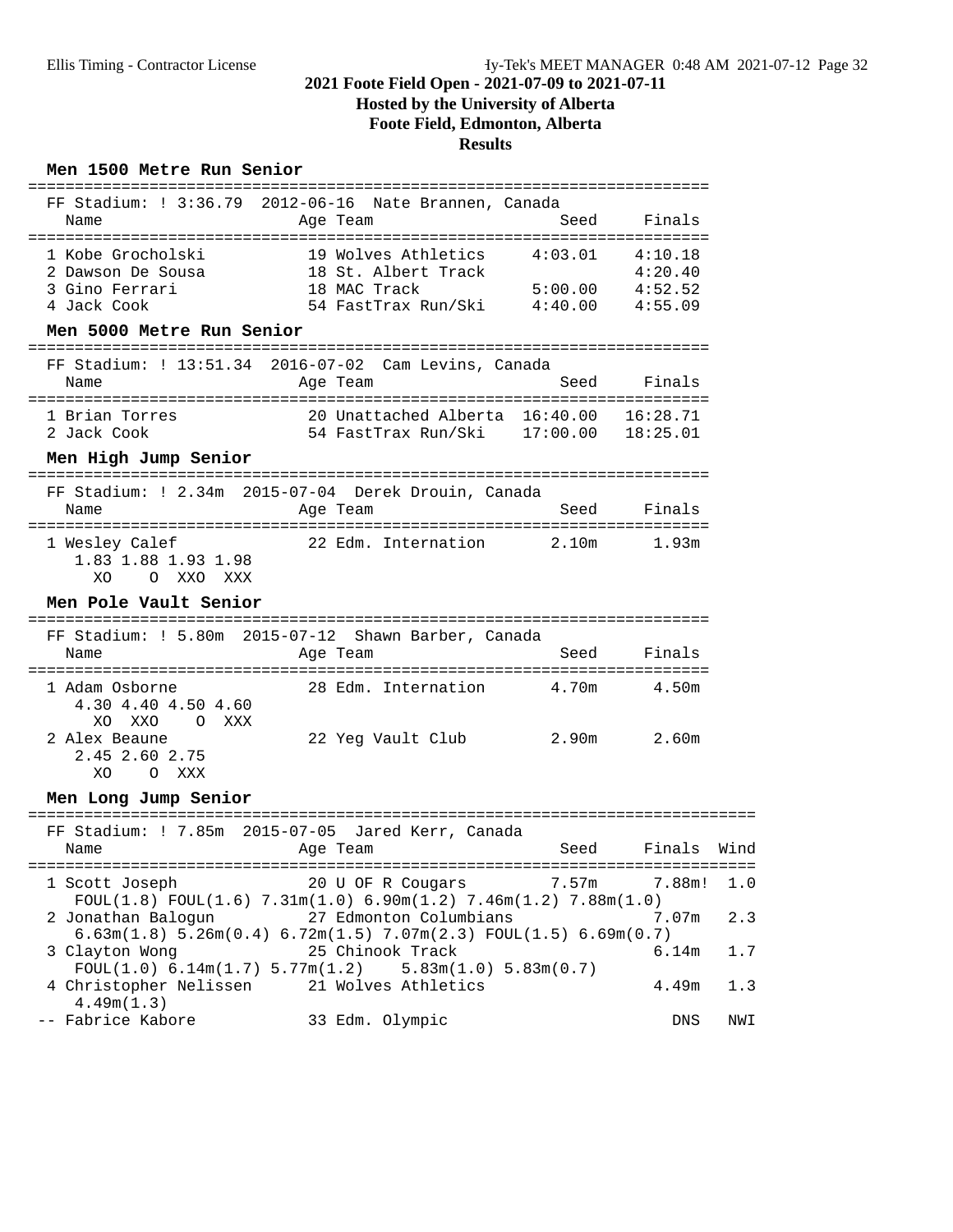# 2021 Foote Field Open - 2021-07-09 to 2021-07-11
## Hosted by the University of Alberta
## Foote Field, Edmonton, Alberta
## Results

### Men 1500 Metre Run Senior

FF Stadium: ! 3:36.79  2012-06-16  Nate Brannen, Canada

| Name | Age | Team | Seed | Finals |
|---|---|---|---|---|
| 1 Kobe Grocholski | 19 | Wolves Athletics | 4:03.01 | 4:10.18 |
| 2 Dawson De Sousa | 18 | St. Albert Track | | 4:20.40 |
| 3 Gino Ferrari | 18 | MAC Track | 5:00.00 | 4:52.52 |
| 4 Jack Cook | 54 | FastTrax Run/Ski | 4:40.00 | 4:55.09 |

### Men 5000 Metre Run Senior

FF Stadium: ! 13:51.34  2016-07-02  Cam Levins, Canada

| Name | Age | Team | Seed | Finals |
|---|---|---|---|---|
| 1 Brian Torres | 20 | Unattached Alberta | 16:40.00 | 16:28.71 |
| 2 Jack Cook | 54 | FastTrax Run/Ski | 17:00.00 | 18:25.01 |

### Men High Jump Senior

FF Stadium: ! 2.34m  2015-07-04  Derek Drouin, Canada

| Name | Age | Team | Seed | Finals |
|---|---|---|---|---|
| 1 Wesley Calef | 22 | Edm. Internation | 2.10m | 1.93m |

```
1.83 1.88 1.93 1.98
 XO    O  XXO  XXX
```

### Men Pole Vault Senior

FF Stadium: ! 5.80m  2015-07-12  Shawn Barber, Canada

| Name | Age | Team | Seed | Finals |
|---|---|---|---|---|
| 1 Adam Osborne | 28 | Edm. Internation | 4.70m | 4.50m |
| 2 Alex Beaune | 22 | Yeg Vault Club | 2.90m | 2.60m |

Adam Osborne:
```
4.30 4.40 4.50 4.60
 XO  XXO    O  XXX
```

Alex Beaune:
```
2.45 2.60 2.75
 XO    O  XXX
```

### Men Long Jump Senior

FF Stadium: ! 7.85m  2015-07-05  Jared Kerr, Canada

| Name | Age | Team | Seed | Finals | Wind |
|---|---|---|---|---|---|
| 1 Scott Joseph | 20 | U OF R Cougars | 7.57m | 7.88m! | 1.0 |
| | | FOUL(1.8) FOUL(1.6) 7.31m(1.0) 6.90m(1.2) 7.46m(1.2) 7.88m(1.0) | | | |
| 2 Jonathan Balogun | 27 | Edmonton Columbians | | 7.07m | 2.3 |
| | | 6.63m(1.8) 5.26m(0.4) 6.72m(1.5) 7.07m(2.3) FOUL(1.5) 6.69m(0.7) | | | |
| 3 Clayton Wong | 25 | Chinook Track | | 6.14m | 1.7 |
| | | FOUL(1.0) 6.14m(1.7) 5.77m(1.2) 5.83m(1.0) 5.83m(0.7) | | | |
| 4 Christopher Nelissen | 21 | Wolves Athletics | | 4.49m | 1.3 |
| | | 4.49m(1.3) | | | |
| -- Fabrice Kabore | 33 | Edm. Olympic | | DNS | NWI |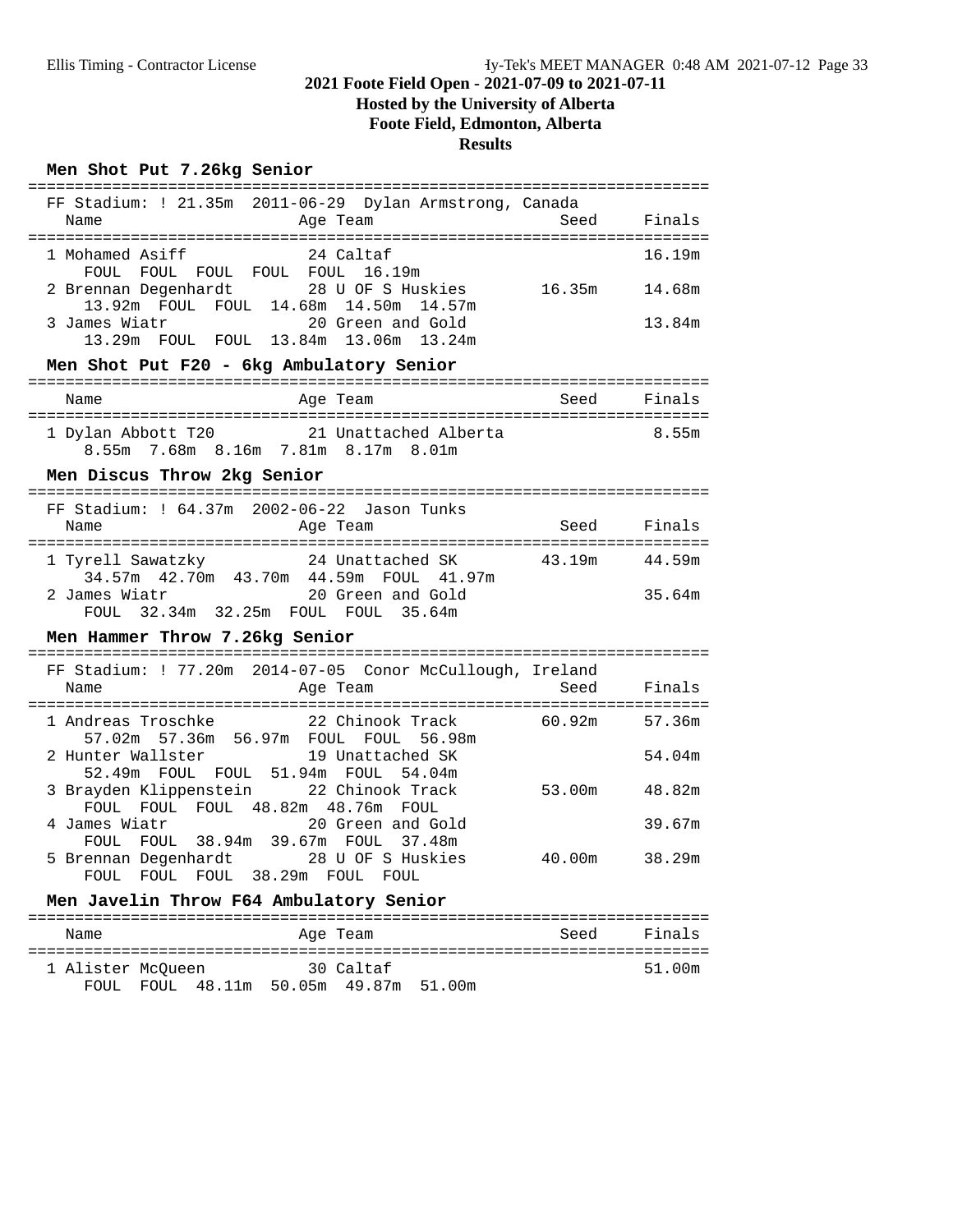# 2021 Foote Field Open - 2021-07-09 to 2021-07-11

**Hosted by the University of Alberta**

**Foote Field, Edmonton, Alberta**

**Results**

## Men Shot Put 7.26kg Senior

FF Stadium: ! 21.35m 2011-06-29 Dylan Armstrong, Canada

| Place | Name | Age | Team | Seed | Finals |
|---|---|---|---|---|---|
| 1 | Mohamed Asiff | 24 | Caltaf | | 16.19m |
| | FOUL FOUL FOUL FOUL FOUL 16.19m | | | | |
| 2 | Brennan Degenhardt | 28 | U OF S Huskies | 16.35m | 14.68m |
| | 13.92m FOUL FOUL 14.68m 14.50m 14.57m | | | | |
| 3 | James Wiatr | 20 | Green and Gold | | 13.84m |
| | 13.29m FOUL FOUL 13.84m 13.06m 13.24m | | | | |

## Men Shot Put F20 - 6kg Ambulatory Senior

| Place | Name | Age | Team | Seed | Finals |
|---|---|---|---|---|---|
| 1 | Dylan Abbott T20 | 21 | Unattached Alberta | | 8.55m |
| | 8.55m 7.68m 8.16m 7.81m 8.17m 8.01m | | | | |

## Men Discus Throw 2kg Senior

FF Stadium: ! 64.37m 2002-06-22 Jason Tunks

| Place | Name | Age | Team | Seed | Finals |
|---|---|---|---|---|---|
| 1 | Tyrell Sawatzky | 24 | Unattached SK | 43.19m | 44.59m |
| | 34.57m 42.70m 43.70m 44.59m FOUL 41.97m | | | | |
| 2 | James Wiatr | 20 | Green and Gold | | 35.64m |
| | FOUL 32.34m 32.25m FOUL FOUL 35.64m | | | | |

## Men Hammer Throw 7.26kg Senior

FF Stadium: ! 77.20m 2014-07-05 Conor McCullough, Ireland

| Place | Name | Age | Team | Seed | Finals |
|---|---|---|---|---|---|
| 1 | Andreas Troschke | 22 | Chinook Track | 60.92m | 57.36m |
| | 57.02m 57.36m 56.97m FOUL FOUL 56.98m | | | | |
| 2 | Hunter Wallster | 19 | Unattached SK | | 54.04m |
| | 52.49m FOUL FOUL 51.94m FOUL 54.04m | | | | |
| 3 | Brayden Klippenstein | 22 | Chinook Track | 53.00m | 48.82m |
| | FOUL FOUL FOUL 48.82m 48.76m FOUL | | | | |
| 4 | James Wiatr | 20 | Green and Gold | | 39.67m |
| | FOUL FOUL 38.94m 39.67m FOUL 37.48m | | | | |
| 5 | Brennan Degenhardt | 28 | U OF S Huskies | 40.00m | 38.29m |
| | FOUL FOUL FOUL 38.29m FOUL FOUL | | | | |

## Men Javelin Throw F64 Ambulatory Senior

| Place | Name | Age | Team | Seed | Finals |
|---|---|---|---|---|---|
| 1 | Alister McQueen | 30 | Caltaf | | 51.00m |
| | FOUL FOUL 48.11m 50.05m 49.87m 51.00m | | | | |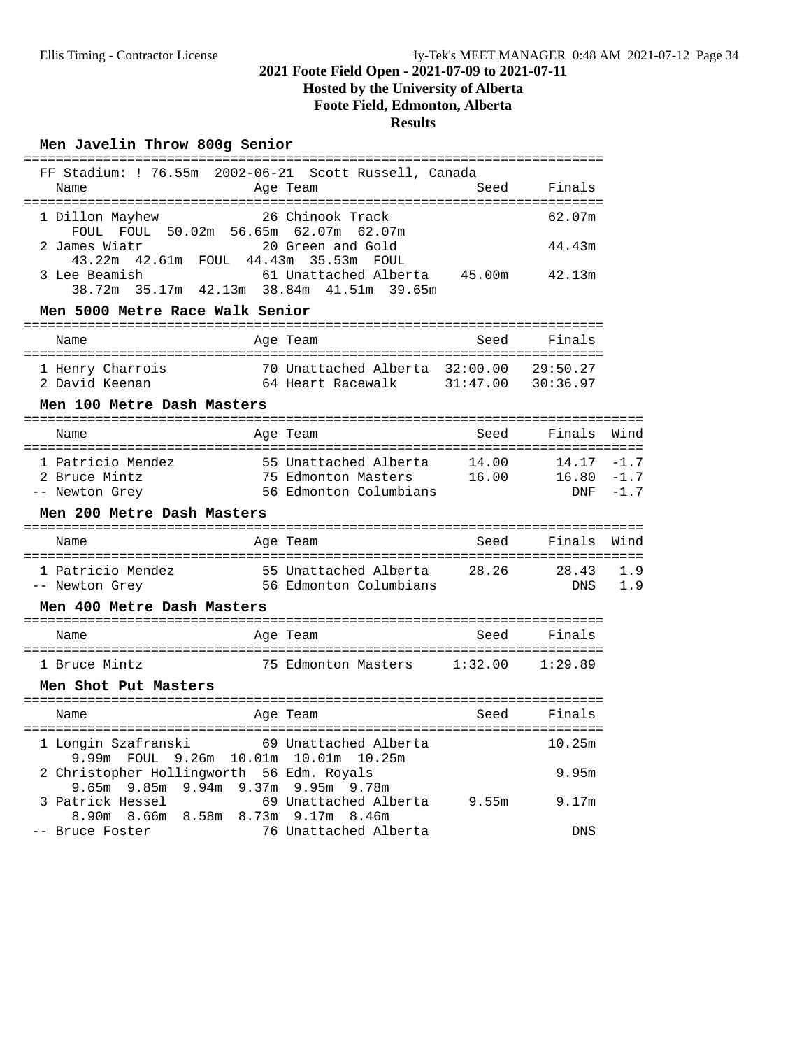## 2021 Foote Field Open - 2021-07-09 to 2021-07-11

**Hosted by the University of Alberta**

**Foote Field, Edmonton, Alberta**

**Results**

### Men Javelin Throw 800g Senior

FF Stadium: ! 76.55m 2002-06-21 Scott Russell, Canada

| Place | Name | Age | Team | Seed | Finals |
|---|---|---|---|---|---|
| 1 | Dillon Mayhew | 26 | Chinook Track | | 62.07m |
| | FOUL FOUL 50.02m 56.65m 62.07m 62.07m | | | | |
| 2 | James Wiatr | 20 | Green and Gold | | 44.43m |
| | 43.22m 42.61m FOUL 44.43m 35.53m FOUL | | | | |
| 3 | Lee Beamish | 61 | Unattached Alberta | 45.00m | 42.13m |
| | 38.72m 35.17m 42.13m 38.84m 41.51m 39.65m | | | | |

### Men 5000 Metre Race Walk Senior

| Place | Name | Age | Team | Seed | Finals |
|---|---|---|---|---|---|
| 1 | Henry Charrois | 70 | Unattached Alberta | 32:00.00 | 29:50.27 |
| 2 | David Keenan | 64 | Heart Racewalk | 31:47.00 | 30:36.97 |

### Men 100 Metre Dash Masters

| Place | Name | Age | Team | Seed | Finals | Wind |
|---|---|---|---|---|---|---|
| 1 | Patricio Mendez | 55 | Unattached Alberta | 14.00 | 14.17 | -1.7 |
| 2 | Bruce Mintz | 75 | Edmonton Masters | 16.00 | 16.80 | -1.7 |
| -- | Newton Grey | 56 | Edmonton Columbians | | DNF | -1.7 |

### Men 200 Metre Dash Masters

| Place | Name | Age | Team | Seed | Finals | Wind |
|---|---|---|---|---|---|---|
| 1 | Patricio Mendez | 55 | Unattached Alberta | 28.26 | 28.43 | 1.9 |
| -- | Newton Grey | 56 | Edmonton Columbians | | DNS | 1.9 |

### Men 400 Metre Dash Masters

| Place | Name | Age | Team | Seed | Finals |
|---|---|---|---|---|---|
| 1 | Bruce Mintz | 75 | Edmonton Masters | 1:32.00 | 1:29.89 |

### Men Shot Put Masters

| Place | Name | Age | Team | Seed | Finals |
|---|---|---|---|---|---|
| 1 | Longin Szafranski | 69 | Unattached Alberta | | 10.25m |
| | 9.99m FOUL 9.26m 10.01m 10.01m 10.25m | | | | |
| 2 | Christopher Hollingworth | 56 | Edm. Royals | | 9.95m |
| | 9.65m 9.85m 9.94m 9.37m 9.95m 9.78m | | | | |
| 3 | Patrick Hessel | 69 | Unattached Alberta | 9.55m | 9.17m |
| | 8.90m 8.66m 8.58m 8.73m 9.17m 8.46m | | | | |
| -- | Bruce Foster | 76 | Unattached Alberta | | DNS |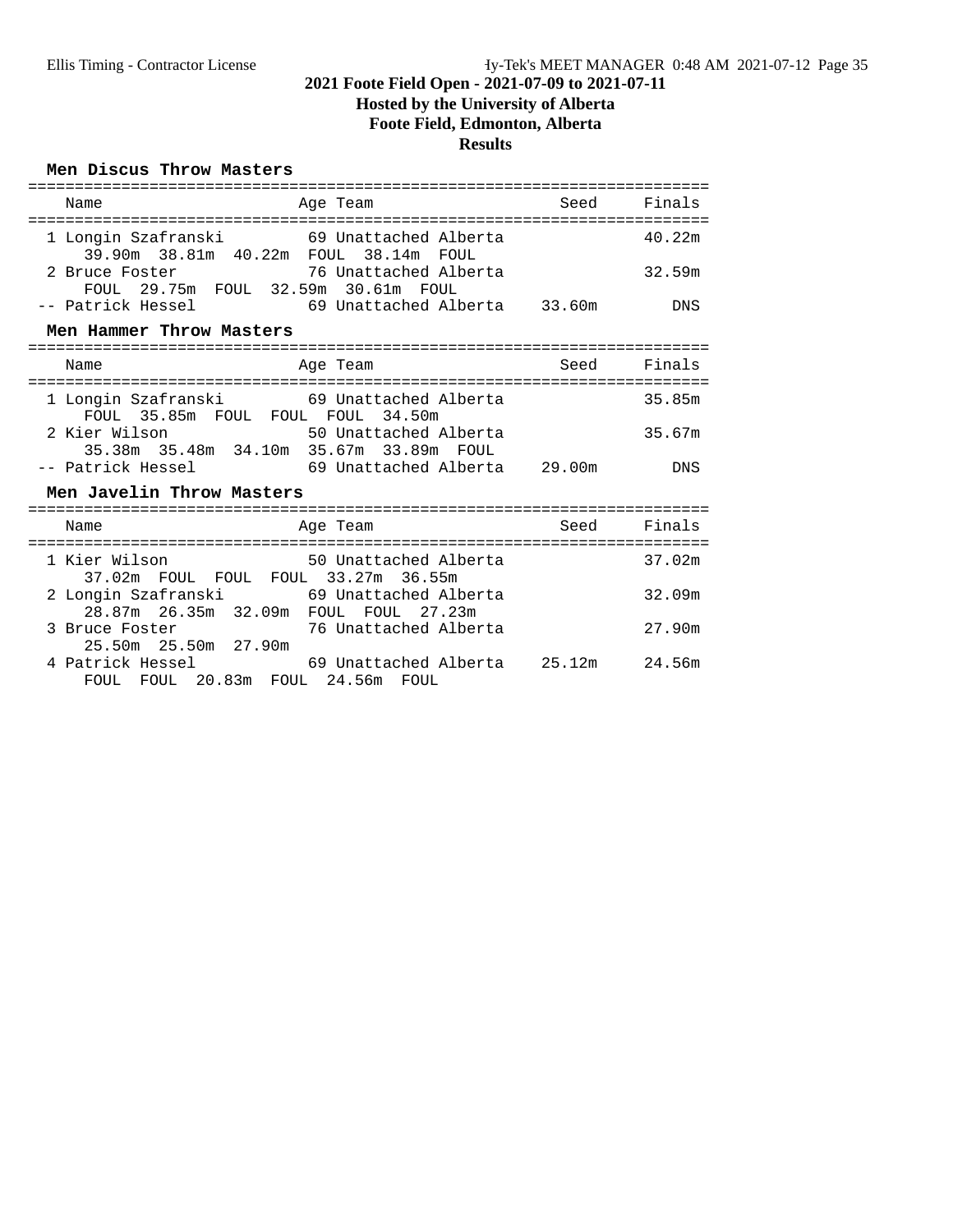# 2021 Foote Field Open - 2021-07-09 to 2021-07-11

**Hosted by the University of Alberta**

**Foote Field, Edmonton, Alberta**

**Results**

### Men Discus Throw Masters

| Place | Name | Age | Team | Seed | Finals |
|---|---|---|---|---|---|
| 1 | Longin Szafranski | 69 | Unattached Alberta | | 40.22m |
| | 39.90m 38.81m 40.22m FOUL 38.14m FOUL | | | | |
| 2 | Bruce Foster | 76 | Unattached Alberta | | 32.59m |
| | FOUL 29.75m FOUL 32.59m 30.61m FOUL | | | | |
| -- | Patrick Hessel | 69 | Unattached Alberta | 33.60m | DNS |

### Men Hammer Throw Masters

| Place | Name | Age | Team | Seed | Finals |
|---|---|---|---|---|---|
| 1 | Longin Szafranski | 69 | Unattached Alberta | | 35.85m |
| | FOUL 35.85m FOUL FOUL FOUL 34.50m | | | | |
| 2 | Kier Wilson | 50 | Unattached Alberta | | 35.67m |
| | 35.38m 35.48m 34.10m 35.67m 33.89m FOUL | | | | |
| -- | Patrick Hessel | 69 | Unattached Alberta | 29.00m | DNS |

### Men Javelin Throw Masters

| Place | Name | Age | Team | Seed | Finals |
|---|---|---|---|---|---|
| 1 | Kier Wilson | 50 | Unattached Alberta | | 37.02m |
| | 37.02m FOUL FOUL FOUL 33.27m 36.55m | | | | |
| 2 | Longin Szafranski | 69 | Unattached Alberta | | 32.09m |
| | 28.87m 26.35m 32.09m FOUL FOUL 27.23m | | | | |
| 3 | Bruce Foster | 76 | Unattached Alberta | | 27.90m |
| | 25.50m 25.50m 27.90m | | | | |
| 4 | Patrick Hessel | 69 | Unattached Alberta | 25.12m | 24.56m |
| | FOUL FOUL 20.83m FOUL 24.56m FOUL | | | | |